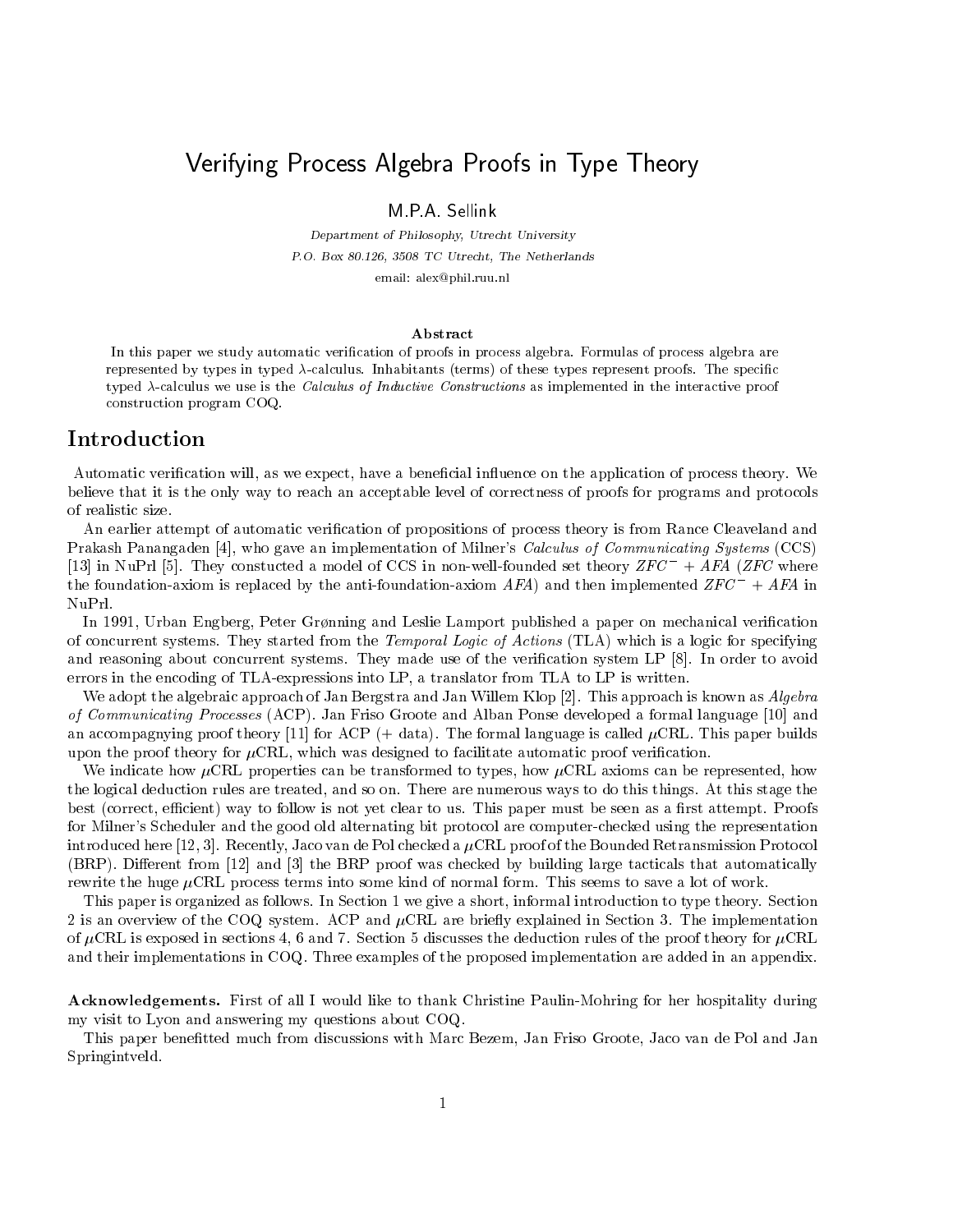# Verifying Process Algebra Proofs in Type Theory

M.P.A. Sellink

*Department of Philosophy, Utrecht University*
*P.O. Box 80.126, 3508 TC Utrecht, The Netherlands*
email: alex@phil.ruu.nl

**Abstract**

In this paper we study automatic verification of proofs in process algebra. Formulas of process algebra are represented by types in typed $\lambda$-calculus. Inhabitants (terms) of these types represent proofs. The specific typed $\lambda$-calculus we use is the *Calculus of Inductive Constructions* as implemented in the interactive proof construction program COQ.

## Introduction

Automatic verification will, as we expect, have a beneficial influence on the application of process theory. We believe that it is the only way to reach an acceptable level of correctness of proofs for programs and protocols of realistic size.

An earlier attempt of automatic verification of propositions of process theory is from Rance Cleaveland and Prakash Panangaden [4], who gave an implementation of Milner's *Calculus of Communicating Systems* (CCS) [13] in NuPrl [5]. They constucted a model of CCS in non-well-founded set theory $ZFC^- + AFA$ ($ZFC$ where the foundation-axiom is replaced by the anti-foundation-axiom $AFA$) and then implemented $ZFC^- + AFA$ in NuPrl.

In 1991, Urban Engberg, Peter Grønning and Leslie Lamport published a paper on mechanical verification of concurrent systems. They started from the *Temporal Logic of Actions* (TLA) which is a logic for specifying and reasoning about concurrent systems. They made use of the verification system LP [8]. In order to avoid errors in the encoding of TLA-expressions into LP, a translator from TLA to LP is written.

We adopt the algebraic approach of Jan Bergstra and Jan Willem Klop [2]. This approach is known as *Algebra of Communicating Processes* (ACP). Jan Friso Groote and Alban Ponse developed a formal language [10] and an accompagnying proof theory [11] for ACP (+ data). The formal language is called $\mu$CRL. This paper builds upon the proof theory for $\mu$CRL, which was designed to facilitate automatic proof verification.

We indicate how $\mu$CRL properties can be transformed to types, how $\mu$CRL axioms can be represented, how the logical deduction rules are treated, and so on. There are numerous ways to do this things. At this stage the best (correct, efficient) way to follow is not yet clear to us. This paper must be seen as a first attempt. Proofs for Milner's Scheduler and the good old alternating bit protocol are computer-checked using the representation introduced here [12, 3]. Recently, Jaco van de Pol checked a $\mu$CRL proof of the Bounded Retransmission Protocol (BRP). Different from [12] and [3] the BRP proof was checked by building large tacticals that automatically rewrite the huge $\mu$CRL process terms into some kind of normal form. This seems to save a lot of work.

This paper is organizaic as follows. In Section 1 we give a short, informal introduction to type theory. Section 2 is an overview of the COQ system. ACP and $\mu$CRL are briefly explained in Section 3. The implementation of $\mu$CRL is exposed in sections 4, 6 and 7. Section 5 discusses the deduction rules of the proof theory for $\mu$CRL and their implementations in COQ. Three examples of the proposed implementation are added in an appendix.

**Acknowledgements.** First of all I would like to thank Christine Paulin-Mohring for her hospitality during my visit to Lyon and answering my questions about COQ.

This paper benefitted much from discussions with Marc Bezem, Jan Friso Groote, Jaco van de Pol and Jan Springintveld.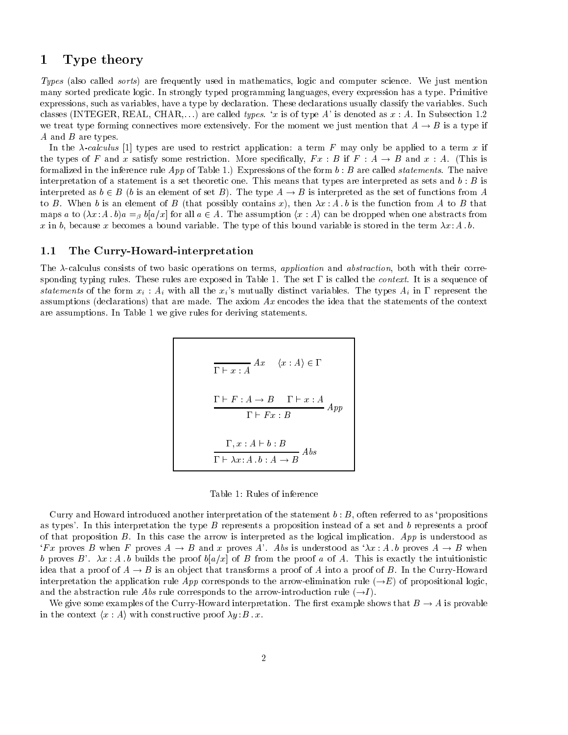# 1 Type theory

*Types* (also called *sorts*) are frequently used in mathematics, logic and computer science. We just mention many sorted predicate logic. In strongly typed programming languages, every expression has a type. Primitive expressions, such as variables, have a type by declaration. These declarations usually classify the variables. Such classes (INTEGER, REAL, CHAR,...) are called *types*. '$x$ is of type $A$' is denoted as $x : A$. In Subsection 1.2 we treat type forming connectives more extensively. For the moment we just mention that $A \to B$ is a type if $A$ and $B$ are types.

In the $\lambda$-*calculus* [1] types are used to restrict application: a term $F$ may only be applied to a term $x$ if the types of $F$ and $x$ satisfy some restriction. More specifically, $Fx : B$ if $F : A \to B$ and $x : A$. (This is formalized in the inference rule *App* of Table 1.) Expressions of the form $b : B$ are called *statements*. The naive interpretation of a statement is a set theoretic one. This means that types are interpreted as sets and $b : B$ is interpreted as $b \in B$ ($b$ is an element of set $B$). The type $A \to B$ is interpreted as the set of functions from $A$ to $B$. When $b$ is an element of $B$ (that possibly contains $x$), then $\lambda x : A \,.\, b$ is the function from $A$ to $B$ that maps $a$ to $(\lambda x : A \,.\, b)a =_\beta b[a/x]$ for all $a \in A$. The assumption $\langle x : A \rangle$ can be dropped when one abstracts from $x$ in $b$, because $x$ becomes a bound variable. The type of this bound variable is stored in the term $\lambda x : A \,.\, b$.

## 1.1 The Curry-Howard-interpretation

The $\lambda$-calculus consists of two basic operations on terms, *application* and *abstraction*, both with their corresponding typing rules. These rules are exposed in Table 1. The set $\Gamma$ is called the *context*. It is a sequence of *statements* of the form $x_i : A_i$ with all the $x_i$'s mutually distinct variables. The types $A_i$ in $\Gamma$ represent the assumptions (declarations) that are made. The axiom *Ax* encodes the idea that the statements of the context are assumptions. In Table 1 we give rules for deriving statements.

$$\frac{}{\Gamma \vdash x : A}\,Ax \qquad \langle x : A \rangle \in \Gamma$$

$$\frac{\Gamma \vdash F : A \to B \qquad \Gamma \vdash x : A}{\Gamma \vdash Fx : B}\,App$$

$$\frac{\Gamma, x : A \vdash b : B}{\Gamma \vdash \lambda x : A \,.\, b : A \to B}\,Abs$$

Table 1: Rules of inference

Curry and Howard introduced another interpretation of the statement $b : B$, often referred to as 'propositions as types'. In this interpretation the type $B$ represents a proposition instead of a set and $b$ represents a proof of that proposition $B$. In this case the arrow is interpreted as the logical implication. *App* is understood as '$Fx$ proves $B$ when $F$ proves $A \to B$ and $x$ proves $A$'. *Abs* is understood as '$\lambda x : A \,.\, b$ proves $A \to B$ when $b$ proves $B$'. $\lambda x : A \,.\, b$ builds the proof $b[a/x]$ of $B$ from the proof $a$ of $A$. This is exactly the intuitionistic idea that a proof of $A \to B$ is an object that transforms a proof of $A$ into a proof of $B$. In the Curry-Howard interpretation the application rule *App* corresponds to the arrow-elimination rule ($\to E$) of propositional logic, and the abstraction rule *Abs* rule corresponds to the arrow-introduction rule ($\to I$).

We give some examples of the Curry-Howard interpretation. The first example shows that $B \to A$ is provable in the context $\langle x : A \rangle$ with constructive proof $\lambda y : B \,.\, x$.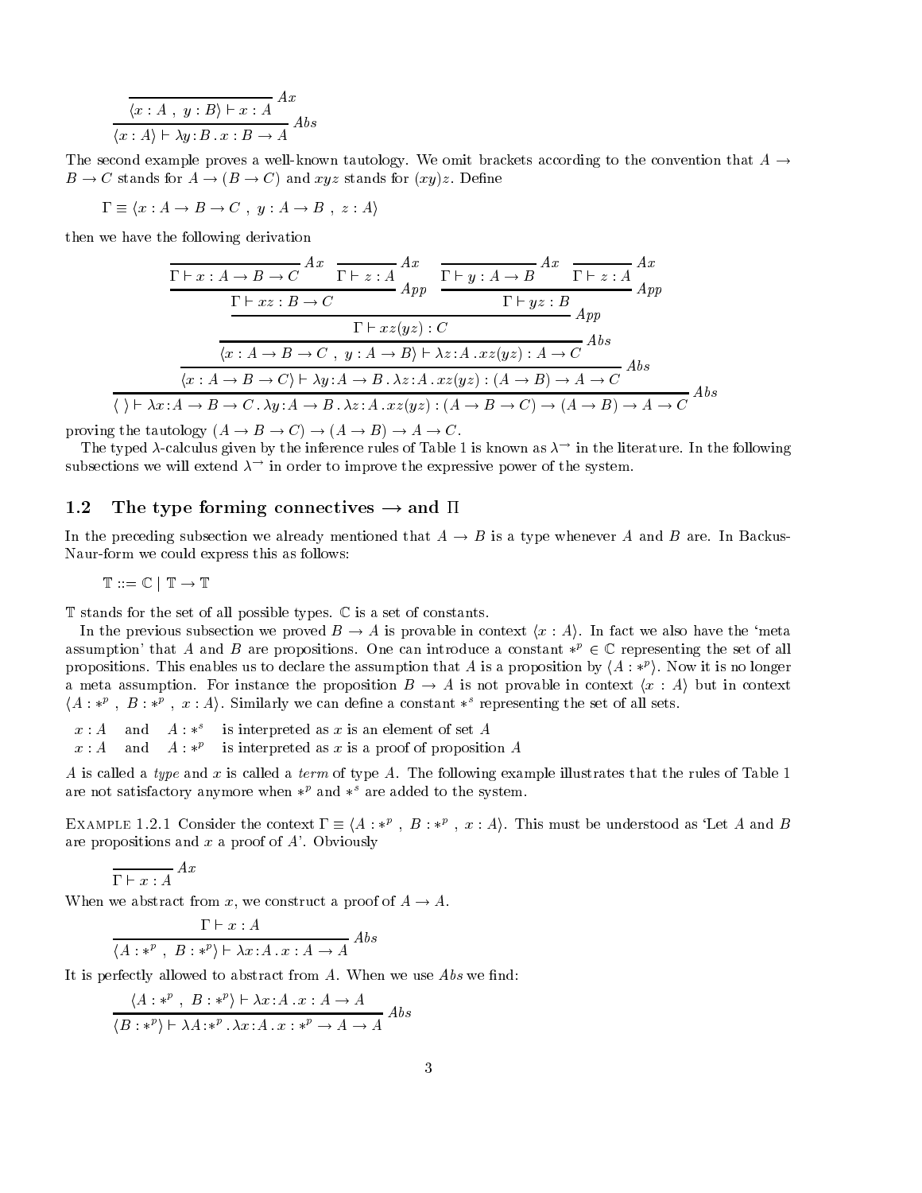$$\dfrac{\overline{\langle x:A\ ,\ y:B\rangle \vdash x:A}\ Ax}{\langle x:A\rangle \vdash \lambda y\!:\!B\,.\,x : B\to A}\ Abs$$

The second example proves a well-known tautology. We omit brackets according to the convention that $A \to B \to C$ stands for $A \to (B \to C)$ and $xyz$ stands for $(xy)z$. Define

$$\Gamma \equiv \langle x : A \to B \to C\ ,\ y : A \to B\ ,\ z : A\rangle$$

then we have the following derivation

$$\dfrac{\dfrac{\dfrac{\dfrac{\dfrac{\overline{\Gamma \vdash x : A\to B\to C}\ Ax \quad \overline{\Gamma\vdash z:A}\ Ax}{\Gamma \vdash xz : B \to C}\ App \quad \dfrac{\overline{\Gamma\vdash y : A\to B}\ Ax \quad \overline{\Gamma\vdash z : A}\ Ax}{\Gamma\vdash yz : B}\ App}{\Gamma \vdash xz(yz) : C}\ App}{\langle x : A\to B\to C\ ,\ y : A \to B\rangle \vdash \lambda z\!:\!A\,.\,xz(yz) : A \to C}\ Abs}{\langle x : A \to B \to C\rangle \vdash \lambda y\!:\!A\to B\,.\,\lambda z\!:\!A\,.\,xz(yz) : (A\to B)\to A\to C}\ Abs}{\langle\ \rangle \vdash \lambda x\!:\!A\to B\to C\,.\,\lambda y\!:\!A\to B\,.\,\lambda z\!:\!A\,.\,xz(yz) : (A\to B\to C)\to(A\to B)\to A\to C}\ Abs$$

proving the tautology $(A \to B \to C) \to (A \to B) \to A \to C$.

The typed $\lambda$-calculus given by the inference rules of Table 1 is known as $\lambda^{\to}$ in the literature. In the following subsections we will extend $\lambda^{\to}$ in order to improve the expressive power of the system.

## 1.2 The type forming connectives $\to$ and $\Pi$

In the preceding subsection we already mentioned that $A \to B$ is a type whenever $A$ and $B$ are. In Backus-Naur-form we could express this as follows:

$$\mathbb{T} ::= \mathbb{C} \mid \mathbb{T} \to \mathbb{T}$$

$\mathbb{T}$ stands for the set of all possible types. $\mathbb{C}$ is a set of constants.

In the previous subsection we proved $B \to A$ is provable in context $\langle x : A\rangle$. In fact we also have the 'meta assumption' that $A$ and $B$ are propositions. One can introduce a constant $*^p \in \mathbb{C}$ representing the set of all propositions. This enables us to declare the assumption that $A$ is a proposition by $\langle A : *^p\rangle$. Now it is no longer a meta assumption. For instance the proposition $B \to A$ is not provable in context $\langle x : A\rangle$ but in context $\langle A : *^p\ ,\ B : *^p\ ,\ x : A\rangle$. Similarly we can define a constant $*^s$ representing the set of all sets.

| | | | |
|---|---|---|---|
| $x : A$ | and | $A : *^s$ | is interpreted as $x$ is an element of set $A$ |
| $x : A$ | and | $A : *^p$ | is interpreted as $x$ is a proof of proposition $A$ |

$A$ is called a *type* and $x$ is called a *term* of type $A$. The following example illustrates that the rules of Table 1 are not satisfactory anymore when $*^p$ and $*^s$ are added to the system.

EXAMPLE 1.2.1 Consider the context $\Gamma \equiv \langle A : *^p\ ,\ B : *^p\ ,\ x : A\rangle$. This must be understood as 'Let $A$ and $B$ are propositions and $x$ a proof of $A$'. Obviously

$$\overline{\Gamma \vdash x : A}\ Ax$$

When we abstract from $x$, we construct a proof of $A \to A$.

$$\dfrac{\Gamma \vdash x : A}{\langle A : *^p\ ,\ B : *^p\rangle \vdash \lambda x\!:\!A\,.\,x : A \to A}\ Abs$$

It is perfectly allowed to abstract from $A$. When we use $Abs$ we find:

$$\dfrac{\langle A : *^p\ ,\ B : *^p\rangle \vdash \lambda x\!:\!A\,.\,x : A \to A}{\langle B : *^p\rangle \vdash \lambda A\!:\!*^p\,.\,\lambda x\!:\!A\,.\,x : *^p \to A \to A}\ Abs$$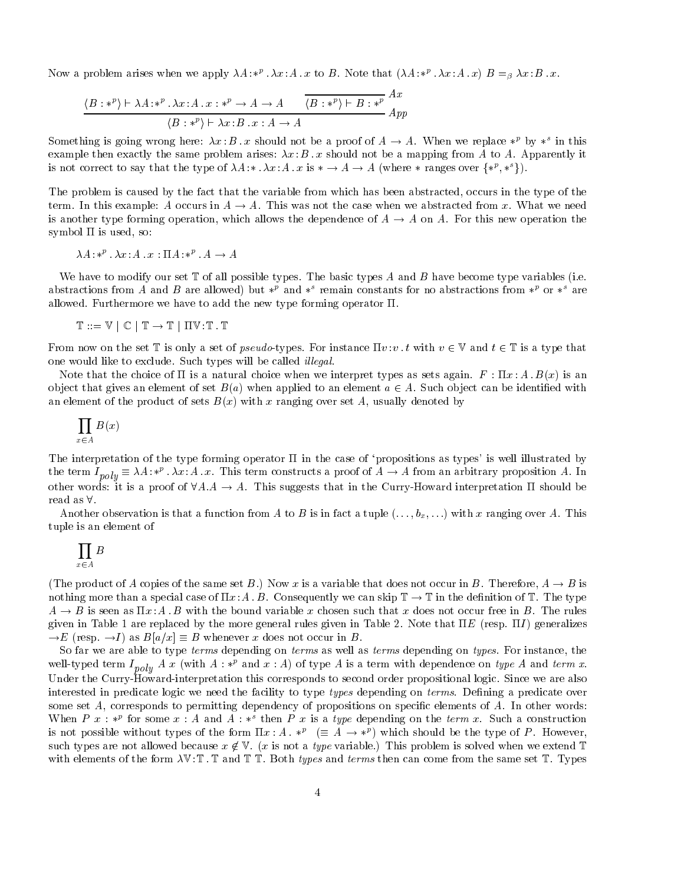Now a problem arises when we apply $\lambda A{:}*^p\,.\,\lambda x{:}A\,.\,x$ to $B$. Note that $(\lambda A{:}*^p\,.\,\lambda x{:}A\,.\,x)\;B =_\beta \lambda x{:}B\,.\,x$.

$$\dfrac{\langle B:*^p\rangle \vdash \lambda A{:}*^p\,.\,\lambda x{:}A\,.\,x : *^p \to A \to A \qquad \dfrac{}{\langle B:*^p\rangle \vdash B : *^p}\,Ax}{\langle B:*^p\rangle \vdash \lambda x{:}B\,.\,x : A \to A}\,App$$

Something is going wrong here: $\lambda x{:}B\,.\,x$ should not be a proof of $A \to A$. When we replace $*^p$ by $*^s$ in this example then exactly the same problem arises: $\lambda x{:}B\,.\,x$ should not be a mapping from $A$ to $A$. Apparently it is not correct to say that the type of $\lambda A{:}*\,.\,\lambda x{:}A\,.\,x$ is $* \to A \to A$ (where $*$ ranges over $\{*^p, *^s\}$).

The problem is caused by the fact that the variable from which has been abstracted, occurs in the type of the term. In this example: $A$ occurs in $A \to A$. This was not the case when we abstracted from $x$. What we need is another type forming operation, which allows the dependence of $A \to A$ on $A$. For this new operation the symbol $\Pi$ is used, so:

$$\lambda A{:}*^p\,.\,\lambda x{:}A\,.\,x : \Pi A{:}*^p\,.\,A \to A$$

We have to modify our set $\mathbb{T}$ of all possible types. The basic types $A$ and $B$ have become type variables (i.e. abstractions from $A$ and $B$ are allowed) but $*^p$ and $*^s$ remain constants for no abstractions from $*^p$ or $*^s$ are allowed. Furthermore we have to add the new type forming operator $\Pi$.

$$\mathbb{T} ::= \mathbb{V} \mid \mathbb{C} \mid \mathbb{T} \to \mathbb{T} \mid \Pi\mathbb{V}{:}\mathbb{T}\,.\,\mathbb{T}$$

From now on the set $\mathbb{T}$ is only a set of *pseudo*-types. For instance $\Pi v{:}v\,.\,t$ with $v \in \mathbb{V}$ and $t \in \mathbb{T}$ is a type that one would like to exclude. Such types will be called *illegal*.

Note that the choice of $\Pi$ is a natural choice when we interpret types as sets again. $F : \Pi x : A\,.\,B(x)$ is an object that gives an element of set $B(a)$ when applied to an element $a \in A$. Such object can be identified with an element of the product of sets $B(x)$ with $x$ ranging over set $A$, usually denoted by

$$\prod_{x \in A} B(x)$$

The interpretation of the type forming operator $\Pi$ in the case of 'propositions as types' is well illustrated by the term $I_{poly} \equiv \lambda A{:}*^p\,.\,\lambda x{:}A\,.\,x$. This term constructs a proof of $A \to A$ from an arbitrary proposition $A$. In other words: it is a proof of $\forall A.A \to A$. This suggests that in the Curry-Howard interpretation $\Pi$ should be read as $\forall$.

Another observation is that a function from $A$ to $B$ is in fact a tuple $(\ldots, b_x, \ldots)$ with $x$ ranging over $A$. This tuple is an element of

$$\prod_{x \in A} B$$

(The product of $A$ copies of the same set $B$.) Now $x$ is a variable that does not occur in $B$. Therefore, $A \to B$ is nothing more than a special case of $\Pi x{:}A\,.\,B$. Consequently we can skip $\mathbb{T} \to \mathbb{T}$ in the definition of $\mathbb{T}$. The type $A \to B$ is seen as $\Pi x{:}A\,.\,B$ with the bound variable $x$ chosen such that $x$ does not occur free in $B$. The rules given in Table 1 are replaced by the more general rules given in Table 2. Note that $\Pi E$ (resp. $\Pi I$) generalizes $\to\! E$ (resp. $\to\! I$) as $B[a/x] \equiv B$ whenever $x$ does not occur in $B$.

So far we are able to type *terms* depending on *terms* as well as *terms* depending on *types*. For instance, the well-typed term $I_{poly}\;A\;x$ (with $A : *^p$ and $x : A$) of type $A$ is a term with dependence on *type* $A$ and *term* $x$. Under the Curry-Howard-interpretation this corresponds to second order propositional logic. Since we are also interested in predicate logic we need the facility to type *types* depending on *terms*. Defining a predicate over some set $A$, corresponds to permitting dependency of propositions on specific elements of $A$. In other words: When $P\;x : *^p$ for some $x : A$ and $A : *^s$ then $P\;x$ is a *type* depending on the *term* $x$. Such a construction is not possible without types of the form $\Pi x : A\,.\,*^p \;\;(\equiv A \to *^p)$ which should be the type of $P$. However, such types are not allowed because $x \notin \mathbb{V}$. ($x$ is not a *type* variable.) This problem is solved when we extend $\mathbb{T}$ with elements of the form $\lambda\mathbb{V}{:}\mathbb{T}\,.\,\mathbb{T}$ and $\mathbb{T}\;\mathbb{T}$. Both *types* and *terms* then can come from the same set $\mathbb{T}$. Types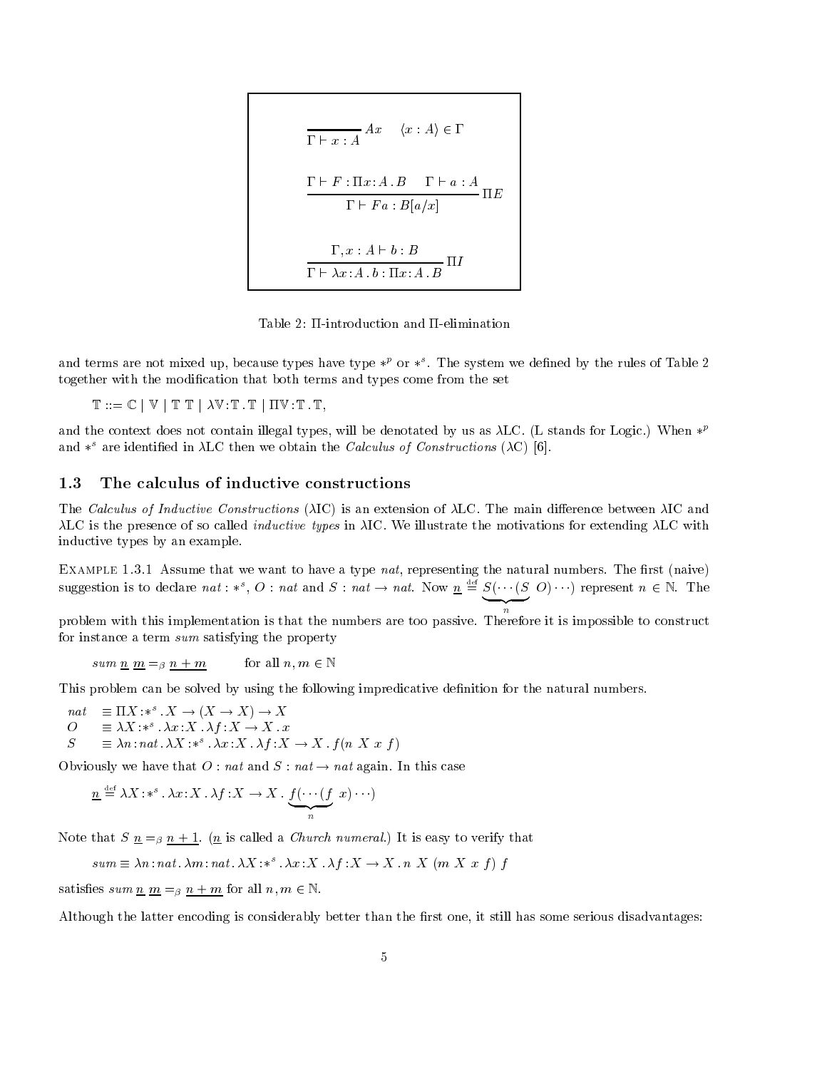$$\frac{}{\Gamma \vdash x : A} Ax \qquad \langle x : A \rangle \in \Gamma$$

$$\frac{\Gamma \vdash F : \Pi x{:}A\,.\,B \qquad \Gamma \vdash a : A}{\Gamma \vdash Fa : B[a/x]} \Pi E$$

$$\frac{\Gamma, x : A \vdash b : B}{\Gamma \vdash \lambda x{:}A\,.\,b : \Pi x{:}A\,.\,B} \Pi I$$

Table 2: $\Pi$-introduction and $\Pi$-elimination

and terms are not mixed up, because types have type $*^p$ or $*^s$. The system we defined by the rules of Table 2 together with the modification that both terms and types come from the set

$$\mathbb{T} ::= \mathbb{C} \mid \mathbb{V} \mid \mathbb{T}\ \mathbb{T} \mid \lambda\mathbb{V}{:}\mathbb{T}\,.\,\mathbb{T} \mid \Pi\mathbb{V}{:}\mathbb{T}\,.\,\mathbb{T},$$

and the context does not contain illegal types, will be denoted by us as $\lambda$LC. (L stands for Logic.) When $*^p$ and $*^s$ are identified in $\lambda$LC then we obtain the *Calculus of Constructions* ($\lambda$C) [6].

## 1.3 The calculus of inductive constructions

The *Calculus of Inductive Constructions* ($\lambda$IC) is an extension of $\lambda$LC. The main difference between $\lambda$IC and $\lambda$LC is the presence of so called *inductive types* in $\lambda$IC. We illustrate the motivations for extending $\lambda$LC with inductive types by an example.

Example 1.3.1 Assume that we want to have a type *nat*, representing the natural numbers. The first (naive) suggestion is to declare $nat : *^s$, $O : nat$ and $S : nat \to nat$. Now $\underline{n} \stackrel{\text{def}}{=} \underbrace{S(\cdots(S}_{n}\ O)\cdots)$ represent $n \in \mathbb{N}$. The problem with this implementation is that the numbers are too passive. Therefore it is impossible to construct for instance a term *sum* satisfying the property

$$sum\ \underline{n}\ \underline{m} =_\beta \underline{n+m} \qquad \text{for all } n, m \in \mathbb{N}$$

This problem can be solved by using the following impredicative definition for the natural numbers.

$$\begin{array}{ll} nat & \equiv \Pi X{:}*^s\,.\,X \to (X \to X) \to X \\ O & \equiv \lambda X{:}*^s\,.\,\lambda x{:}X\,.\,\lambda f{:}X \to X\,.\,x \\ S & \equiv \lambda n{:}nat\,.\,\lambda X{:}*^s\,.\,\lambda x{:}X\,.\,\lambda f{:}X \to X\,.\,f(n\ X\ x\ f) \end{array}$$

Obviously we have that $O : nat$ and $S : nat \to nat$ again. In this case

$$\underline{n} \stackrel{\text{def}}{=} \lambda X{:}*^s\,.\,\lambda x{:}X\,.\,\lambda f{:}X \to X\,.\,\underbrace{f(\cdots(f}_{n}\ x)\cdots)$$

Note that $S\ \underline{n} =_\beta \underline{n+1}$. ($\underline{n}$ is called a *Church numeral*.) It is easy to verify that

$$sum \equiv \lambda n{:}nat\,.\,\lambda m{:}nat\,.\,\lambda X{:}*^s\,.\,\lambda x{:}X\,.\,\lambda f{:}X \to X\,.\,n\ X\ (m\ X\ x\ f)\ f$$

satisfies $sum\ \underline{n}\ \underline{m} =_\beta \underline{n+m}$ for all $n, m \in \mathbb{N}$.

Although the latter encoding is considerably better than the first one, it still has some serious disadvantages: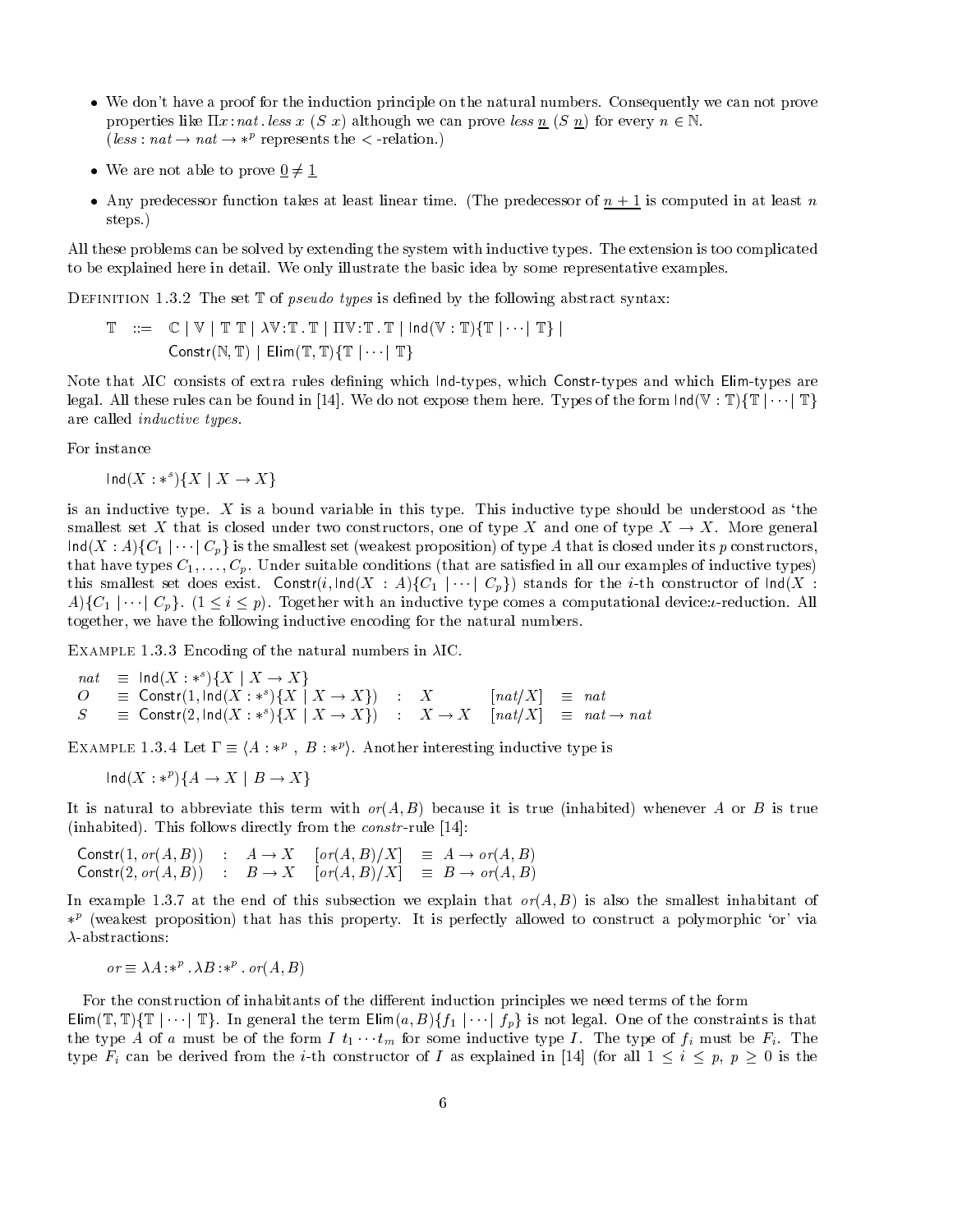- We don't have a proof for the induction principle on the natural numbers. Consequently we can not prove properties like $\Pi x\!:\!nat\,.\,less\ x\ (S\ x)$ although we can prove $less\ \underline{n}\ (S\ \underline{n})$ for every $n \in \mathbb{N}$. ($less : nat \to nat \to *^p$ represents the $<$-relation.)
- We are not able to prove $\underline{0} \neq \underline{1}$
- Any predecessor function takes at least linear time. (The predecessor of $\underline{n+1}$ is computed in at least $n$ steps.)

All these problems can be solved by extending the system with inductive types. The extension is too complicated to be explained here in detail. We only illustrate the basic idea by some representative examples.

Definition 1.3.2 The set $\mathbb{T}$ of *pseudo types* is defined by the following abstract syntax:

$$\begin{array}{rcl}\mathbb{T} & ::= & \mathbb{C} \mid \mathbb{V} \mid \mathbb{T}\ \mathbb{T} \mid \lambda\mathbb{V}\!:\!\mathbb{T}\,.\,\mathbb{T} \mid \Pi\mathbb{V}\!:\!\mathbb{T}\,.\,\mathbb{T} \mid \mathsf{Ind}(\mathbb{V}:\mathbb{T})\{\mathbb{T} \mid \cdots \mid \mathbb{T}\} \mid \\ & & \mathsf{Constr}(\mathbb{N},\mathbb{T}) \mid \mathsf{Elim}(\mathbb{T},\mathbb{T})\{\mathbb{T} \mid \cdots \mid \mathbb{T}\}\end{array}$$

Note that $\lambda$IC consists of extra rules defining which $\mathsf{Ind}$-types, which $\mathsf{Constr}$-types and which $\mathsf{Elim}$-types are legal. All these rules can be found in [14]. We do not expose them here. Types of the form $\mathsf{Ind}(\mathbb{V}:\mathbb{T})\{\mathbb{T} \mid \cdots \mid \mathbb{T}\}$ are called *inductive types*.

For instance

$$\mathsf{Ind}(X : *^s)\{X \mid X \to X\}$$

is an inductive type. $X$ is a bound variable in this type. This inductive type should be understood as 'the smallest set $X$ that is closed under two constructors, one of type $X$ and one of type $X \to X$. More general $\mathsf{Ind}(X : A)\{C_1 \mid \cdots \mid C_p\}$ is the smallest set (weakest proposition) of type $A$ that is closed under its $p$ constructors, that have types $C_1, \ldots, C_p$. Under suitable conditions (that are satisfied in all our examples of inductive types) this smallest set does exist. $\mathsf{Constr}(i, \mathsf{Ind}(X : A)\{C_1 \mid \cdots \mid C_p\})$ stands for the $i$-th constructor of $\mathsf{Ind}(X : A)\{C_1 \mid \cdots \mid C_p\}$. ($1 \leq i \leq p$). Together with an inductive type comes a computational device:$\iota$-reduction. All together, we have the following inductive encoding for the natural numbers.

Example 1.3.3 Encoding of the natural numbers in $\lambda$IC.

$$\begin{array}{lclcccl} nat & \equiv & \mathsf{Ind}(X : *^s)\{X \mid X \to X\} & & & & \\ O & \equiv & \mathsf{Constr}(1, \mathsf{Ind}(X : *^s)\{X \mid X \to X\}) & : & X & [nat/X] & \equiv\ nat \\ S & \equiv & \mathsf{Constr}(2, \mathsf{Ind}(X : *^s)\{X \mid X \to X\}) & : & X \to X & [nat/X] & \equiv\ nat \to nat \end{array}$$

Example 1.3.4 Let $\Gamma \equiv \langle A : *^p\ ,\ B : *^p \rangle$. Another interesting inductive type is

$$\mathsf{Ind}(X : *^p)\{A \to X \mid B \to X\}$$

It is natural to abbreviate this term with $or(A, B)$ because it is true (inhabited) whenever $A$ or $B$ is true (inhabited). This follows directly from the *constr*-rule [14]:

$$\begin{array}{lclcl} \mathsf{Constr}(1, or(A,B)) & : & A \to X & [or(A,B)/X] & \equiv\ A \to or(A,B) \\ \mathsf{Constr}(2, or(A,B)) & : & B \to X & [or(A,B)/X] & \equiv\ B \to or(A,B) \end{array}$$

In example 1.3.7 at the end of this subsection we explain that $or(A, B)$ is also the smallest inhabitant of $*^p$ (weakest proposition) that has this property. It is perfectly allowed to construct a polymorphic 'or' via $\lambda$-abstractions:

$$or \equiv \lambda A\!:\!*^p\,.\,\lambda B\!:\!*^p\,.\,or(A, B)$$

For the construction of inhabitants of the different induction principles we need terms of the form $\mathsf{Elim}(\mathbb{T},\mathbb{T})\{\mathbb{T} \mid \cdots \mid \mathbb{T}\}$. In general the term $\mathsf{Elim}(a, B)\{f_1 \mid \cdots \mid f_p\}$ is not legal. One of the constraints is that the type $A$ of $a$ must be of the form $I\ t_1 \cdots t_m$ for some inductive type $I$. The type of $f_i$ must be $F_i$. The type $F_i$ can be derived from the $i$-th constructor of $I$ as explained in [14] (for all $1 \leq i \leq p$, $p \geq 0$ is the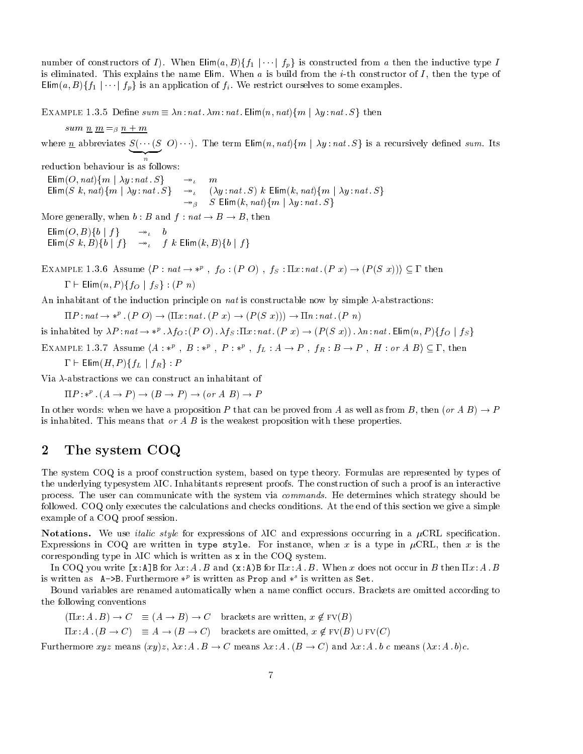number of constructors of $I$). When $\mathsf{Elim}(a, B)\{f_1 \mid \cdots \mid f_p\}$ is constructed from $a$ then the inductive type $I$ is eliminated. This explains the name $\mathsf{Elim}$. When $a$ is build from the $i$-th constructor of $I$, then the type of $\mathsf{Elim}(a, B)\{f_1 \mid \cdots \mid f_p\}$ is an application of $f_i$. We restrict ourselves to some examples.

Example 1.3.5 Define $sum \equiv \lambda n{:}nat\,.\,\lambda m{:}nat\,.\,\mathsf{Elim}(n, nat)\{m \mid \lambda y{:}nat\,.\,S\}$ then

$$sum\ \underline{n}\ \underline{m} =_\beta \underline{n+m}$$

where $\underline{n}$ abbreviates $\underbrace{S(\cdots(S}_{n}\ O)\cdots)$. The term $\mathsf{Elim}(n, nat)\{m \mid \lambda y{:}nat\,.\,S\}$ is a recursively defined $sum$. Its reduction behaviour is as follows:

$$\begin{array}{lll}
\mathsf{Elim}(O, nat)\{m \mid \lambda y{:}nat\,.\,S\} & \twoheadrightarrow_\iota & m \\
\mathsf{Elim}(S\ k, nat)\{m \mid \lambda y{:}nat\,.\,S\} & \twoheadrightarrow_\iota & (\lambda y{:}nat\,.\,S)\ k\ \mathsf{Elim}(k, nat)\{m \mid \lambda y{:}nat\,.\,S\} \\
 & \twoheadrightarrow_\beta & S\ \mathsf{Elim}(k, nat)\{m \mid \lambda y{:}nat\,.\,S\}
\end{array}$$

More generally, when $b : B$ and $f : nat \to B \to B$, then

$$\begin{array}{lll}
\mathsf{Elim}(O, B)\{b \mid f\} & \twoheadrightarrow_\iota & b \\
\mathsf{Elim}(S\ k, B)\{b \mid f\} & \twoheadrightarrow_\iota & f\ k\ \mathsf{Elim}(k, B)\{b \mid f\}
\end{array}$$

Example 1.3.6 Assume $\langle P : nat \to *^p\ ,\ f_O : (P\ O)\ ,\ f_S : \Pi x{:}nat\,.\,(P\ x) \to (P(S\ x))\rangle \subseteq \Gamma$ then

$$\Gamma \vdash \mathsf{Elim}(n, P)\{f_O \mid f_S\} : (P\ n)$$

An inhabitant of the induction principle on $nat$ is constructable now by simple $\lambda$-abstractions:

$$\Pi P{:}nat \to *^p\,.\,(P\ O) \to (\Pi x{:}nat\,.\,(P\ x) \to (P(S\ x))) \to \Pi n{:}nat\,.\,(P\ n)$$

is inhabited by $\lambda P{:}nat \to *^p\,.\,\lambda f_O{:}(P\ O)\,.\,\lambda f_S{:}\Pi x{:}nat\,.\,(P\ x) \to (P(S\ x))\,.\,\lambda n{:}nat\,.\,\mathsf{Elim}(n, P)\{f_O \mid f_S\}$

Example 1.3.7 Assume $\langle A : *^p\ ,\ B : *^p\ ,\ P : *^p\ ,\ f_L : A \to P\ ,\ f_R : B \to P\ ,\ H : or\ A\ B\rangle \subseteq \Gamma$, then

$$\Gamma \vdash \mathsf{Elim}(H, P)\{f_L \mid f_R\} : P$$

Via $\lambda$-abstractions we can construct an inhabitant of

$$\Pi P{:}*^p\,.\,(A \to P) \to (B \to P) \to (or\ A\ B) \to P$$

In other words: when we have a proposition $P$ that can be proved from $A$ as well as from $B$, then $(or\ A\ B) \to P$ is inhabited. This means that $or\ A\ B$ is the weakest proposition with these properties.

## 2 The system COQ

The system COQ is a proof construction system, based on type theory. Formulas are represented by types of the underlying typesystem $\lambda$IC. Inhabitants represent proofs. The construction of such a proof is an interactive process. The user can communicate with the system via *commands*. He determines which strategy should be followed. COQ only executes the calculations and checks conditions. At the end of this section we give a simple example of a COQ proof session.

**Notations.** We use *italic style* for expressions of $\lambda$IC and expressions occurring in a $\mu$CRL specification. Expressions in COQ are written in `type style`. For instance, when $x$ is a type in $\mu$CRL, then $x$ is the corresponding type in $\lambda$IC which is written as `x` in the COQ system.

In COQ you write `[x:A]B` for $\lambda x{:}A\,.\,B$ and `(x:A)B` for $\Pi x{:}A\,.\,B$. When $x$ does not occur in $B$ then $\Pi x{:}A\,.\,B$ is written as `A->B`. Furthermore $*^p$ is written as `Prop` and $*^s$ is written as `Set`.

Bound variables are renamed automatically when a name conflict occurs. Brackets are omitted according to the following conventions

$$\begin{array}{lll}
(\Pi x{:}A\,.\,B) \to C & \equiv (A \to B) \to C & \text{brackets are written, } x \notin \mathrm{FV}(B) \\
\Pi x{:}A\,.\,(B \to C) & \equiv A \to (B \to C) & \text{brackets are omitted, } x \notin \mathrm{FV}(B) \cup \mathrm{FV}(C)
\end{array}$$

Furthermore $xyz$ means $(xy)z$, $\lambda x{:}A\,.\,B \to C$ means $\lambda x{:}A\,.\,(B \to C)$ and $\lambda x{:}A\,.\,b\ c$ means $(\lambda x{:}A\,.\,b)c$.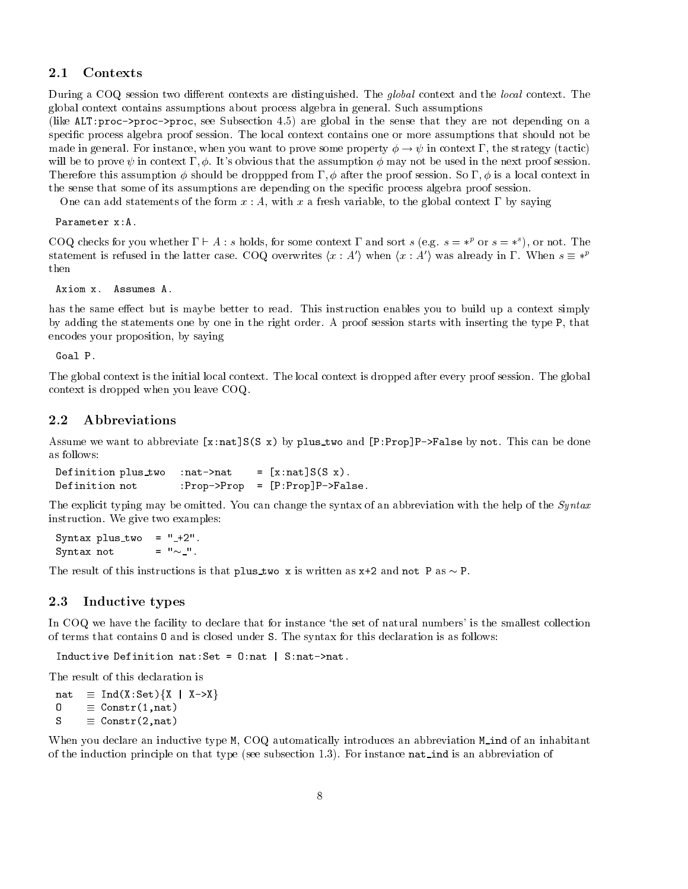## 2.1 Contexts

During a COQ session two different contexts are distinguished. The *global* context and the *local* context. The global context contains assumptions about process algebra in general. Such assumptions (like `ALT:proc->proc->proc`, see Subsection 4.5) are global in the sense that they are not depending on a specific process algebra proof session. The local context contains one or more assumptions that should not be made in general. For instance, when you want to prove some property $\phi \rightarrow \psi$ in context $\Gamma$, the strategy (tactic) will be to prove $\psi$ in context $\Gamma, \phi$. It's obvious that the assumption $\phi$ may not be used in the next proof session. Therefore this assumption $\phi$ should be droppped from $\Gamma, \phi$ after the proof session. So $\Gamma, \phi$ is a local context in the sense that some of its assumptions are depending on the specific process algebra proof session.

One can add statements of the form $x : A$, with $x$ a fresh variable, to the global context $\Gamma$ by saying

```
Parameter x:A.
```

COQ checks for you whether $\Gamma \vdash A : s$ holds, for some context $\Gamma$ and sort $s$ (e.g. $s = *^p$ or $s = *^s$), or not. The statement is refused in the latter case. COQ overwrites $\langle x : A' \rangle$ when $\langle x : A' \rangle$ was already in $\Gamma$. When $s \equiv *^p$ then

```
Axiom x.  Assumes A.
```

has the same effect but is maybe better to read. This instruction enables you to build up a context simply by adding the statements one by one in the right order. A proof session starts with inserting the type `P`, that encodes your proposition, by saying

```
Goal P.
```

The global context is the initial local context. The local context is dropped after every proof session. The global context is dropped when you leave COQ.

## 2.2 Abbreviations

Assume we want to abbreviate `[x:nat]S(S x)` by `plus_two` and `[P:Prop]P->False` by `not`. This can be done as follows:

```
Definition plus_two   :nat->nat     = [x:nat]S(S x).
Definition not        :Prop->Prop   = [P:Prop]P->False.
```

The explicit typing may be omitted. You can change the syntax of an abbreviation with the help of the *Syntax* instruction. We give two examples:

```
Syntax plus_two   = "_+2".
Syntax not        = "~_".
```

The result of this instructions is that `plus_two x` is written as `x+2` and `not P` as `~ P`.

## 2.3 Inductive types

In COQ we have the facility to declare that for instance 'the set of natural numbers' is the smallest collection of terms that contains `O` and is closed under `S`. The syntax for this declaration is as follows:

```
Inductive Definition nat:Set = O:nat | S:nat->nat.
```

The result of this declaration is

```
nat   ≡ Ind(X:Set){X | X->X}
O     ≡ Constr(1,nat)
S     ≡ Constr(2,nat)
```

When you declare an inductive type `M`, COQ automatically introduces an abbreviation `M_ind` of an inhabitant of the induction principle on that type (see subsection 1.3). For instance `nat_ind` is an abbreviation of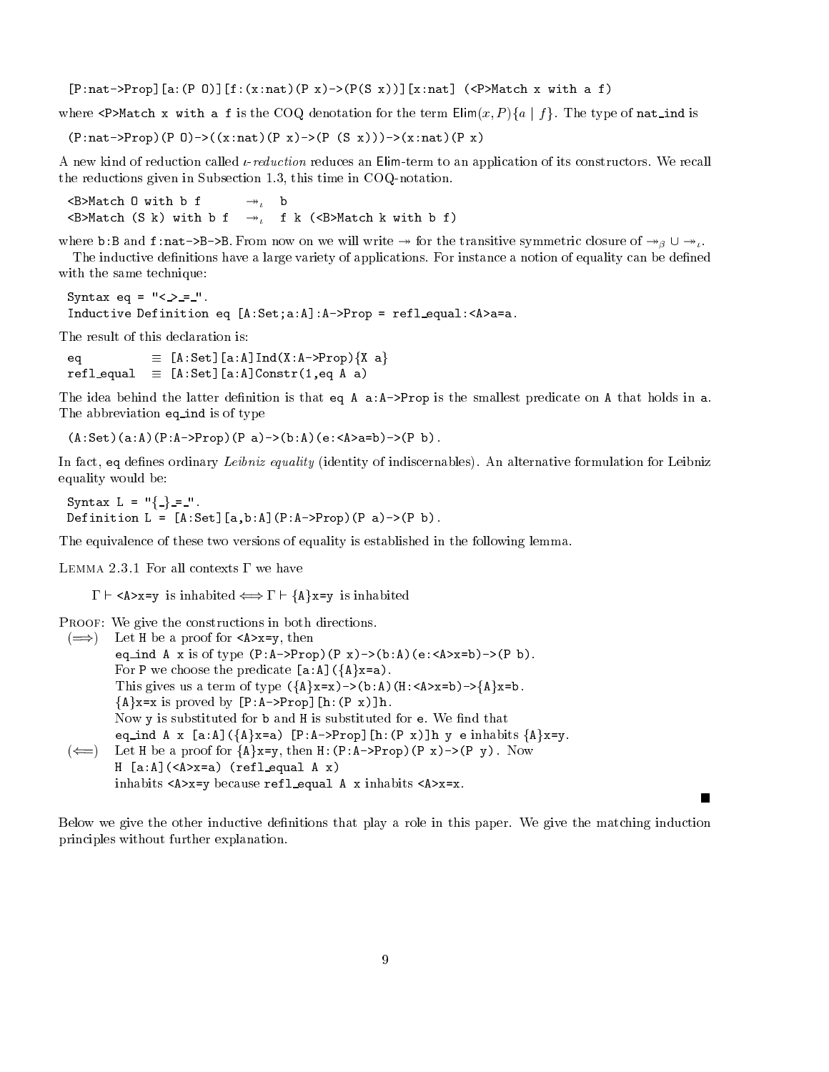```
[P:nat->Prop][a:(P O)][f:(x:nat)(P x)->(P(S x))][x:nat] (<P>Match x with a f)
```

where `<P>Match x with a f` is the COQ denotation for the term $\mathsf{Elim}(x, P)\{a \mid f\}$. The type of `nat_ind` is

```
(P:nat->Prop)(P O)->((x:nat)(P x)->(P (S x)))->(x:nat)(P x)
```

A new kind of reduction called *ι-reduction* reduces an Elim-term to an application of its constructors. We recall the reductions given in Subsection 1.3, this time in COQ-notation.

```
<B>Match O with b f        ↠ι   b
<B>Match (S k) with b f    ↠ι   f k (<B>Match k with b f)
```

where `b:B` and `f:nat->B->B`. From now on we will write $\twoheadrightarrow$ for the transitive symmetric closure of $\twoheadrightarrow_\beta \cup \twoheadrightarrow_\iota$.

The inductive definitions have a large variety of applications. For instance a notion of equality can be defined with the same technique:

```
Syntax eq = "<_>_=_".
Inductive Definition eq [A:Set;a:A]:A->Prop = refl_equal:<A>a=a.
```

The result of this declaration is:

```
eq           ≡  [A:Set][a:A]Ind(X:A->Prop){X a}
refl_equal   ≡  [A:Set][a:A]Constr(1,eq A a)
```

The idea behind the latter definition is that `eq A a:A->Prop` is the smallest predicate on `A` that holds in `a`. The abbreviation `eq_ind` is of type

```
(A:Set)(a:A)(P:A->Prop)(P a)->(b:A)(e:<A>a=b)->(P b).
```

In fact, `eq` defines ordinary *Leibniz equality* (identity of indiscernables). An alternative formulation for Leibniz equality would be:

```
Syntax L = "{_}_=_".
Definition L = [A:Set][a,b:A](P:A->Prop)(P a)->(P b).
```

The equivalence of these two versions of equality is established in the following lemma.

LEMMA 2.3.1 For all contexts $\Gamma$ we have

$\Gamma \vdash$ `<A>x=y` is inhabited $\Longleftrightarrow \Gamma \vdash$ `{A}x=y` is inhabited

PROOF: We give the constructions in both directions.

($\Longrightarrow$) Let `H` be a proof for `<A>x=y`, then
`eq_ind A x` is of type `(P:A->Prop)(P x)->(b:A)(e:<A>x=b)->(P b)`.
For `P` we choose the predicate `[a:A]({A}x=a)`.
This gives us a term of type `({A}x=x)->(b:A)(H:<A>x=b)->{A}x=b`.
`{A}x=x` is proved by `[P:A->Prop][h:(P x)]h`.
Now `y` is substituted for `b` and `H` is substituted for `e`. We find that
`eq_ind A x [a:A]({A}x=a) [P:A->Prop][h:(P x)]h y e` inhabits `{A}x=y`.

($\Longleftarrow$) Let `H` be a proof for `{A}x=y`, then `H:(P:A->Prop)(P x)->(P y)`. Now
`H [a:A](<A>x=a) (refl_equal A x)`
inhabits `<A>x=y` because `refl_equal A x` inhabits `<A>x=x`.

∎

Below we give the other inductive definitions that play a role in this paper. We give the matching induction principles without further explanation.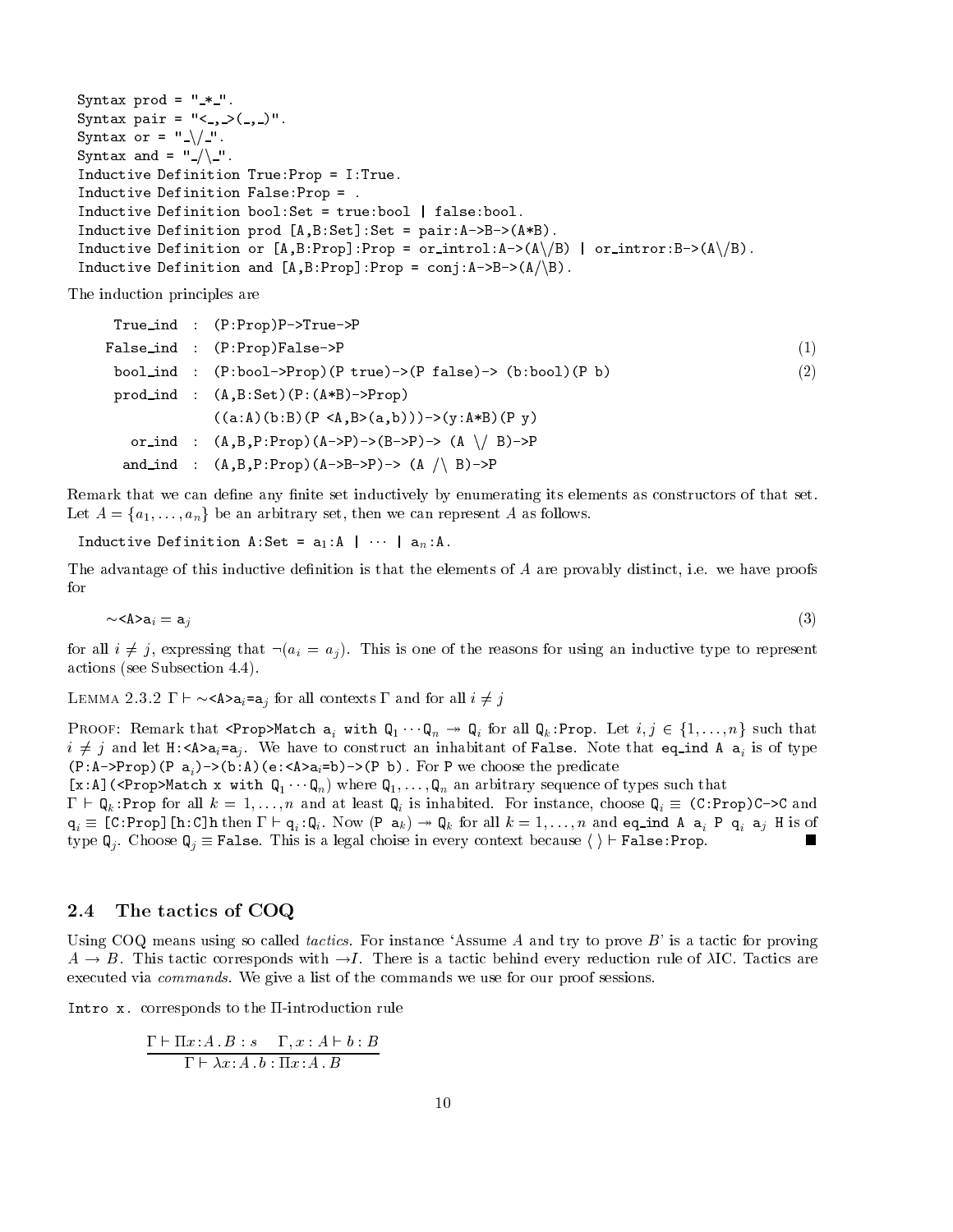```
Syntax prod = "_*_".
Syntax pair = "<_,_>(_,_)".
Syntax or = "_\/_".
Syntax and = "_/\_".
Inductive Definition True:Prop = I:True.
Inductive Definition False:Prop = .
Inductive Definition bool:Set = true:bool | false:bool.
Inductive Definition prod [A,B:Set]:Set = pair:A->B->(A*B).
Inductive Definition or [A,B:Prop]:Prop = or_introl:A->(A\/B) | or_intror:B->(A\/B).
Inductive Definition and [A,B:Prop]:Prop = conj:A->B->(A/\B).
```

The induction principles are

```
 True_ind  :  (P:Prop)P->True->P
False_ind  :  (P:Prop)False->P                                          (1)
 bool_ind  :  (P:bool->Prop)(P true)->(P false)-> (b:bool)(P b)         (2)
 prod_ind  :  (A,B:Set)(P:(A*B)->Prop)
              ((a:A)(b:B)(P <A,B>(a,b)))->(y:A*B)(P y)
   or_ind  :  (A,B,P:Prop)(A->P)->(B->P)-> (A \/ B)->P
  and_ind  :  (A,B,P:Prop)(A->B->P)-> (A /\ B)->P
```

Remark that we can define any finite set inductively by enumerating its elements as constructors of that set. Let $A = \{a_1, \ldots, a_n\}$ be an arbitrary set, then we can represent $A$ as follows.

`Inductive Definition A:Set = a`$_1$`:A | ··· | a`$_n$`:A.`

The advantage of this inductive definition is that the elements of $A$ are provably distinct, i.e. we have proofs for

$$\sim\texttt{<A>a}_i = \texttt{a}_j \tag{3}$$

for all $i \neq j$, expressing that $\neg(a_i = a_j)$. This is one of the reasons for using an inductive type to represent actions (see Subsection 4.4).

LEMMA 2.3.2 $\Gamma \vdash$ `~<A>a`$_i$`=a`$_j$ for all contexts $\Gamma$ and for all $i \neq j$

PROOF: Remark that `<Prop>Match a`$_i$ `with Q`$_1 \cdots$`Q`$_n \twoheadrightarrow$ `Q`$_i$ for all `Q`$_k$`:Prop`. Let $i, j \in \{1, \ldots, n\}$ such that $i \neq j$ and let `H:<A>a`$_i$`=a`$_j$. We have to construct an inhabitant of `False`. Note that `eq_ind A a`$_i$ is of type `(P:A->Prop)(P a`$_i$`)->(b:A)(e:<A>a`$_i$`=b)->(P b)`. For `P` we choose the predicate `[x:A](<Prop>Match x with Q`$_1 \cdots$`Q`$_n$`)` where `Q`$_1, \ldots,$ `Q`$_n$ an arbitrary sequence of types such that $\Gamma \vdash$ `Q`$_k$`:Prop` for all $k = 1, \ldots, n$ and at least `Q`$_i$ is inhabited. For instance, choose `Q`$_i \equiv$ `(C:Prop)C->C` and `q`$_i \equiv$ `[C:Prop][h:C]h` then $\Gamma \vdash$ `q`$_i$`:Q`$_i$. Now `(P a`$_k$`)` $\twoheadrightarrow$ `Q`$_k$ for all $k = 1, \ldots, n$ and `eq_ind A a`$_i$ `P q`$_i$ `a`$_j$ `H` is of type `Q`$_j$. Choose `Q`$_j \equiv$ `False`. This is a legal choise in every context because $\langle\,\rangle \vdash$ `False:Prop`. ■

## 2.4 The tactics of COQ

Using COQ means using so called *tactics*. For instance 'Assume $A$ and try to prove $B$' is a tactic for proving $A \rightarrow B$. This tactic corresponds with $\rightarrow I$. There is a tactic behind every reduction rule of $\lambda$IC. Tactics are executed via *commands*. We give a list of the commands we use for our proof sessions.

`Intro x.` corresponds to the $\Pi$-introduction rule

$$\frac{\Gamma \vdash \Pi x{:}A\,.\,B : s \qquad \Gamma, x : A \vdash b : B}{\Gamma \vdash \lambda x{:}A\,.\,b : \Pi x{:}A\,.\,B}$$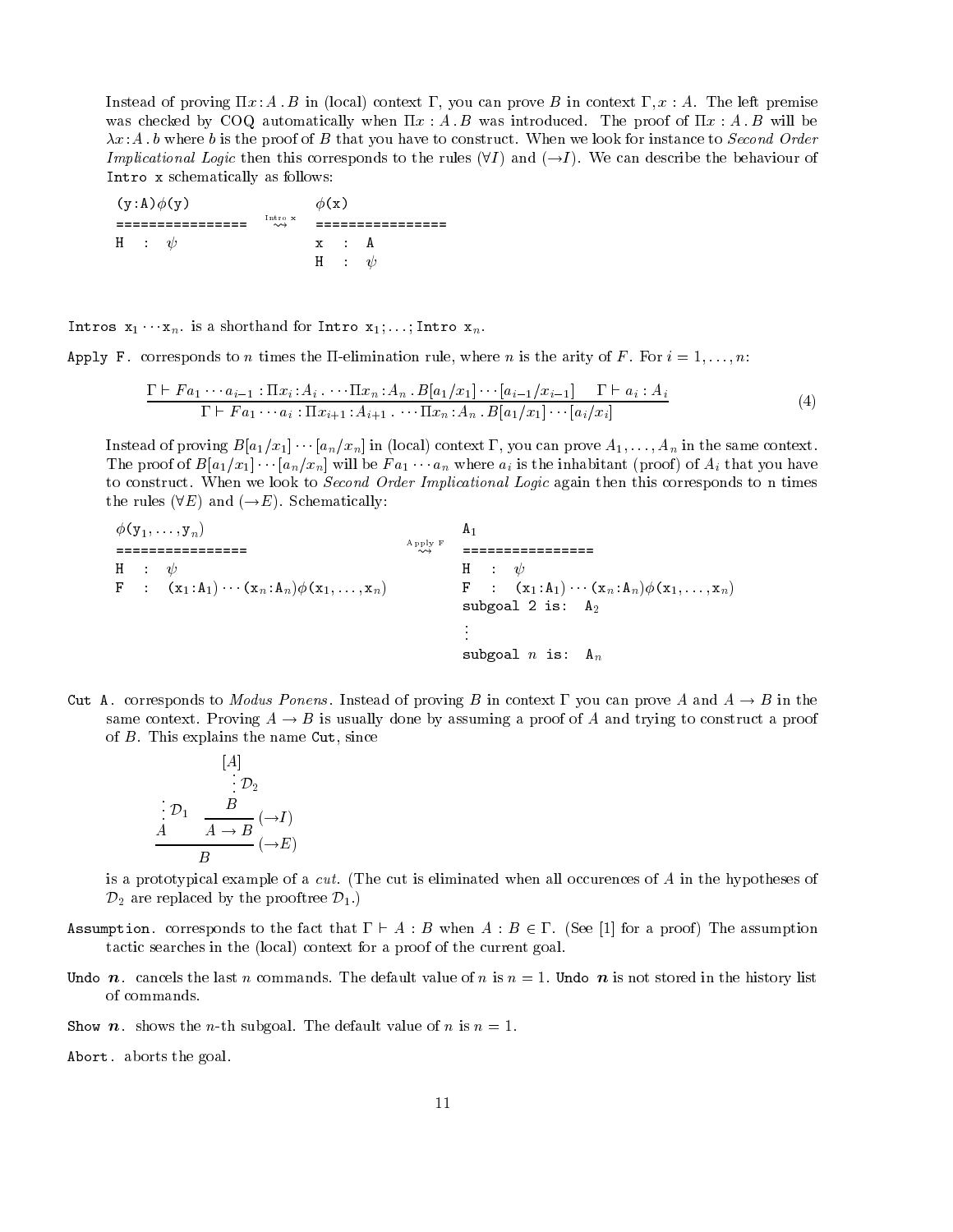Instead of proving $\Pi x : A . B$ in (local) context $\Gamma$, you can prove $B$ in context $\Gamma, x : A$. The left premise was checked by COQ automatically when $\Pi x : A . B$ was introduced. The proof of $\Pi x : A . B$ will be $\lambda x : A . b$ where $b$ is the proof of $B$ that you have to construct. When we look for instance to *Second Order Implicational Logic* then this corresponds to the rules $(\forall I)$ and $(\to I)$. We can describe the behaviour of `Intro x` schematically as follows:

```
(y:A)φ(y)                         φ(x)
================   Intro x ⇝     ================
H  :  ψ                           x  :  A
                                  H  :  ψ
```

`Intros x`$_1 \cdots$`x`$_n$. is a shorthand for `Intro x`$_1$; ...; `Intro x`$_n$.

`Apply F.` corresponds to $n$ times the $\Pi$-elimination rule, where $n$ is the arity of $F$. For $i = 1, \ldots, n$:

$$\frac{\Gamma \vdash F a_1 \cdots a_{i-1} : \Pi x_i : A_i . \cdots \Pi x_n : A_n . B[a_1/x_1] \cdots [a_{i-1}/x_{i-1}] \quad \Gamma \vdash a_i : A_i}{\Gamma \vdash F a_1 \cdots a_i : \Pi x_{i+1} : A_{i+1} . \cdots \Pi x_n : A_n . B[a_1/x_1] \cdots [a_i/x_i]} \tag{4}$$

Instead of proving $B[a_1/x_1] \cdots [a_n/x_n]$ in (local) context $\Gamma$, you can prove $A_1, \ldots, A_n$ in the same context. The proof of $B[a_1/x_1] \cdots [a_n/x_n]$ will be $F a_1 \cdots a_n$ where $a_i$ is the inhabitant (proof) of $A_i$ that you have to construct. When we look to *Second Order Implicational Logic* again then this corresponds to n times the rules $(\forall E)$ and $(\to E)$. Schematically:

```
φ(y1,...,yn)                                     A1
================                     Apply F ⇝   ================
H  :  ψ                                          H  :  ψ
F  :  (x1:A1)···(xn:An)φ(x1,...,xn)              F  :  (x1:A1)···(xn:An)φ(x1,...,xn)
                                                 subgoal 2 is:  A2
                                                 ⋮
                                                 subgoal n is:  An
```

`Cut A.` corresponds to *Modus Ponens*. Instead of proving $B$ in context $\Gamma$ you can prove $A$ and $A \to B$ in the same context. Proving $A \to B$ is usually done by assuming a proof of $A$ and trying to construct a proof of $B$. This explains the name `Cut`, since

$$\dfrac{\begin{array}{c} \vdots\, \mathcal{D}_1 \\ A \end{array} \qquad \dfrac{\begin{array}{c} [A] \\ \vdots\, \mathcal{D}_2 \\ B \end{array}}{A \to B}\,(\to I)}{B}\,(\to E)$$

is a prototypical example of a *cut*. (The cut is eliminated when all occurences of $A$ in the hypotheses of $\mathcal{D}_2$ are replaced by the prooftree $\mathcal{D}_1$.)

`Assumption.` corresponds to the fact that $\Gamma \vdash A : B$ when $A : B \in \Gamma$. (See [1] for a proof) The assumption tactic searches in the (local) context for a proof of the current goal.

`Undo` $n$. cancels the last $n$ commands. The default value of $n$ is $n = 1$. `Undo` $n$ is not stored in the history list of commands.

`Show` $n$. shows the $n$-th subgoal. The default value of $n$ is $n = 1$.

`Abort.` aborts the goal.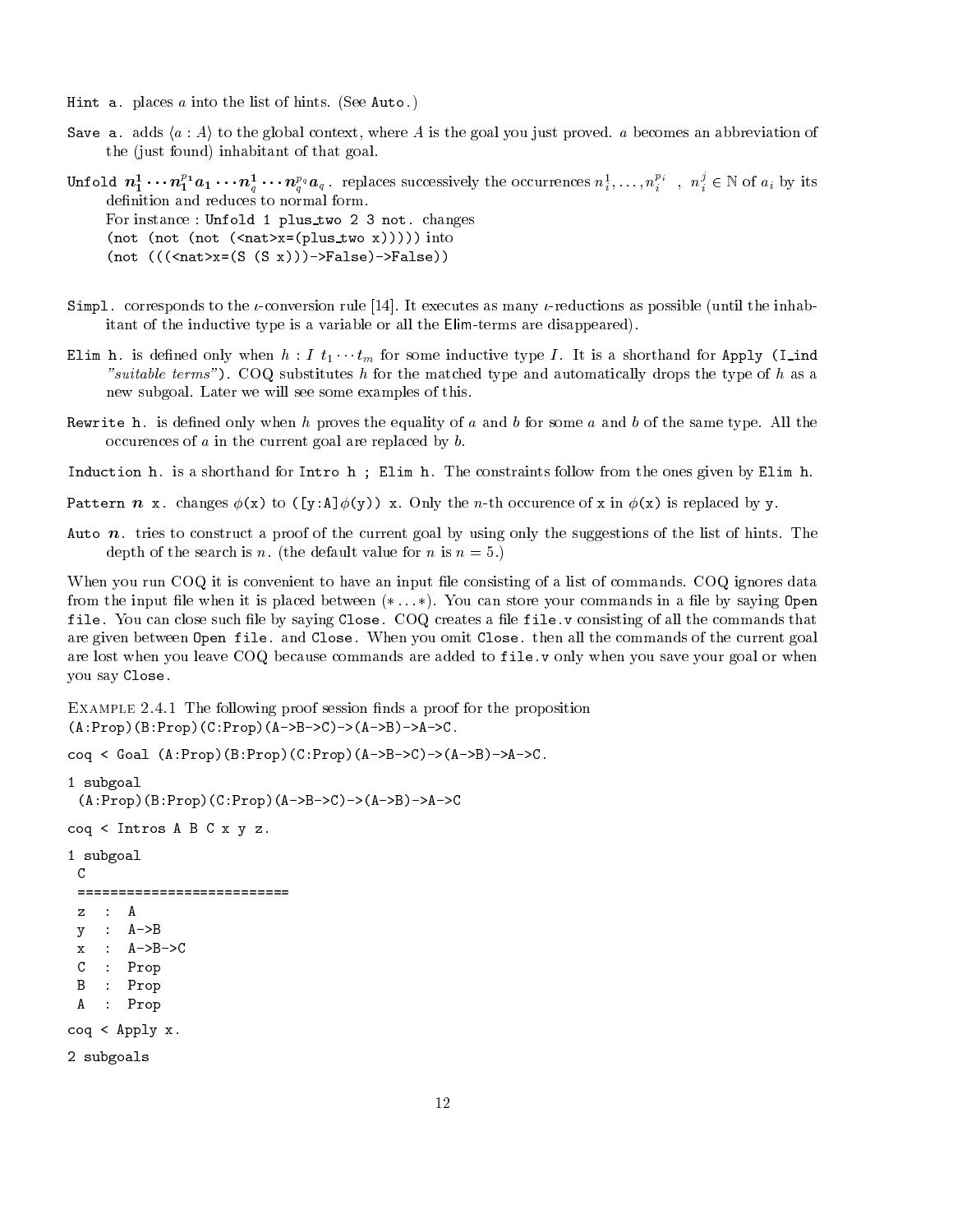`Hint a.` places $a$ into the list of hints. (See `Auto`.)

`Save a.` adds $\langle a : A \rangle$ to the global context, where $A$ is the goal you just proved. $a$ becomes an abbreviation of the (just found) inhabitant of that goal.

`Unfold` $n_1^1 \cdots n_1^{p_1} a_1 \cdots n_q^1 \cdots n_q^{p_q} a_q$. replaces successively the occurrences $n_i^1, \ldots, n_i^{p_i}$ , $n_i^j \in \mathbb{N}$ of $a_i$ by its definition and reduces to normal form.
For instance : `Unfold 1 plus_two 2 3 not.` changes
`(not (not (not (<nat>x=(plus_two x)))))` into
`(not (((<nat>x=(S (S x)))->False)->False))`

`Simpl.` corresponds to the $\iota$-conversion rule [14]. It executes as many $\iota$-reductions as possible (until the inhabitant of the inductive type is a variable or all the `Elim`-terms are disappeared).

`Elim h.` is defined only when $h : I\ t_1 \cdots t_m$ for some inductive type $I$. It is a shorthand for `Apply (I_ind` *"suitable terms"*`)`. COQ substitutes $h$ for the matched type and automatically drops the type of $h$ as a new subgoal. Later we will see some examples of this.

`Rewrite h.` is defined only when $h$ proves the equality of $a$ and $b$ for some $a$ and $b$ of the same type. All the occurences of $a$ in the current goal are replaced by $b$.

`Induction h.` is a shorthand for `Intro h ; Elim h.` The constraints follow from the ones given by `Elim h`.

`Pattern` $n$ `x.` changes $\phi$`(x)` to `([y:A]`$\phi$`(y)) x`. Only the $n$-th occurence of `x` in $\phi$`(x)` is replaced by `y`.

`Auto` $n$. tries to construct a proof of the current goal by using only the suggestions of the list of hints. The depth of the search is $n$. (the default value for $n$ is $n = 5$.)

When you run COQ it is convenient to have an input file consisting of a list of commands. COQ ignores data from the input file when it is placed between (*...*). You can store your commands in a file by saying `Open file.` You can close such file by saying `Close.` COQ creates a file `file.v` consisting of all the commands that are given between `Open file.` and `Close.` When you omit `Close.` then all the commands of the current goal are lost when you leave COQ because commands are added to `file.v` only when you save your goal or when you say `Close.`

Example 2.4.1 The following proof session finds a proof for the proposition
`(A:Prop)(B:Prop)(C:Prop)(A->B->C)->(A->B)->A->C.`

```
coq < Goal (A:Prop)(B:Prop)(C:Prop)(A->B->C)->(A->B)->A->C.

1 subgoal
 (A:Prop)(B:Prop)(C:Prop)(A->B->C)->(A->B)->A->C

coq < Intros A B C x y z.

1 subgoal
 C
 ========================
 z  :  A
 y  :  A->B
 x  :  A->B->C
 C  :  Prop
 B  :  Prop
 A  :  Prop

coq < Apply x.

2 subgoals
```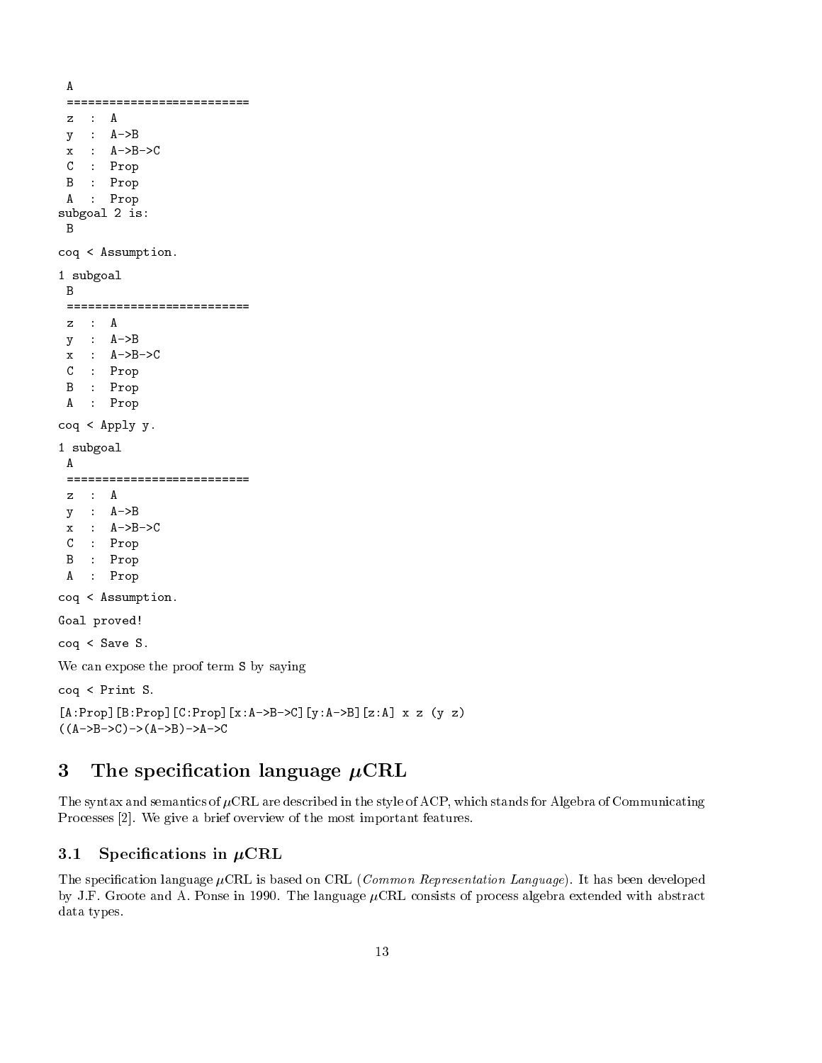```
 A
 ==========================
 z  :  A
 y  :  A->B
 x  :  A->B->C
 C  :  Prop
 B  :  Prop
 A  :  Prop
subgoal 2 is:
 B

coq < Assumption.

1 subgoal
 B
 ==========================
 z  :  A
 y  :  A->B
 x  :  A->B->C
 C  :  Prop
 B  :  Prop
 A  :  Prop

coq < Apply y.

1 subgoal
 A
 ==========================
 z  :  A
 y  :  A->B
 x  :  A->B->C
 C  :  Prop
 B  :  Prop
 A  :  Prop

coq < Assumption.

Goal proved!

coq < Save S.
```

We can expose the proof term S by saying

```
coq < Print S.

[A:Prop][B:Prop][C:Prop][x:A->B->C][y:A->B][z:A] x z (y z)
((A->B->C)->(A->B)->A->C
```

# 3 The specification language $\mu$CRL

The syntax and semantics of $\mu$CRL are described in the style of ACP, which stands for Algebra of Communicating Processes [2]. We give a brief overview of the most important features.

## 3.1 Specifications in $\mu$CRL

The specification language $\mu$CRL is based on CRL (*Common Representation Language*). It has been developed by J.F. Groote and A. Ponse in 1990. The language $\mu$CRL consists of process algebra extended with abstract data types.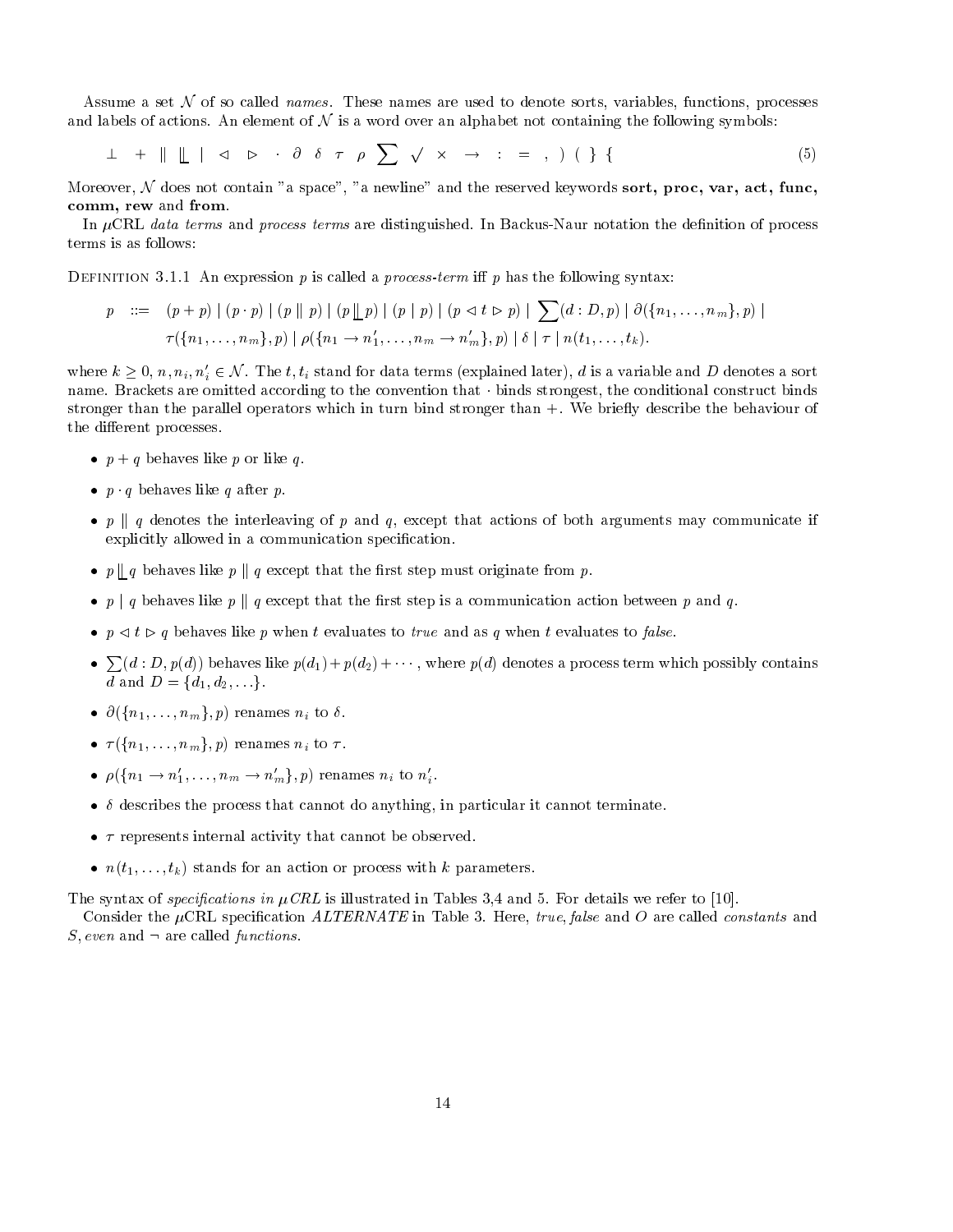Assume a set $\mathcal{N}$ of so called *names*. These names are used to denote sorts, variables, functions, processes and labels of actions. An element of $\mathcal{N}$ is a word over an alphabet not containing the following symbols:

$$\perp \quad + \quad \| \quad \lfloor\!\lfloor \quad | \quad \lhd \quad \rhd \quad \cdot \quad \partial \quad \delta \quad \tau \quad \rho \quad \sum \quad \surd \quad \times \quad \rightarrow \quad : \quad = \quad , \quad ) \quad ( \quad \} \quad \{ \tag{5}$$

Moreover, $\mathcal{N}$ does not contain "a space", "a newline" and the reserved keywords **sort, proc, var, act, func, comm, rew** and **from**.

In $\mu$CRL *data terms* and *process terms* are distinguished. In Backus-Naur notation the definition of process terms is as follows:

Definition 3.1.1 An expression $p$ is called a *process-term* iff $p$ has the following syntax:

$$\begin{aligned} p \quad ::= \quad & (p + p) \mid (p \cdot p) \mid (p \parallel p) \mid (p \lfloor\!\lfloor p) \mid (p \mid p) \mid (p \lhd t \rhd p) \mid \sum(d : D, p) \mid \partial(\{n_1, \ldots, n_m\}, p) \mid \\ & \tau(\{n_1, \ldots, n_m\}, p) \mid \rho(\{n_1 \rightarrow n_1', \ldots, n_m \rightarrow n_m'\}, p) \mid \delta \mid \tau \mid n(t_1, \ldots, t_k). \end{aligned}$$

where $k \geq 0$, $n, n_i, n_i' \in \mathcal{N}$. The $t, t_i$ stand for data terms (explained later), $d$ is a variable and $D$ denotes a sort name. Brackets are omitted according to the convention that $\cdot$ binds strongest, the conditional construct binds stronger than the parallel operators which in turn bind stronger than $+$. We briefly describe the behaviour of the different processes.

- $p + q$ behaves like $p$ or like $q$.
- $p \cdot q$ behaves like $q$ after $p$.
- $p \parallel q$ denotes the interleaving of $p$ and $q$, except that actions of both arguments may communicate if explicitly allowed in a communication specification.
- $p \lfloor\!\lfloor q$ behaves like $p \parallel q$ except that the first step must originate from $p$.
- $p \mid q$ behaves like $p \parallel q$ except that the first step is a communication action between $p$ and $q$.
- $p \lhd t \rhd q$ behaves like $p$ when $t$ evaluates to *true* and as $q$ when $t$ evaluates to *false*.
- $\sum(d : D, p(d))$ behaves like $p(d_1) + p(d_2) + \cdots$, where $p(d)$ denotes a process term which possibly contains $d$ and $D = \{d_1, d_2, \ldots\}$.
- $\partial(\{n_1, \ldots, n_m\}, p)$ renames $n_i$ to $\delta$.
- $\tau(\{n_1, \ldots, n_m\}, p)$ renames $n_i$ to $\tau$.
- $\rho(\{n_1 \rightarrow n_1', \ldots, n_m \rightarrow n_m'\}, p)$ renames $n_i$ to $n_i'$.
- $\delta$ describes the process that cannot do anything, in particular it cannot terminate.
- $\tau$ represents internal activity that cannot be observed.
- $n(t_1, \ldots, t_k)$ stands for an action or process with $k$ parameters.

The syntax of *specifications in $\mu$CRL* is illustrated in Tables 3,4 and 5. For details we refer to [10].

Consider the $\mu$CRL specification *ALTERNATE* in Table 3. Here, *true*, *false* and $O$ are called *constants* and $S$, *even* and $\neg$ are called *functions*.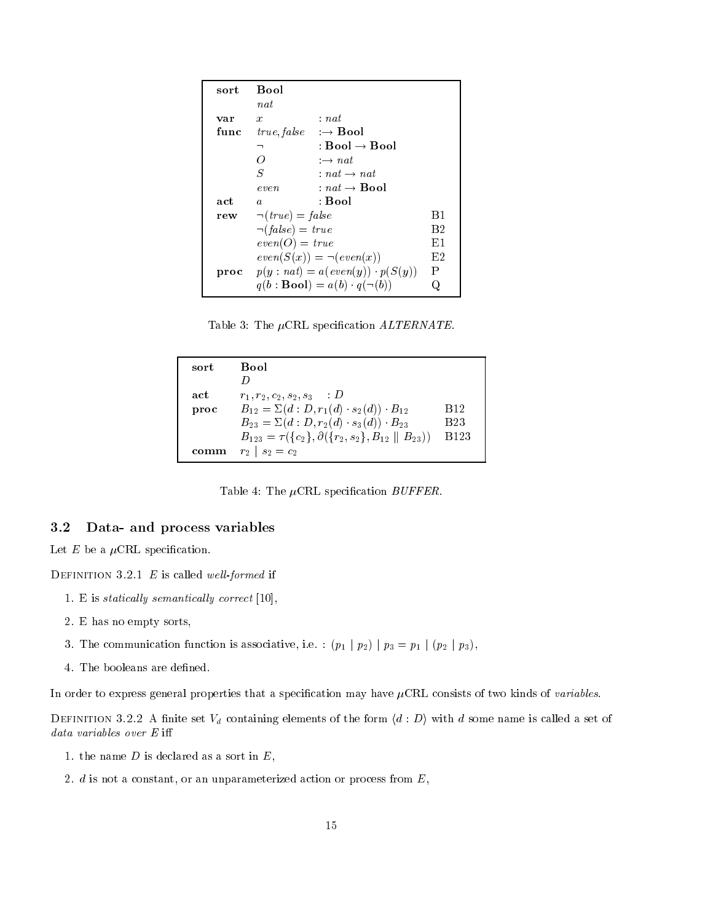| | | | |
|---|---|---|---|
| **sort** | **Bool** | | |
| | $nat$ | | |
| **var** | $x$ | $: nat$ | |
| **func** | $true, false$ | $:\to$ **Bool** | |
| | $\neg$ | $:$ **Bool** $\to$ **Bool** | |
| | $O$ | $:\to nat$ | |
| | $S$ | $: nat \to nat$ | |
| | $even$ | $: nat \to$ **Bool** | |
| **act** | $a$ | $:$ **Bool** | |
| **rew** | $\neg(true) = false$ | | B1 |
| | $\neg(false) = true$ | | B2 |
| | $even(O) = true$ | | E1 |
| | $even(S(x)) = \neg(even(x))$ | | E2 |
| **proc** | $p(y : nat) = a(even(y)) \cdot p(S(y))$ | | P |
| | $q(b : \mathbf{Bool}) = a(b) \cdot q(\neg(b))$ | | Q |

Table 3: The $\mu$CRL specification *ALTERNATE*.

| | | |
|---|---|---|
| **sort** | **Bool** | |
| | $D$ | |
| **act** | $r_1, r_2, c_2, s_2, s_3 \quad : D$ | |
| **proc** | $B_{12} = \Sigma(d : D, r_1(d) \cdot s_2(d)) \cdot B_{12}$ | B12 |
| | $B_{23} = \Sigma(d : D, r_2(d) \cdot s_3(d)) \cdot B_{23}$ | B23 |
| | $B_{123} = \tau(\{c_2\}, \partial(\{r_2, s_2\}, B_{12} \parallel B_{23}))$ | B123 |
| **comm** | $r_2 \mid s_2 = c_2$ | |

Table 4: The $\mu$CRL specification *BUFFER*.

## 3.2 Data- and process variables

Let $E$ be a $\mu$CRL specification.

Definition 3.2.1 $E$ is called *well-formed* if

1. E is *statically semantically correct* [10],
2. E has no empty sorts,
3. The communication function is associative, i.e. : $(p_1 \mid p_2) \mid p_3 = p_1 \mid (p_2 \mid p_3)$,
4. The booleans are defined.

In order to express general properties that a specification may have $\mu$CRL consists of two kinds of *variables*.

Definition 3.2.2 A finite set $V_d$ containing elements of the form $\langle d : D \rangle$ with $d$ some name is called a set of *data variables over $E$* iff

1. the name $D$ is declared as a sort in $E$,
2. $d$ is not a constant, or an unparameterized action or process from $E$,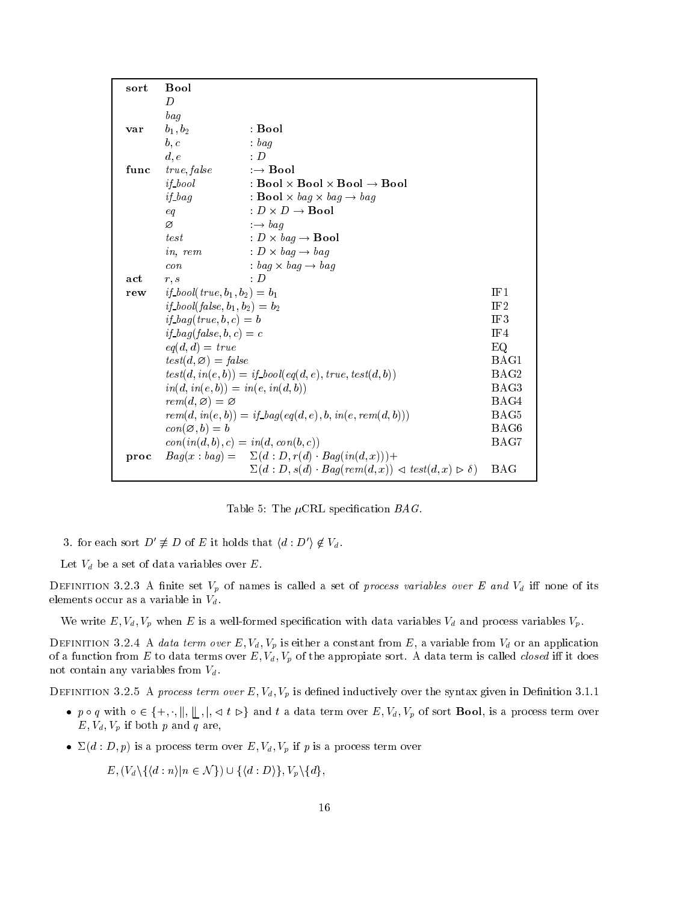| | | | |
|---|---|---|---|
| **sort** | **Bool** | | |
| | $D$ | | |
| | $bag$ | | |
| **var** | $b_1, b_2$ | : **Bool** | |
| | $b, c$ | : $bag$ | |
| | $d, e$ | : $D$ | |
| **func** | $true, false$ | :→ **Bool** | |
| | $if\_bool$ | : **Bool** × **Bool** × **Bool** → **Bool** | |
| | $if\_bag$ | : **Bool** × $bag$ × $bag$ → $bag$ | |
| | $eq$ | : $D \times D \rightarrow$ **Bool** | |
| | $\varnothing$ | :→ $bag$ | |
| | $test$ | : $D \times bag \rightarrow$ **Bool** | |
| | $in,\ rem$ | : $D \times bag \rightarrow bag$ | |
| | $con$ | : $bag \times bag \rightarrow bag$ | |
| **act** | $r, s$ | : $D$ | |
| **rew** | $if\_bool(true, b_1, b_2) = b_1$ | | IF1 |
| | $if\_bool(false, b_1, b_2) = b_2$ | | IF2 |
| | $if\_bag(true, b, c) = b$ | | IF3 |
| | $if\_bag(false, b, c) = c$ | | IF4 |
| | $eq(d, d) = true$ | | EQ |
| | $test(d, \varnothing) = false$ | | BAG1 |
| | $test(d, in(e, b)) = if\_bool(eq(d, e), true, test(d, b))$ | | BAG2 |
| | $in(d, in(e, b)) = in(e, in(d, b))$ | | BAG3 |
| | $rem(d, \varnothing) = \varnothing$ | | BAG4 |
| | $rem(d, in(e, b)) = if\_bag(eq(d, e), b, in(e, rem(d, b)))$ | | BAG5 |
| | $con(\varnothing, b) = b$ | | BAG6 |
| | $con(in(d, b), c) = in(d, con(b, c))$ | | BAG7 |
| **proc** | $Bag(x : bag) =$ | $\Sigma(d : D, r(d) \cdot Bag(in(d, x)))+$ | |
| | | $\Sigma(d : D, s(d) \cdot Bag(rem(d, x)) \lhd test(d, x) \rhd \delta)$ | BAG |

Table 5: The $\mu$CRL specification $BAG$.

3. for each sort $D' \not\equiv D$ of $E$ it holds that $\langle d : D' \rangle \notin V_d$.

Let $V_d$ be a set of data variables over $E$.

DEFINITION 3.2.3 A finite set $V_p$ of names is called a set of *process variables over $E$ and $V_d$* iff none of its elements occur as a variable in $V_d$.

We write $E, V_d, V_p$ when $E$ is a well-formed specification with data variables $V_d$ and process variables $V_p$.

DEFINITION 3.2.4 A *data term over* $E, V_d, V_p$ is either a constant from $E$, a variable from $V_d$ or an application of a function from $E$ to data terms over $E, V_d, V_p$ of the appropiate sort. A data term is called *closed* iff it does not contain any variables from $V_d$.

DEFINITION 3.2.5 A *process term over* $E, V_d, V_p$ is defined inductively over the syntax given in Definition 3.1.1

- $p \circ q$ with $\circ \in \{+, \cdot, \|, \lfloor\!\lfloor, |, \lhd t \rhd\}$ and $t$ a data term over $E, V_d, V_p$ of sort **Bool**, is a process term over $E, V_d, V_p$ if both $p$ and $q$ are,
- $\Sigma(d : D, p)$ is a process term over $E, V_d, V_p$ if $p$ is a process term over

  $$E, (V_d \backslash \{\langle d : n \rangle | n \in \mathcal{N}\}) \cup \{\langle d : D \rangle\}, V_p \backslash \{d\},$$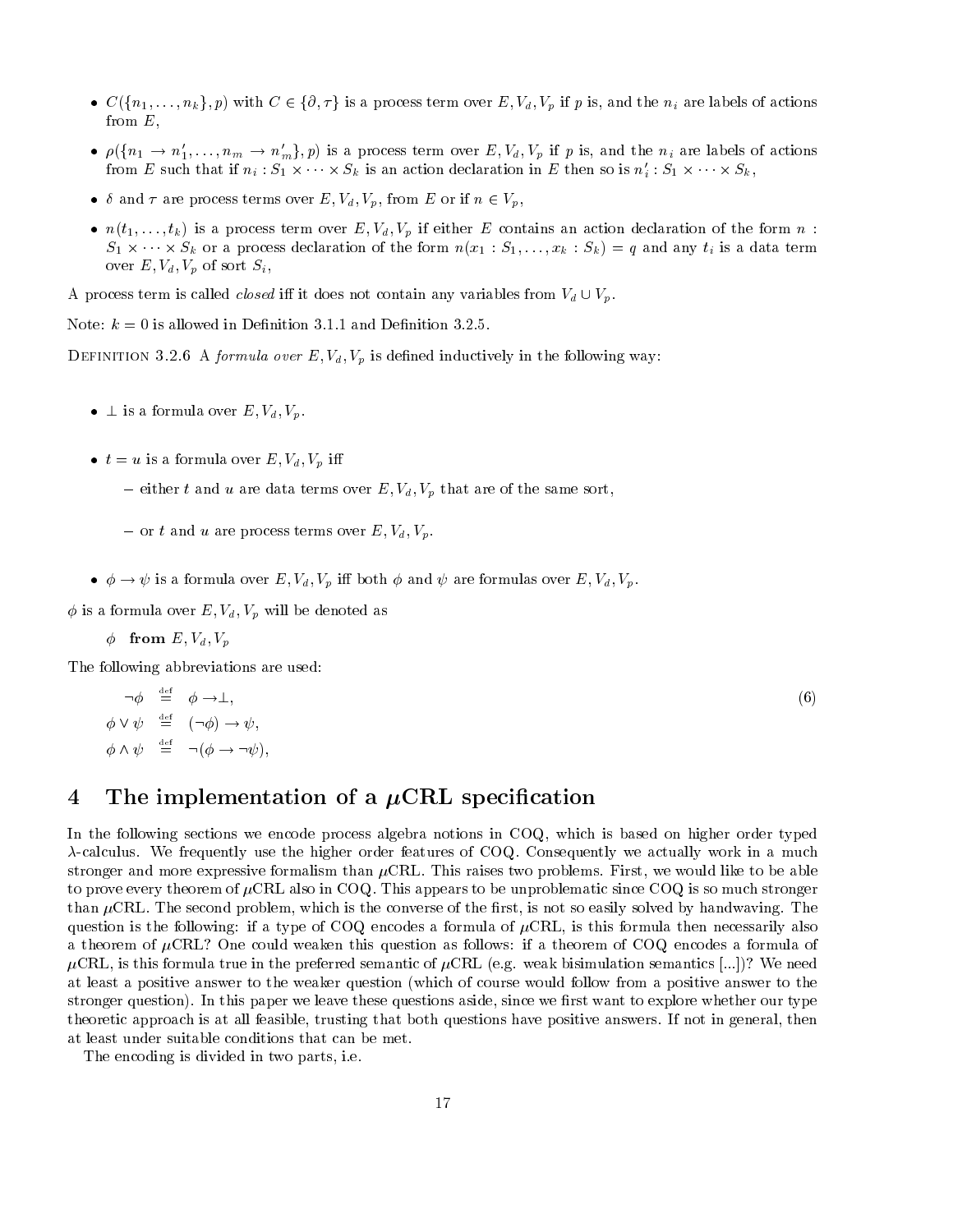- $C(\{n_1, \ldots, n_k\}, p)$ with $C \in \{\partial, \tau\}$ is a process term over $E, V_d, V_p$ if $p$ is, and the $n_i$ are labels of actions from $E$,

- $\rho(\{n_1 \to n'_1, \ldots, n_m \to n'_m\}, p)$ is a process term over $E, V_d, V_p$ if $p$ is, and the $n_i$ are labels of actions from $E$ such that if $n_i : S_1 \times \cdots \times S_k$ is an action declaration in $E$ then so is $n'_i : S_1 \times \cdots \times S_k$,

- $\delta$ and $\tau$ are process terms over $E, V_d, V_p$, from $E$ or if $n \in V_p$,

- $n(t_1, \ldots, t_k)$ is a process term over $E, V_d, V_p$ if either $E$ contains an action declaration of the form $n : S_1 \times \cdots \times S_k$ or a process declaration of the form $n(x_1 : S_1, \ldots, x_k : S_k) = q$ and any $t_i$ is a data term over $E, V_d, V_p$ of sort $S_i$,

A process term is called *closed* iff it does not contain any variables from $V_d \cup V_p$.

Note: $k = 0$ is allowed in Definition 3.1.1 and Definition 3.2.5.

DEFINITION 3.2.6 A *formula over* $E, V_d, V_p$ is defined inductively in the following way:

- $\perp$ is a formula over $E, V_d, V_p$.

- $t = u$ is a formula over $E, V_d, V_p$ iff
  - either $t$ and $u$ are data terms over $E, V_d, V_p$ that are of the same sort,
  - or $t$ and $u$ are process terms over $E, V_d, V_p$.

- $\phi \to \psi$ is a formula over $E, V_d, V_p$ iff both $\phi$ and $\psi$ are formulas over $E, V_d, V_p$.

$\phi$ is a formula over $E, V_d, V_p$ will be denoted as

$\phi$ **from** $E, V_d, V_p$

The following abbreviations are used:

$$\begin{aligned} \neg\phi &\stackrel{\text{def}}{=} \phi \to \perp, \\ \phi \vee \psi &\stackrel{\text{def}}{=} (\neg\phi) \to \psi, \\ \phi \wedge \psi &\stackrel{\text{def}}{=} \neg(\phi \to \neg\psi), \end{aligned} \tag{6}$$

# 4 The implementation of a $\mu$CRL specification

In the following sections we encode process algebra notions in COQ, which is based on higher order typed $\lambda$-calculus. We frequently use the higher order features of COQ. Consequently we actually work in a much stronger and more expressive formalism than $\mu$CRL. This raises two problems. First, we would like to be able to prove every theorem of $\mu$CRL also in COQ. This appears to be unproblematic since COQ is so much stronger than $\mu$CRL. The second problem, which is the converse of the first, is not so easily solved by handwaving. The question is the following: if a type of COQ encodes a formula of $\mu$CRL, is this formula then necessarily also a theorem of $\mu$CRL? One could weaken this question as follows: if a theorem of COQ encodes a formula of $\mu$CRL, is this formula true in the preferred semantic of $\mu$CRL (e.g. weak bisimulation semantics [...])? We need at least a positive answer to the weaker question (which of course would follow from a positive answer to the stronger question). In this paper we leave these questions aside, since we first want to explore whether our type theoretic approach is at all feasible, trusting that both questions have positive answers. If not in general, then at least under suitable conditions that can be met.

The encoding is divided in two parts, i.e.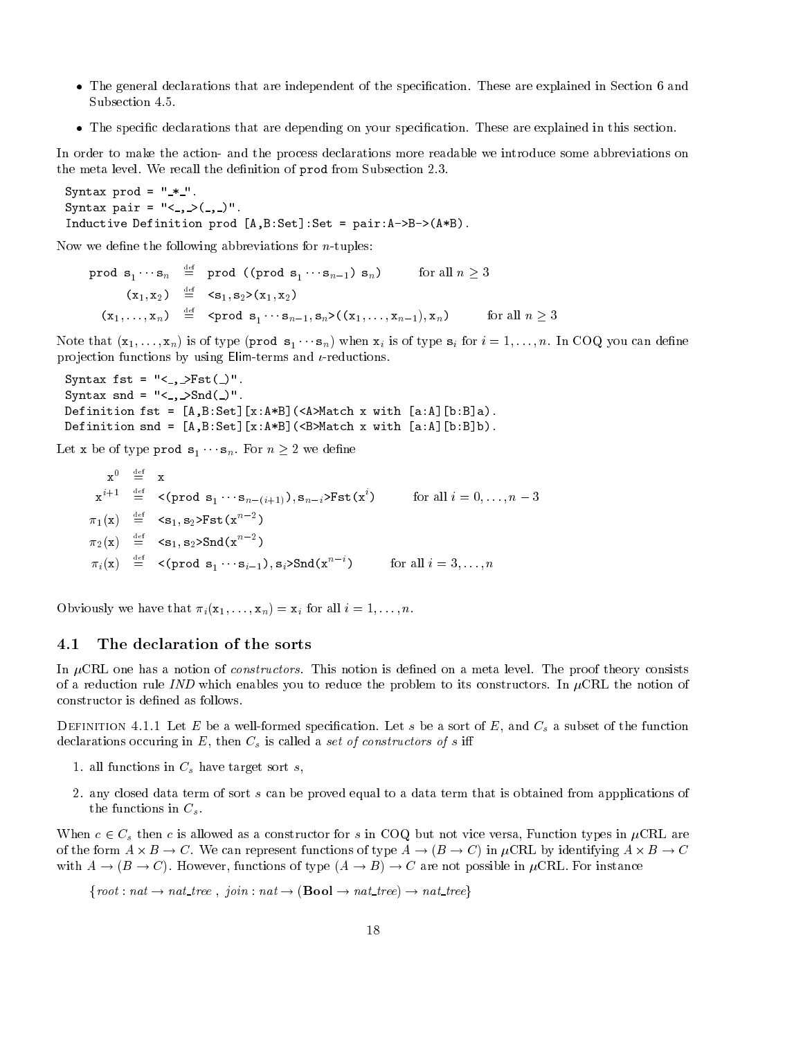- The general declarations that are independent of the specification. These are explained in Section 6 and Subsection 4.5.
- The specific declarations that are depending on your specification. These are explained in this section.

In order to make the action- and the process declarations more readable we introduce some abbreviations on the meta level. We recall the definition of `prod` from Subsection 2.3.

```
Syntax prod = "_*_".
Syntax pair = "<_,_>(_,_)".
Inductive Definition prod [A,B:Set]:Set = pair:A->B->(A*B).
```

Now we define the following abbreviations for $n$-tuples:

$$\texttt{prod}\ \texttt{s}_1 \cdots \texttt{s}_n \stackrel{\text{def}}{=} \texttt{prod}\ ((\texttt{prod}\ \texttt{s}_1 \cdots \texttt{s}_{n-1})\ \texttt{s}_n) \qquad \text{for all } n \geq 3$$

$$(\texttt{x}_1, \texttt{x}_2) \stackrel{\text{def}}{=} \texttt{<s}_1, \texttt{s}_2\texttt{>}(\texttt{x}_1, \texttt{x}_2)$$

$$(\texttt{x}_1, \ldots, \texttt{x}_n) \stackrel{\text{def}}{=} \texttt{<prod}\ \texttt{s}_1 \cdots \texttt{s}_{n-1}, \texttt{s}_n\texttt{>}((\texttt{x}_1, \ldots, \texttt{x}_{n-1}), \texttt{x}_n) \qquad \text{for all } n \geq 3$$

Note that $(\texttt{x}_1, \ldots, \texttt{x}_n)$ is of type $(\texttt{prod}\ \texttt{s}_1 \cdots \texttt{s}_n)$ when $\texttt{x}_i$ is of type $\texttt{s}_i$ for $i = 1, \ldots, n$. In COQ you can define projection functions by using Elim-terms and $\iota$-reductions.

```
Syntax fst = "<_,_>Fst(_)".
Syntax snd = "<_,_>Snd(_)".
Definition fst = [A,B:Set][x:A*B](<A>Match x with [a:A][b:B]a).
Definition snd = [A,B:Set][x:A*B](<B>Match x with [a:A][b:B]b).
```

Let `x` be of type $\texttt{prod}\ \texttt{s}_1 \cdots \texttt{s}_n$. For $n \geq 2$ we define

$$\texttt{x}^0 \stackrel{\text{def}}{=} \texttt{x}$$

$$\texttt{x}^{i+1} \stackrel{\text{def}}{=} \texttt{<(prod}\ \texttt{s}_1 \cdots \texttt{s}_{n-(i+1)}\texttt{)}, \texttt{s}_{n-i}\texttt{>Fst(x}^i\texttt{)} \qquad \text{for all } i = 0, \ldots, n-3$$

$$\pi_1(\texttt{x}) \stackrel{\text{def}}{=} \texttt{<s}_1, \texttt{s}_2\texttt{>Fst(x}^{n-2}\texttt{)}$$

$$\pi_2(\texttt{x}) \stackrel{\text{def}}{=} \texttt{<s}_1, \texttt{s}_2\texttt{>Snd(x}^{n-2}\texttt{)}$$

$$\pi_i(\texttt{x}) \stackrel{\text{def}}{=} \texttt{<(prod}\ \texttt{s}_1 \cdots \texttt{s}_{i-1}\texttt{)}, \texttt{s}_i\texttt{>Snd(x}^{n-i}\texttt{)} \qquad \text{for all } i = 3, \ldots, n$$

Obviously we have that $\pi_i(\texttt{x}_1, \ldots, \texttt{x}_n) = \texttt{x}_i$ for all $i = 1, \ldots, n$.

## 4.1 The declaration of the sorts

In $\mu$CRL one has a notion of *constructors*. This notion is defined on a meta level. The proof theory consists of a reduction rule *IND* which enables you to reduce the problem to its constructors. In $\mu$CRL the notion of constructor is defined as follows.

DEFINITION 4.1.1 Let $E$ be a well-formed specification. Let $s$ be a sort of $E$, and $C_s$ a subset of the function declarations occuring in $E$, then $C_s$ is called a *set of constructors of s* iff

1. all functions in $C_s$ have target sort $s$,
2. any closed data term of sort $s$ can be proved equal to a data term that is obtained from appplications of the functions in $C_s$.

When $c \in C_s$ then $c$ is allowed as a constructor for $s$ in COQ but not vice versa, Function types in $\mu$CRL are of the form $A \times B \rightarrow C$. We can represent functions of type $A \rightarrow (B \rightarrow C)$ in $\mu$CRL by identifying $A \times B \rightarrow C$ with $A \rightarrow (B \rightarrow C)$. However, functions of type $(A \rightarrow B) \rightarrow C$ are not possible in $\mu$CRL. For instance

$$\{root : nat \rightarrow nat\_tree\ ,\ join : nat \rightarrow (\mathbf{Bool} \rightarrow nat\_tree) \rightarrow nat\_tree\}$$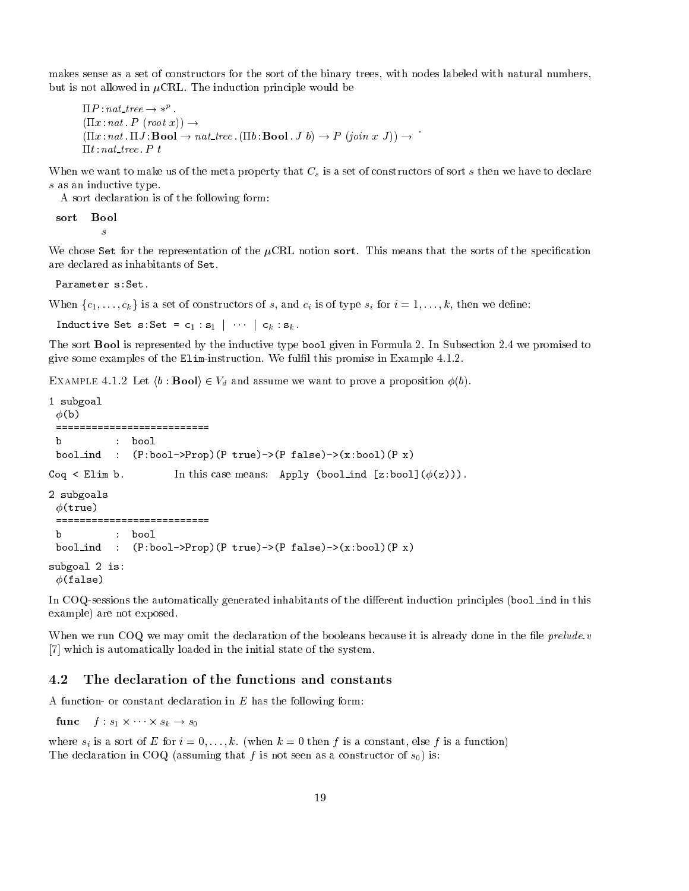makes sense as a set of constructors for the sort of the binary trees, with nodes labeled with natural numbers, but is not allowed in $\mu$CRL. The induction principle would be

$$\begin{array}{l} \Pi P : nat\_tree \rightarrow *^p \, . \\ (\Pi x : nat \, . \, P \; (root \; x)) \rightarrow \\ (\Pi x : nat \, . \, \Pi J : \mathbf{Bool} \rightarrow nat\_tree \, . \, (\Pi b : \mathbf{Bool} \, . \, J \; b) \rightarrow P \; (join \; x \; J)) \rightarrow \\ \Pi t : nat\_tree \, . \, P \; t \end{array} .$$

When we want to make us of the meta property that $C_s$ is a set of constructors of sort $s$ then we have to declare $s$ as an inductive type.

A sort declaration is of the following form:

**sort** **Bool**
$\quad\quad\quad s$

We chose `Set` for the representation of the $\mu$CRL notion **sort**. This means that the sorts of the specification are declared as inhabitants of `Set`.

```
Parameter s:Set.
```

When $\{c_1, \ldots, c_k\}$ is a set of constructors of $s$, and $c_i$ is of type $s_i$ for $i = 1, \ldots, k$, then we define:

Inductive Set s:Set = $c_1$ : $s_1$ | $\cdots$ | $c_k$ : $s_k$.

The sort **Bool** is represented by the inductive type `bool` given in Formula 2. In Subsection 2.4 we promised to give some examples of the `Elim`-instruction. We fulfil this promise in Example 4.1.2.

EXAMPLE 4.1.2 Let $\langle b : \mathbf{Bool} \rangle \in V_d$ and assume we want to prove a proposition $\phi(b)$.

```
1 subgoal
 φ(b)
 ========================
 b         :  bool
 bool_ind  :  (P:bool->Prop)(P true)->(P false)->(x:bool)(P x)
```

`Coq < Elim b.`          In this case means: `Apply (bool_ind [z:bool](φ(z)))`.

```
2 subgoals
 φ(true)
 ========================
 b         :  bool
 bool_ind  :  (P:bool->Prop)(P true)->(P false)->(x:bool)(P x)

subgoal 2 is:
 φ(false)
```

In COQ-sessions the automatically generated inhabitants of the different induction principles (`bool_ind` in this example) are not exposed.

When we run COQ we may omit the declaration of the booleans because it is already done in the file *prelude.v* [7] which is automatically loaded in the initial state of the system.

## 4.2 The declaration of the functions and constants

A function- or constant declaration in $E$ has the following form:

**func** $\quad f : s_1 \times \cdots \times s_k \rightarrow s_0$

where $s_i$ is a sort of $E$ for $i = 0, \ldots, k$. (when $k = 0$ then $f$ is a constant, else $f$ is a function)
The declaration in COQ (assuming that $f$ is not seen as a constructor of $s_0$) is: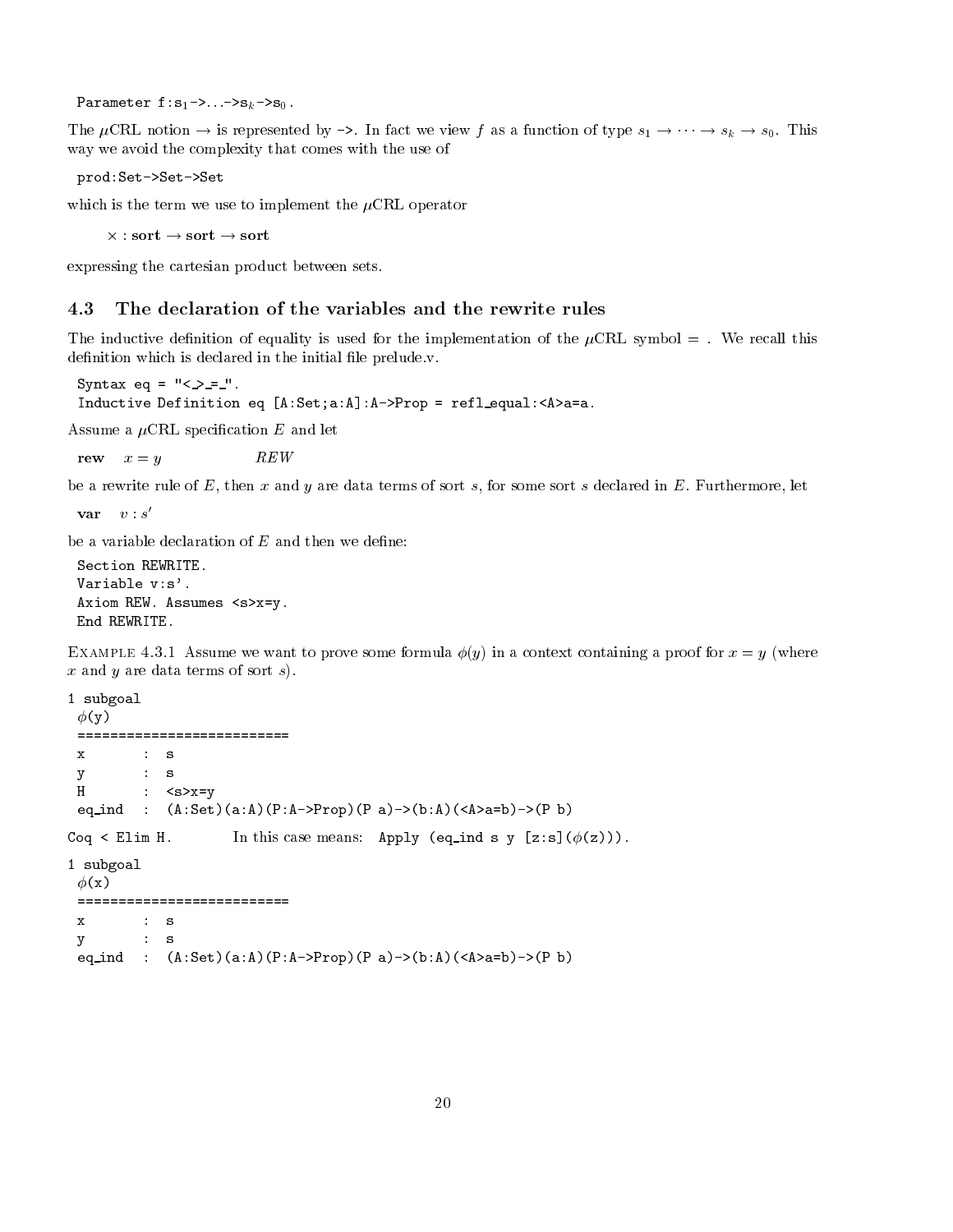```
Parameter f:s1->...->sk->s0.
```

The $\mu$CRL notion $\rightarrow$ is represented by `->`. In fact we view $f$ as a function of type $s_1 \rightarrow \cdots \rightarrow s_k \rightarrow s_0$. This way we avoid the complexity that comes with the use of

```
prod:Set->Set->Set
```

which is the term we use to implement the $\mu$CRL operator

$$\times : \textbf{sort} \rightarrow \textbf{sort} \rightarrow \textbf{sort}$$

expressing the cartesian product between sets.

### 4.3 The declaration of the variables and the rewrite rules

The inductive definition of equality is used for the implementation of the $\mu$CRL symbol $=$ . We recall this definition which is declared in the initial file prelude.v.

```
Syntax eq = "<_>_=_".
Inductive Definition eq [A:Set;a:A]:A->Prop = refl_equal:<A>a=a.
```

Assume a $\mu$CRL specification $E$ and let

**rew** $\quad x = y \qquad\qquad REW$

be a rewrite rule of $E$, then $x$ and $y$ are data terms of sort $s$, for some sort $s$ declared in $E$. Furthermore, let

**var** $\quad v : s'$

be a variable declaration of $E$ and then we define:

```
Section REWRITE.
Variable v:s'.
Axiom REW. Assumes <s>x=y.
End REWRITE.
```

Example 4.3.1 Assume we want to prove some formula $\phi(y)$ in a context containing a proof for $x = y$ (where $x$ and $y$ are data terms of sort $s$).

```
1 subgoal
 φ(y)
 ==========================
 x       :  s
 y       :  s
 H       :  <s>x=y
 eq_ind  :  (A:Set)(a:A)(P:A->Prop)(P a)->(b:A)(<A>a=b)->(P b)
```

`Coq < Elim H.` In this case means: `Apply (eq_ind s y [z:s](φ(z)))`.

```
1 subgoal
 φ(x)
 ==========================
 x       :  s
 y       :  s
 eq_ind  :  (A:Set)(a:A)(P:A->Prop)(P a)->(b:A)(<A>a=b)->(P b)
```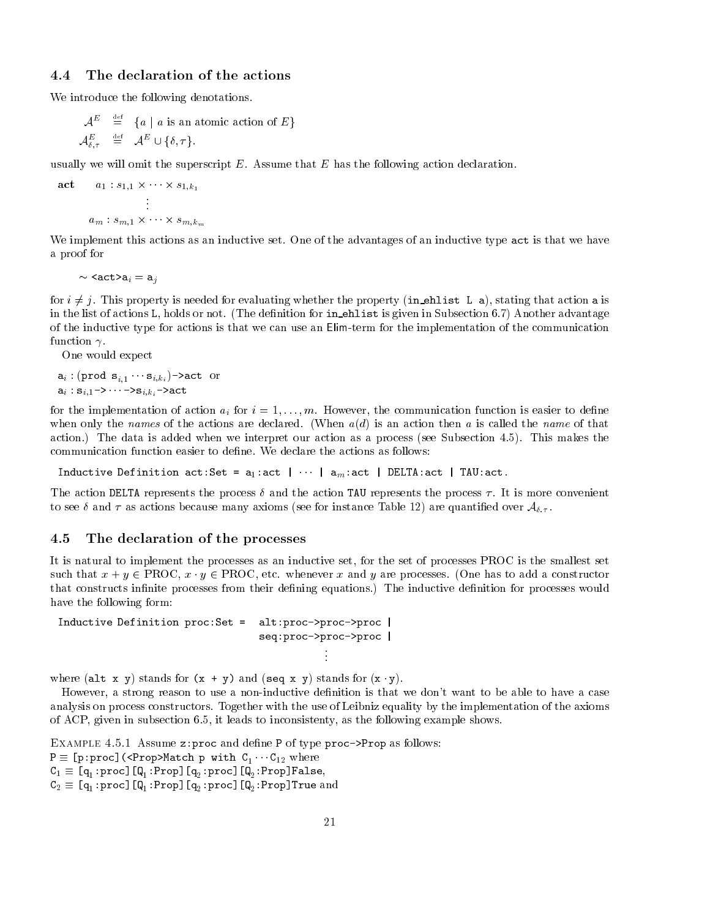### 4.4 The declaration of the actions

We introduce the following denotations.

$$\mathcal{A}^E \stackrel{\text{def}}{=} \{a \mid a \text{ is an atomic action of } E\}$$
$$\mathcal{A}^E_{\delta,\tau} \stackrel{\text{def}}{=} \mathcal{A}^E \cup \{\delta, \tau\}.$$

usually we will omit the superscript $E$. Assume that $E$ has the following action declaration.

$$\textbf{act} \quad a_1 : s_{1,1} \times \cdots \times s_{1,k_1}$$
$$\vdots$$
$$a_m : s_{m,1} \times \cdots \times s_{m,k_m}$$

We implement this actions as an inductive set. One of the advantages of an inductive type `act` is that we have a proof for

$\sim$ `<act>a`$_i$ `=` `a`$_j$

for $i \neq j$. This property is needed for evaluating whether the property (`in_ehlist L a`), stating that action `a` is in the list of actions `L`, holds or not. (The definition for `in_ehlist` is given in Subsection 6.7) Another advantage of the inductive type for actions is that we can use an `Elim`-term for the implementation of the communication function $\gamma$.

One would expect

`a`$_i$ `: (prod s`$_{i,1} \cdots$ `s`$_{i,k_i}$`)->act` or
`a`$_i$ `: s`$_{i,1}$`->` $\cdots$ `->s`$_{i,k_i}$`->act`

for the implementation of action $a_i$ for $i = 1, \ldots, m$. However, the communication function is easier to define when only the *names* of the actions are declared. (When $a(d)$ is an action then $a$ is called the *name* of that action.) The data is added when we interpret our action as a process (see Subsection 4.5). This makes the communication function easier to define. We declare the actions as follows:

`Inductive Definition act:Set = a`$_1$`:act |` $\cdots$ `| a`$_m$`:act | DELTA:act | TAU:act.`

The action `DELTA` represents the process $\delta$ and the action `TAU` represents the process $\tau$. It is more convenient to see $\delta$ and $\tau$ as actions because many axioms (see for instance Table 12) are quantified over $\mathcal{A}_{\delta,\tau}$.

### 4.5 The declaration of the processes

It is natural to implement the processes as an inductive set, for the set of processes PROC is the smallest set such that $x + y \in$ PROC, $x \cdot y \in$ PROC, etc. whenever $x$ and $y$ are processes. (One has to add a constructor that constructs infinite processes from their defining equations.) The inductive definition for processes would have the following form:

```
Inductive Definition proc:Set =  alt:proc->proc->proc |
                                 seq:proc->proc->proc |
                                          ⋮
```

where (`alt x y`) stands for (`x + y`) and (`seq x y`) stands for (`x` $\cdot$ `y`).

However, a strong reason to use a non-inductive definition is that we don't want to be able to have a case analysis on process constructors. Together with the use of Leibniz equality by the implementation of the axioms of ACP, given in subsection 6.5, it leads to inconsistenty, as the following example shows.

EXAMPLE 4.5.1 Assume `z:proc` and define `P` of type `proc->Prop` as follows:
`P` $\equiv$ `[p:proc](<Prop>Match p with C`$_1 \cdots$ `C`$_{12}$ where
`C`$_1 \equiv$ `[q`$_1$`:proc][Q`$_1$`:Prop][q`$_2$`:proc][Q`$_2$`:Prop]False`,
`C`$_2 \equiv$ `[q`$_1$`:proc][Q`$_1$`:Prop][q`$_2$`:proc][Q`$_2$`:Prop]True` and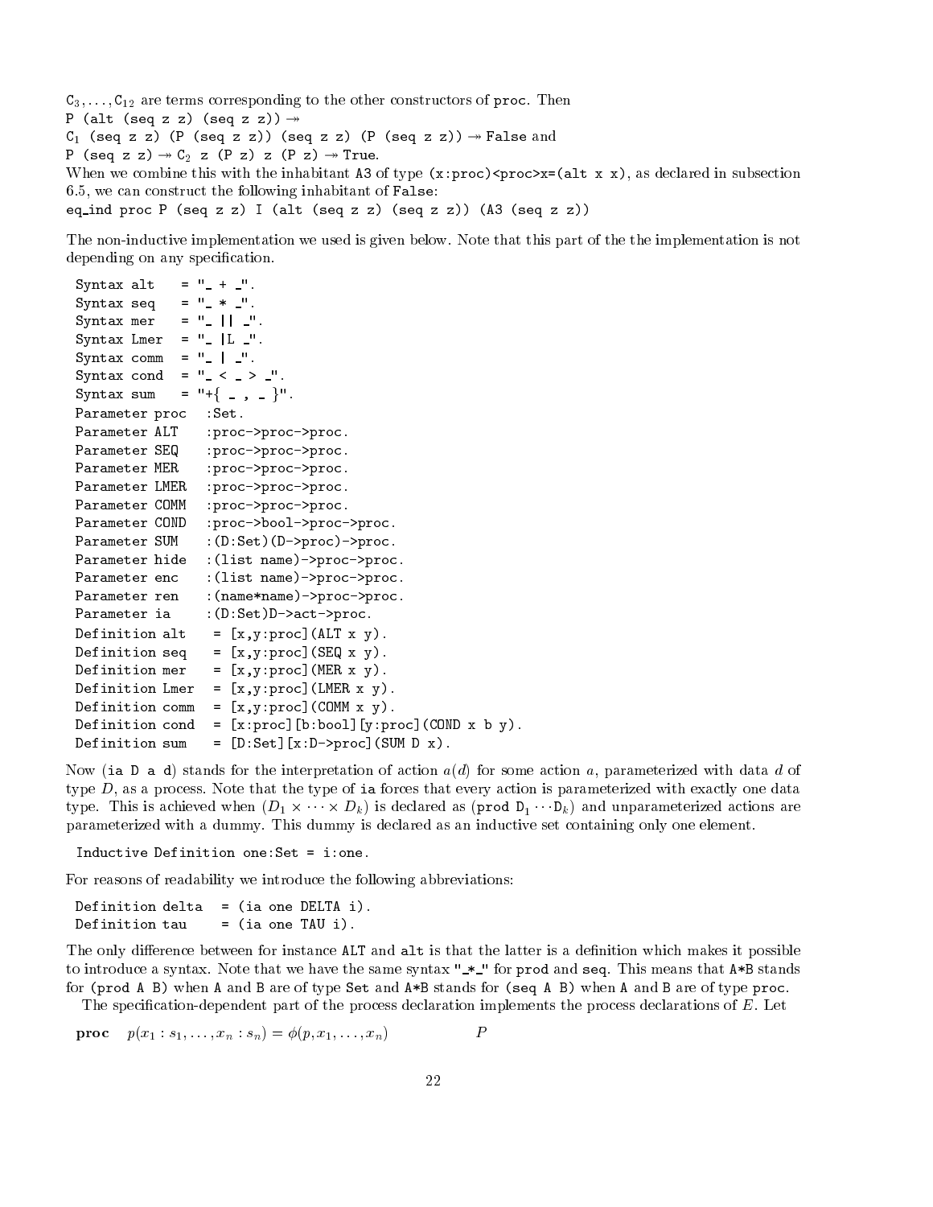$C_3, \ldots, C_{12}$ are terms corresponding to the other constructors of `proc`. Then
`P (alt (seq z z) (seq z z))` $\twoheadrightarrow$
$C_1$ `(seq z z) (P (seq z z)) (seq z z) (P (seq z z))` $\twoheadrightarrow$ `False` and
`P (seq z z)` $\twoheadrightarrow$ $C_2$ `z (P z) z (P z)` $\twoheadrightarrow$ `True`.
When we combine this with the inhabitant `A3` of type `(x:proc)<proc>x=(alt x x)`, as declared in subsection 6.5, we can construct the following inhabitant of `False`:
`eq_ind proc P (seq z z) I (alt (seq z z) (seq z z)) (A3 (seq z z))`

The non-inductive implementation we used is given below. Note that this part of the the implementation is not depending on any specification.

```
Syntax alt    = "_ + _".
Syntax seq    = "_ * _".
Syntax mer    = "_ || _".
Syntax Lmer   = "_ |L _".
Syntax comm   = "_ | _".
Syntax cond   = "_ < _ > _".
Syntax sum    = "+{ _ , _ }".
Parameter proc   :Set.
Parameter ALT    :proc->proc->proc.
Parameter SEQ    :proc->proc->proc.
Parameter MER    :proc->proc->proc.
Parameter LMER   :proc->proc->proc.
Parameter COMM   :proc->proc->proc.
Parameter COND   :proc->bool->proc->proc.
Parameter SUM    :(D:Set)(D->proc)->proc.
Parameter hide   :(list name)->proc->proc.
Parameter enc    :(list name)->proc->proc.
Parameter ren    :(name*name)->proc->proc.
Parameter ia     :(D:Set)D->act->proc.
Definition alt    = [x,y:proc](ALT x y).
Definition seq    = [x,y:proc](SEQ x y).
Definition mer    = [x,y:proc](MER x y).
Definition Lmer   = [x,y:proc](LMER x y).
Definition comm   = [x,y:proc](COMM x y).
Definition cond   = [x:proc][b:bool][y:proc](COND x b y).
Definition sum    = [D:Set][x:D->proc](SUM D x).
```

Now `(ia D a d)` stands for the interpretation of action $a(d)$ for some action $a$, parameterized with data $d$ of type $D$, as a process. Note that the type of `ia` forces that every action is parameterized with exactly one data type. This is achieved when $(D_1 \times \cdots \times D_k)$ is declared as `(prod` $D_1 \cdots D_k$`)` and unparameterized actions are parameterized with a dummy. This dummy is declared as an inductive set containing only one element.

```
Inductive Definition one:Set = i:one.
```

For reasons of readability we introduce the following abbreviations:

```
Definition delta  = (ia one DELTA i).
Definition tau    = (ia one TAU i).
```

The only difference between for instance `ALT` and `alt` is that the latter is a definition which makes it possible to introduce a syntax. Note that we have the same syntax `"_*_"` for `prod` and `seq`. This means that `A*B` stands for `(prod A B)` when `A` and `B` are of type `Set` and `A*B` stands for `(seq A B)` when `A` and `B` are of type `proc`.

The specification-dependent part of the process declaration implements the process declarations of $E$. Let

**proc** $\quad p(x_1 : s_1, \ldots, x_n : s_n) = \phi(p, x_1, \ldots, x_n) \qquad\qquad P$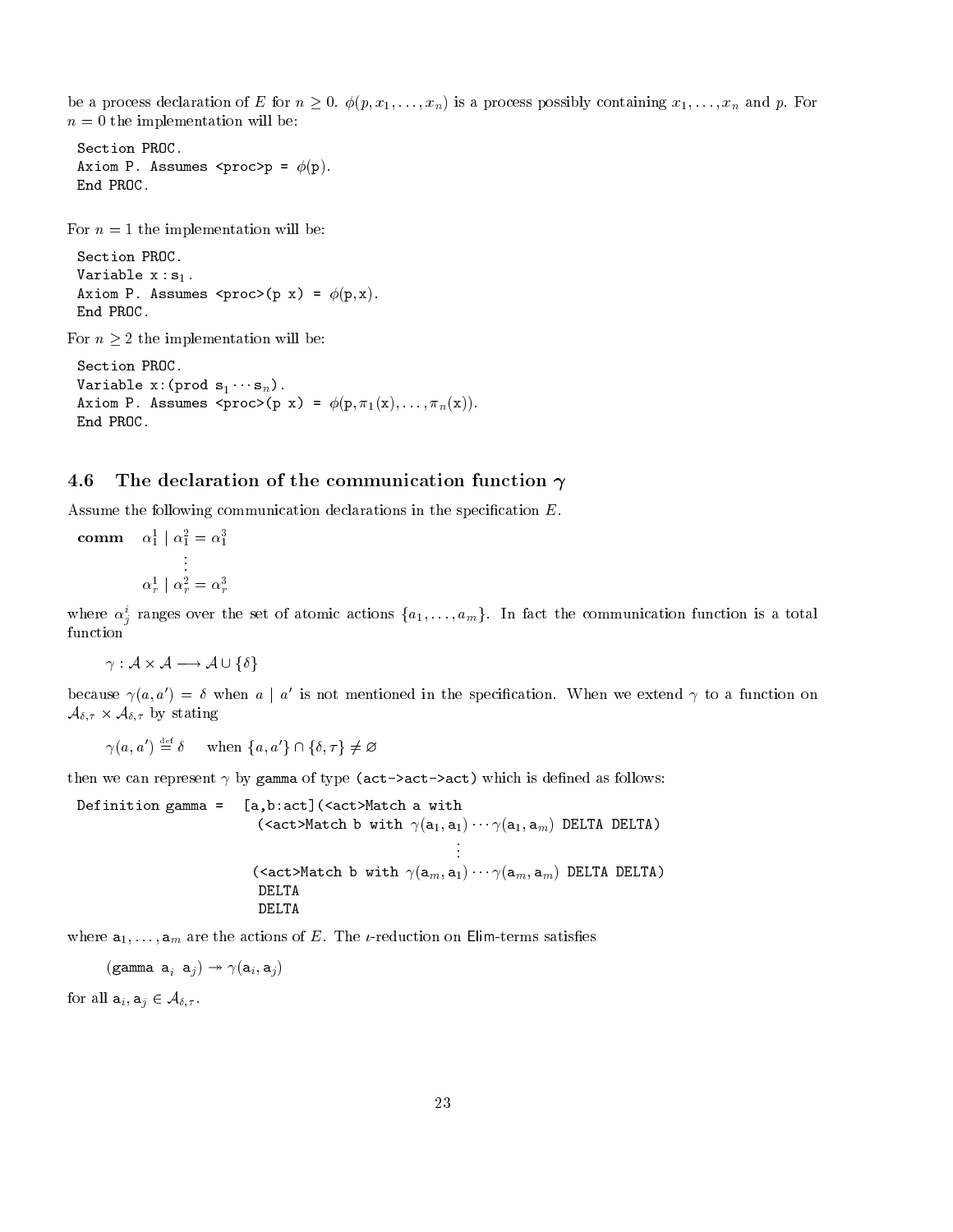be a process declaration of $E$ for $n \geq 0$. $\phi(p, x_1, \ldots, x_n)$ is a process possibly containing $x_1, \ldots, x_n$ and $p$. For $n = 0$ the implementation will be:

```
Section PROC.
Axiom P. Assumes <proc>p = φ(p).
End PROC.
```

For $n = 1$ the implementation will be:

```
Section PROC.
Variable x : s1.
Axiom P. Assumes <proc>(p x) = φ(p,x).
End PROC.
```

For $n \geq 2$ the implementation will be:

```
Section PROC.
Variable x:(prod s1···sn).
Axiom P. Assumes <proc>(p x) = φ(p,π1(x),...,πn(x)).
End PROC.
```

### 4.6 The declaration of the communication function $\gamma$

Assume the following communication declarations in the specification $E$.

$$\begin{array}{ll} \textbf{comm} & \alpha_1^1 \mid \alpha_1^2 = \alpha_1^3 \\ & \quad \vdots \\ & \alpha_r^1 \mid \alpha_r^2 = \alpha_r^3 \end{array}$$

where $\alpha_j^i$ ranges over the set of atomic actions $\{a_1, \ldots, a_m\}$. In fact the communication function is a total function

$$\gamma : \mathcal{A} \times \mathcal{A} \longrightarrow \mathcal{A} \cup \{\delta\}$$

because $\gamma(a, a') = \delta$ when $a \mid a'$ is not mentioned in the specification. When we extend $\gamma$ to a function on $\mathcal{A}_{\delta,\tau} \times \mathcal{A}_{\delta,\tau}$ by stating

$$\gamma(a, a') \stackrel{\text{def}}{=} \delta \quad \text{ when } \{a, a'\} \cap \{\delta, \tau\} \neq \varnothing$$

then we can represent $\gamma$ by `gamma` of type `(act->act->act)` which is defined as follows:

```
Definition gamma =  [a,b:act](<act>Match a with
                      (<act>Match b with γ(a1,a1)···γ(a1,am) DELTA DELTA)
                                                ⋮
                     (<act>Match b with γ(am,a1)···γ(am,am) DELTA DELTA)
                      DELTA
                      DELTA
```

where $\mathtt{a}_1, \ldots, \mathtt{a}_m$ are the actions of $E$. The $\iota$-reduction on Elim-terms satisfies

$$(\mathtt{gamma}\ \mathtt{a}_i\ \ \mathtt{a}_j) \twoheadrightarrow \gamma(\mathtt{a}_i, \mathtt{a}_j)$$

for all $\mathtt{a}_i, \mathtt{a}_j \in \mathcal{A}_{\delta,\tau}$.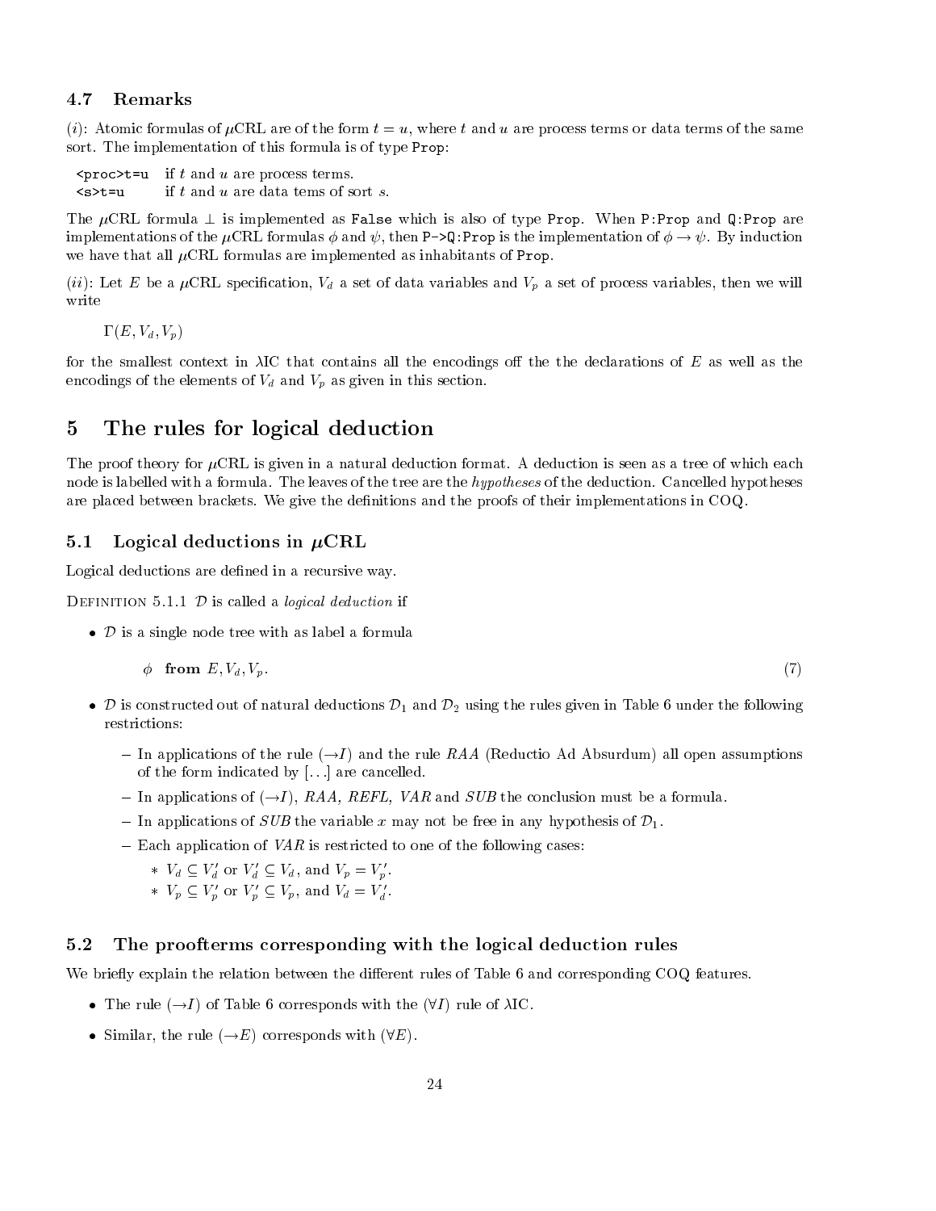### 4.7 Remarks

(*i*): Atomic formulas of $\mu$CRL are of the form $t = u$, where $t$ and $u$ are process terms or data terms of the same sort. The implementation of this formula is of type `Prop`:

| | |
|---|---|
| `<proc>t=u` | if $t$ and $u$ are process terms. |
| `<s>t=u` | if $t$ and $u$ are data tems of sort $s$. |

The $\mu$CRL formula $\perp$ is implemented as `False` which is also of type `Prop`. When `P:Prop` and `Q:Prop` are implementations of the $\mu$CRL formulas $\phi$ and $\psi$, then `P->Q:Prop` is the implementation of $\phi \to \psi$. By induction we have that all $\mu$CRL formulas are implemented as inhabitants of `Prop`.

(*ii*): Let $E$ be a $\mu$CRL specification, $V_d$ a set of data variables and $V_p$ a set of process variables, then we will write

$$\Gamma(E, V_d, V_p)$$

for the smallest context in $\lambda$IC that contains all the encodings off the the declarations of $E$ as well as the encodings of the elements of $V_d$ and $V_p$ as given in this section.

## 5 The rules for logical deduction

The proof theory for $\mu$CRL is given in a natural deduction format. A deduction is seen as a tree of which each node is labelled with a formula. The leaves of the tree are the *hypotheses* of the deduction. Cancelled hypotheses are placed between brackets. We give the definitions and the proofs of their implementations in COQ.

### 5.1 Logical deductions in $\mu$CRL

Logical deductions are defined in a recursive way.

DEFINITION 5.1.1 $\mathcal{D}$ is called a *logical deduction* if

- $\mathcal{D}$ is a single node tree with as label a formula

$$\phi \ \ \textbf{from}\ E, V_d, V_p. \tag{7}$$

- $\mathcal{D}$ is constructed out of natural deductions $\mathcal{D}_1$ and $\mathcal{D}_2$ using the rules given in Table 6 under the following restrictions:
  - In applications of the rule ($\to I$) and the rule *RAA* (Reductio Ad Absurdum) all open assumptions of the form indicated by [...] are cancelled.
  - In applications of ($\to I$), *RAA, REFL, VAR* and *SUB* the conclusion must be a formula.
  - In applications of *SUB* the variable $x$ may not be free in any hypothesis of $\mathcal{D}_1$.
  - Each application of *VAR* is restricted to one of the following cases:
    - $V_d \subseteq V_d'$ or $V_d' \subseteq V_d$, and $V_p = V_p'$.
    - $V_p \subseteq V_p'$ or $V_p' \subseteq V_p$, and $V_d = V_d'$.

### 5.2 The proofterms corresponding with the logical deduction rules

We briefly explain the relation between the different rules of Table 6 and corresponding COQ features.

- The rule ($\to I$) of Table 6 corresponds with the ($\forall I$) rule of $\lambda$IC.
- Similar, the rule ($\to E$) corresponds with ($\forall E$).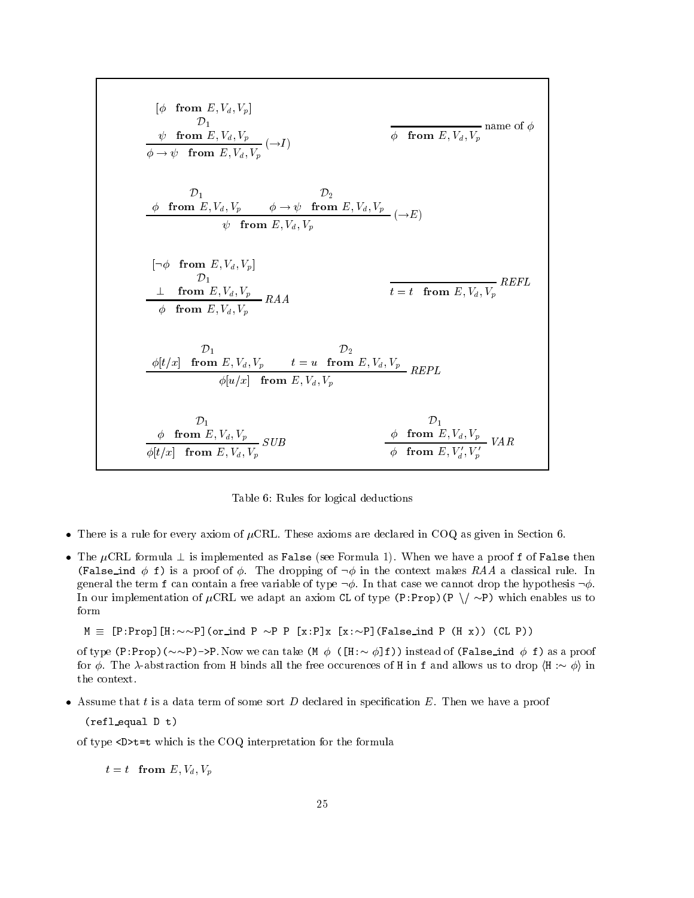$$\frac{\begin{array}{c}[\phi \;\;\textbf{from}\; E, V_d, V_p] \\ \mathcal{D}_1 \\ \psi \;\;\textbf{from}\; E, V_d, V_p\end{array}}{\phi \to \psi \;\;\textbf{from}\; E, V_d, V_p}\,(\to I) \qquad\qquad \frac{}{\phi \;\;\textbf{from}\; E, V_d, V_p}\,\text{name of }\phi$$

$$\frac{\begin{array}{c}\mathcal{D}_1 \\ \phi \;\;\textbf{from}\; E, V_d, V_p\end{array} \qquad \begin{array}{c}\mathcal{D}_2 \\ \phi \to \psi \;\;\textbf{from}\; E, V_d, V_p\end{array}}{\psi \;\;\textbf{from}\; E, V_d, V_p}\,(\to E)$$

$$\frac{\begin{array}{c}[\neg\phi \;\;\textbf{from}\; E, V_d, V_p] \\ \mathcal{D}_1 \\ \bot \;\;\textbf{from}\; E, V_d, V_p\end{array}}{\phi \;\;\textbf{from}\; E, V_d, V_p}\,RAA \qquad\qquad \frac{}{t = t \;\;\textbf{from}\; E, V_d, V_p}\,REFL$$

$$\frac{\begin{array}{c}\mathcal{D}_1 \\ \phi[t/x] \;\;\textbf{from}\; E, V_d, V_p\end{array} \qquad \begin{array}{c}\mathcal{D}_2 \\ t = u \;\;\textbf{from}\; E, V_d, V_p\end{array}}{\phi[u/x] \;\;\textbf{from}\; E, V_d, V_p}\,REPL$$

$$\frac{\begin{array}{c}\mathcal{D}_1 \\ \phi \;\;\textbf{from}\; E, V_d, V_p\end{array}}{\phi[t/x] \;\;\textbf{from}\; E, V_d, V_p}\,SUB \qquad\qquad \frac{\begin{array}{c}\mathcal{D}_1 \\ \phi \;\;\textbf{from}\; E, V_d, V_p\end{array}}{\phi \;\;\textbf{from}\; E, V_d', V_p'}\,VAR$$

Table 6: Rules for logical deductions

- There is a rule for every axiom of $\mu$CRL. These axioms are declared in COQ as given in Section 6.
- The $\mu$CRL formula $\bot$ is implemented as `False` (see Formula 1). When we have a proof `f` of `False` then (`False_ind` $\phi$ `f`) is a proof of $\phi$. The dropping of $\neg\phi$ in the context makes *RAA* a classical rule. In general the term `f` can contain a free variable of type $\neg\phi$. In that case we cannot drop the hypothesis $\neg\phi$. In our implementation of $\mu$CRL we adapt an axiom `CL` of type `(P:Prop)(P \/ ~P)` which enables us to form

  `M` $\equiv$ `[P:Prop][H:~~P](or_ind P ~P P [x:P]x [x:~P](False_ind P (H x)) (CL P))`

  of type `(P:Prop)(~~P)->P`. Now we can take (`M` $\phi$ (`[H:~` $\phi$`]f`)) instead of (`False_ind` $\phi$ `f`) as a proof for $\phi$. The $\lambda$-abstraction from `H` binds all the free occurences of `H` in `f` and allows us to drop $\langle$`H :~` $\phi\rangle$ in the context.
- Assume that $t$ is a data term of some sort $D$ declared in specification $E$. Then we have a proof

  `(refl_equal D t)`

  of type `<D>t=t` which is the COQ interpretation for the formula

  $t = t \;\;\textbf{from}\; E, V_d, V_p$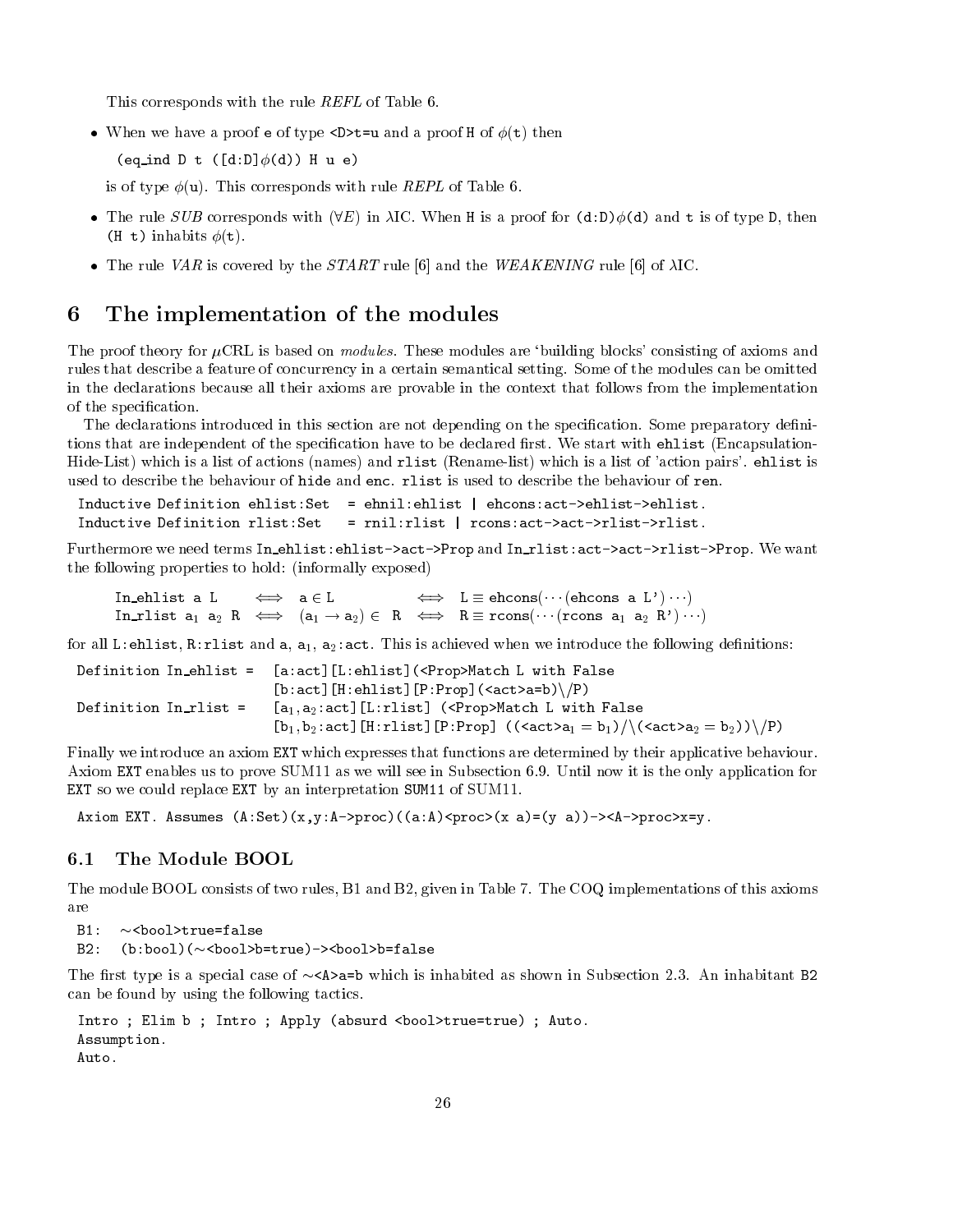This corresponds with the rule *REFL* of Table 6.

- When we have a proof `e` of type `<D>t=u` and a proof `H` of $\phi$(`t`) then

  (`eq_ind D t ([d:D]`$\phi$`(d)) H u e`)

  is of type $\phi$(`u`). This corresponds with rule *REPL* of Table 6.

- The rule *SUB* corresponds with ($\forall E$) in $\lambda$IC. When `H` is a proof for `(d:D)`$\phi$`(d)` and `t` is of type `D`, then `(H t)` inhabits $\phi$(`t`).

- The rule *VAR* is covered by the *START* rule [6] and the *WEAKENING* rule [6] of $\lambda$IC.

# 6 The implementation of the modules

The proof theory for $\mu$CRL is based on *modules*. These modules are 'building blocks' consisting of axioms and rules that describe a feature of concurrency in a certain semantical setting. Some of the modules can be omitted in the declarations because all their axioms are provable in the context that follows from the implementation of the specification.

The declarations introduced in this section are not depending on the specification. Some preparatory definitions that are independent of the specification have to be declared first. We start with `ehlist` (Encapsulation-Hide-List) which is a list of actions (names) and `rlist` (Rename-list) which is a list of 'action pairs'. `ehlist` is used to describe the behaviour of `hide` and `enc`. `rlist` is used to describe the behaviour of `ren`.

```
Inductive Definition ehlist:Set  = ehnil:ehlist | ehcons:act->ehlist->ehlist.
Inductive Definition rlist:Set   = rnil:rlist | rcons:act->act->rlist->rlist.
```

Furthermore we need terms `In_ehlist:ehlist->act->Prop` and `In_rlist:act->act->rlist->Prop`. We want the following properties to hold: (informally exposed)

$$\texttt{In\_ehlist a L} \iff \texttt{a} \in \texttt{L} \iff \texttt{L} \equiv \texttt{ehcons}(\cdots(\texttt{ehcons a L'})\cdots)$$
$$\texttt{In\_rlist } \texttt{a}_1\ \texttt{a}_2\ \texttt{R} \iff (\texttt{a}_1 \to \texttt{a}_2) \in \texttt{R} \iff \texttt{R} \equiv \texttt{rcons}(\cdots(\texttt{rcons } \texttt{a}_1\ \texttt{a}_2\ \texttt{R'})\cdots)$$

for all `L:ehlist`, `R:rlist` and `a`, $\texttt{a}_1$, $\texttt{a}_2$`:act`. This is achieved when we introduce the following definitions:

```
Definition In_ehlist =  [a:act][L:ehlist](<Prop>Match L with False
                        [b:act][H:ehlist][P:Prop](<act>a=b)\/P)
Definition In_rlist =   [a1,a2:act][L:rlist] (<Prop>Match L with False
                        [b1,b2:act][H:rlist][P:Prop] ((<act>a1 = b1)/\(<act>a2 = b2))\/P)
```

Finally we introduce an axiom `EXT` which expresses that functions are determined by their applicative behaviour. Axiom `EXT` enables us to prove SUM11 as we will see in Subsection 6.9. Until now it is the only application for `EXT` so we could replace `EXT` by an interpretation `SUM11` of SUM11.

```
Axiom EXT. Assumes (A:Set)(x,y:A->proc)((a:A)<proc>(x a)=(y a))-><A->proc>x=y.
```

## 6.1 The Module BOOL

The module BOOL consists of two rules, B1 and B2, given in Table 7. The COQ implementations of this axioms are

```
B1:  ~<bool>true=false
B2:  (b:bool)(~<bool>b=true)-><bool>b=false
```

The first type is a special case of `~<A>a=b` which is inhabited as shown in Subsection 2.3. An inhabitant `B2` can be found by using the following tactics.

```
Intro ; Elim b ; Intro ; Apply (absurd <bool>true=true) ; Auto.
Assumption.
Auto.
```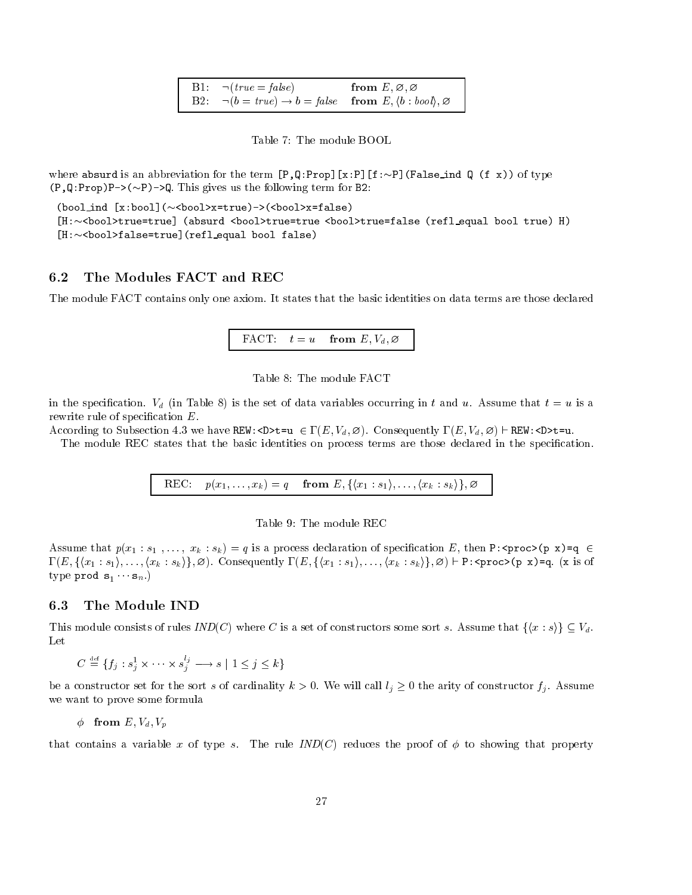| | | |
|---|---|---|
| B1: | $\neg(true = false)$ | **from** $E, \varnothing, \varnothing$ |
| B2: | $\neg(b = true) \rightarrow b = false$ | **from** $E, \langle b : bool \rangle, \varnothing$ |

Table 7: The module BOOL

where `absurd` is an abbreviation for the term `[P,Q:Prop][x:P][f:~P](False_ind Q (f x))` of type `(P,Q:Prop)P->(~P)->Q`. This gives us the following term for B2:

```
(bool_ind [x:bool](~<bool>x=true)->(<bool>x=false)
[H:~<bool>true=true] (absurd <bool>true=true <bool>true=false (refl_equal bool true) H)
[H:~<bool>false=true](refl_equal bool false)
```

## 6.2 The Modules FACT and REC

The module FACT contains only one axiom. It states that the basic identities on data terms are those declared

| | | |
|---|---|---|
| FACT: | $t = u$ | **from** $E, V_d, \varnothing$ |

Table 8: The module FACT

in the specification. $V_d$ (in Table 8) is the set of data variables occurring in $t$ and $u$. Assume that $t = u$ is a rewrite rule of specification $E$.
According to Subsection 4.3 we have `REW:<D>t=u` $\in \Gamma(E, V_d, \varnothing)$. Consequently $\Gamma(E, V_d, \varnothing) \vdash$ `REW:<D>t=u`.

The module REC states that the basic identities on process terms are those declared in the specification.

| | | |
|---|---|---|
| REC: | $p(x_1, \ldots, x_k) = q$ | **from** $E, \{\langle x_1 : s_1 \rangle, \ldots, \langle x_k : s_k \rangle\}, \varnothing$ |

Table 9: The module REC

Assume that $p(x_1 : s_1, \ldots, x_k : s_k) = q$ is a process declaration of specification $E$, then `P:<proc>(p x)=q` $\in \Gamma(E, \{\langle x_1 : s_1 \rangle, \ldots, \langle x_k : s_k \rangle\}, \varnothing)$. Consequently $\Gamma(E, \{\langle x_1 : s_1 \rangle, \ldots, \langle x_k : s_k \rangle\}, \varnothing) \vdash$ `P:<proc>(p x)=q`. (`x` is of type `prod` $\mathtt{s}_1 \cdots \mathtt{s}_n$.)

## 6.3 The Module IND

This module consists of rules $IND(C)$ where $C$ is a set of constructors some sort $s$. Assume that $\{\langle x : s \rangle\} \subseteq V_d$. Let

$$C \stackrel{\text{def}}{=} \{f_j : s_j^1 \times \cdots \times s_j^{l_j} \longrightarrow s \mid 1 \leq j \leq k\}$$

be a constructor set for the sort $s$ of cardinality $k > 0$. We will call $l_j \geq 0$ the arity of constructor $f_j$. Assume we want to prove some formula

$$\phi \quad \textbf{from } E, V_d, V_p$$

that contains a variable $x$ of type $s$. The rule $IND(C)$ reduces the proof of $\phi$ to showing that property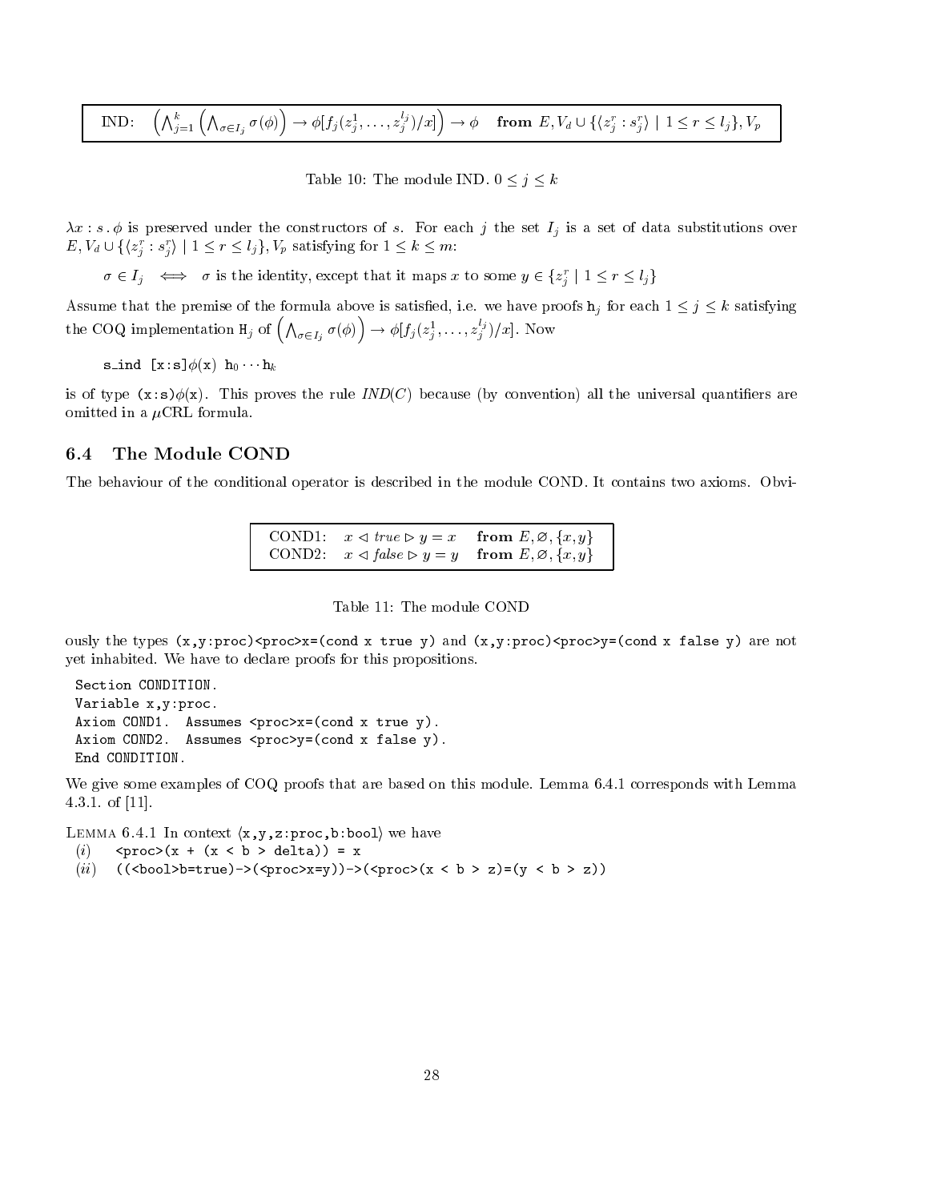| | | |
|---|---|---|
| IND: | $\left(\bigwedge_{j=1}^{k}\left(\bigwedge_{\sigma \in I_j} \sigma(\phi)\right) \rightarrow \phi[f_j(z_j^1,\ldots,z_j^{l_j})/x]\right) \rightarrow \phi$ | **from** $E, V_d \cup \{\langle z_j^r : s_j^r\rangle \mid 1 \le r \le l_j\}, V_p$ |

Table 10: The module IND. $0 \le j \le k$

$\lambda x : s\,.\,\phi$ is preserved under the constructors of $s$. For each $j$ the set $I_j$ is a set of data substitutions over $E, V_d \cup \{\langle z_j^r : s_j^r\rangle \mid 1 \le r \le l_j\}, V_p$ satisfying for $1 \le k \le m$:

$$\sigma \in I_j \iff \sigma \text{ is the identity, except that it maps } x \text{ to some } y \in \{z_j^r \mid 1 \le r \le l_j\}$$

Assume that the premise of the formula above is satisfied, i.e. we have proofs $\mathtt{h}_j$ for each $1 \le j \le k$ satisfying the COQ implementation $\mathtt{H}_j$ of $\left(\bigwedge_{\sigma \in I_j} \sigma(\phi)\right) \rightarrow \phi[f_j(z_j^1,\ldots,z_j^{l_j})/x]$. Now

s_ind [x:s]$\phi$(x) $\mathtt{h}_0 \cdots \mathtt{h}_k$

is of type (x:s)$\phi$(x). This proves the rule *IND*(*C*) because (by convention) all the universal quantifiers are omitted in a $\mu$CRL formula.

## 6.4 The Module COND

The behaviour of the conditional operator is described in the module COND. It contains two axioms. Obviously the types (x,y:proc)<proc>x=(cond x true y) and (x,y:proc)<proc>y=(cond x false y) are not yet inhabited. We have to declare proofs for this propositions.

| | | |
|---|---|---|
| COND1: | $x \lhd \mathit{true} \rhd y = x$ | **from** $E, \varnothing, \{x,y\}$ |
| COND2: | $x \lhd \mathit{false} \rhd y = y$ | **from** $E, \varnothing, \{x,y\}$ |

Table 11: The module COND

```
Section CONDITION.
Variable x,y:proc.
Axiom COND1.  Assumes <proc>x=(cond x true y).
Axiom COND2.  Assumes <proc>y=(cond x false y).
End CONDITION.
```

We give some examples of COQ proofs that are based on this module. Lemma 6.4.1 corresponds with Lemma 4.3.1. of [11].

Lemma 6.4.1 In context ⟨x,y,z:proc,b:bool⟩ we have

(*i*) <proc>(x + (x < b > delta)) = x

(*ii*) ((<bool>b=true)->(<proc>x=y))->(<proc>(x < b > z)=(y < b > z))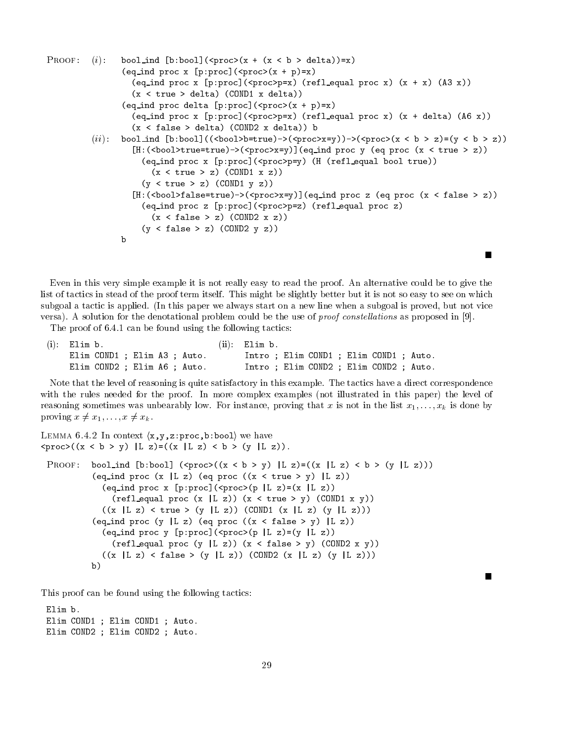PROOF: (*i*):

```
bool_ind [b:bool](<proc>(x + (x < b > delta))=x)
(eq_ind proc x [p:proc](<proc>(x + p)=x)
  (eq_ind proc x [p:proc](<proc>p=x) (refl_equal proc x) (x + x) (A3 x))
  (x < true > delta) (COND1 x delta))
(eq_ind proc delta [p:proc](<proc>(x + p)=x)
  (eq_ind proc x [p:proc](<proc>p=x) (refl_equal proc x) (x + delta) (A6 x))
  (x < false > delta) (COND2 x delta)) b
```

(*ii*):

```
bool_ind [b:bool]((<bool>b=true)->(<proc>x=y))->(<proc>(x < b > z)=(y < b > z))
  [H:(<bool>true=true)->(<proc>x=y)](eq_ind proc y (eq proc (x < true > z))
    (eq_ind proc x [p:proc](<proc>p=y) (H (refl_equal bool true))
      (x < true > z) (COND1 x z))
    (y < true > z) (COND1 y z))
  [H:(<bool>false=true)->(<proc>x=y)](eq_ind proc z (eq proc (x < false > z))
    (eq_ind proc z [p:proc](<proc>p=z) (refl_equal proc z)
      (x < false > z) (COND2 x z))
    (y < false > z) (COND2 y z))
b
```

■

Even in this very simple example it is not really easy to read the proof. An alternative could be to give the list of tactics in stead of the proof term itself. This might be slightly better but it is not so easy to see on which subgoal a tactic is applied. (In this paper we always start on a new line when a subgoal is proved, but not vice versa). A solution for the denotational problem could be the use of *proof constellations* as proposed in [9].

The proof of 6.4.1 can be found using the following tactics:

(i):

```
Elim b.
Elim COND1 ; Elim A3 ; Auto.
Elim COND2 ; Elim A6 ; Auto.
```

(ii):

```
Elim b.
Intro ; Elim COND1 ; Elim COND1 ; Auto.
Intro ; Elim COND2 ; Elim COND2 ; Auto.
```

Note that the level of reasoning is quite satisfactory in this example. The tactics have a direct correspondence with the rules needed for the proof. In more complex examples (not illustrated in this paper) the level of reasoning sometimes was unbearably low. For instance, proving that $x$ is not in the list $x_1, \ldots, x_k$ is done by proving $x \neq x_1, \ldots, x \neq x_k$.

LEMMA 6.4.2 In context ⟨x,y,z:proc,b:bool⟩ we have
`<proc>((x < b > y) |L z)=((x |L z) < b > (y |L z))`.

PROOF:

```
bool_ind [b:bool] (<proc>((x < b > y) |L z)=((x |L z) < b > (y |L z)))
(eq_ind proc (x |L z) (eq proc ((x < true > y) |L z))
  (eq_ind proc x [p:proc](<proc>(p |L z)=(x |L z))
    (refl_equal proc (x |L z)) (x < true > y) (COND1 x y))
  ((x |L z) < true > (y |L z)) (COND1 (x |L z) (y |L z)))
(eq_ind proc (y |L z) (eq proc ((x < false > y) |L z))
  (eq_ind proc y [p:proc](<proc>(p |L z)=(y |L z))
    (refl_equal proc (y |L z)) (x < false > y) (COND2 x y))
  ((x |L z) < false > (y |L z)) (COND2 (x |L z) (y |L z)))
b)
```

■

This proof can be found using the following tactics:

```
Elim b.
Elim COND1 ; Elim COND1 ; Auto.
Elim COND2 ; Elim COND2 ; Auto.
```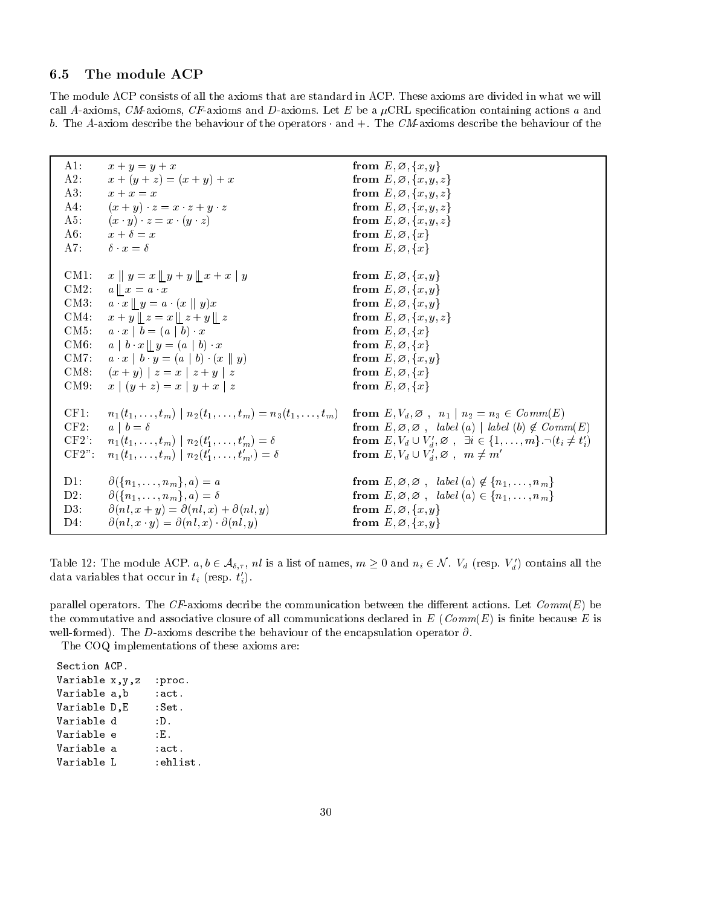### 6.5 The module ACP

The module ACP consists of all the axioms that are standard in ACP. These axioms are divided in what we will call *A*-axioms, *CM*-axioms, *CF*-axioms and *D*-axioms. Let $E$ be a $\mu$CRL specification containing actions $a$ and $b$. The *A*-axiom describe the behaviour of the operators $\cdot$ and $+$. The *CM*-axioms describe the behaviour of the parallel operators. The *CF*-axioms decribe the communication between the different actions. Let $Comm(E)$ be the commutative and associative closure of all communications declared in $E$ ($Comm(E)$ is finite because $E$ is well-formed). The *D*-axioms describe the behaviour of the encapsulation operator $\partial$.

| | | |
|---|---|---|
| A1: | $x + y = y + x$ | **from** $E, \varnothing, \{x, y\}$ |
| A2: | $x + (y + z) = (x + y) + x$ | **from** $E, \varnothing, \{x, y, z\}$ |
| A3: | $x + x = x$ | **from** $E, \varnothing, \{x, y, z\}$ |
| A4: | $(x + y) \cdot z = x \cdot z + y \cdot z$ | **from** $E, \varnothing, \{x, y, z\}$ |
| A5: | $(x \cdot y) \cdot z = x \cdot (y \cdot z)$ | **from** $E, \varnothing, \{x, y, z\}$ |
| A6: | $x + \delta = x$ | **from** $E, \varnothing, \{x\}$ |
| A7: | $\delta \cdot x = \delta$ | **from** $E, \varnothing, \{x\}$ |
| CM1: | $x \parallel y = x \lfloor\!\lfloor y + y \lfloor\!\lfloor x + x \mid y$ | **from** $E, \varnothing, \{x, y\}$ |
| CM2: | $a \lfloor\!\lfloor x = a \cdot x$ | **from** $E, \varnothing, \{x, y\}$ |
| CM3: | $a \cdot x \lfloor\!\lfloor y = a \cdot (x \parallel y)x$ | **from** $E, \varnothing, \{x, y\}$ |
| CM4: | $x + y \lfloor\!\lfloor z = x \lfloor\!\lfloor z + y \lfloor\!\lfloor z$ | **from** $E, \varnothing, \{x, y, z\}$ |
| CM5: | $a \cdot x \mid b = (a \mid b) \cdot x$ | **from** $E, \varnothing, \{x\}$ |
| CM6: | $a \mid b \cdot x \lfloor\!\lfloor y = (a \mid b) \cdot x$ | **from** $E, \varnothing, \{x\}$ |
| CM7: | $a \cdot x \mid b \cdot y = (a \mid b) \cdot (x \parallel y)$ | **from** $E, \varnothing, \{x, y\}$ |
| CM8: | $(x + y) \mid z = x \mid z + y \mid z$ | **from** $E, \varnothing, \{x\}$ |
| CM9: | $x \mid (y + z) = x \mid y + x \mid z$ | **from** $E, \varnothing, \{x\}$ |
| CF1: | $n_1(t_1, \ldots, t_m) \mid n_2(t_1, \ldots, t_m) = n_3(t_1, \ldots, t_m)$ | **from** $E, V_d, \varnothing$ , $n_1 \mid n_2 = n_3 \in Comm(E)$ |
| CF2: | $a \mid b = \delta$ | **from** $E, \varnothing, \varnothing$ , $label(a) \mid label(b) \notin Comm(E)$ |
| CF2': | $n_1(t_1, \ldots, t_m) \mid n_2(t'_1, \ldots, t'_m) = \delta$ | **from** $E, V_d \cup V'_d, \varnothing$ , $\exists i \in \{1, \ldots, m\}. \neg(t_i \neq t'_i)$ |
| CF2": | $n_1(t_1, \ldots, t_m) \mid n_2(t'_1, \ldots, t'_{m'}) = \delta$ | **from** $E, V_d \cup V'_d, \varnothing$ , $m \neq m'$ |
| D1: | $\partial(\{n_1, \ldots, n_m\}, a) = a$ | **from** $E, \varnothing, \varnothing$ , $label(a) \notin \{n_1, \ldots, n_m\}$ |
| D2: | $\partial(\{n_1, \ldots, n_m\}, a) = \delta$ | **from** $E, \varnothing, \varnothing$ , $label(a) \in \{n_1, \ldots, n_m\}$ |
| D3: | $\partial(nl, x + y) = \partial(nl, x) + \partial(nl, y)$ | **from** $E, \varnothing, \{x, y\}$ |
| D4: | $\partial(nl, x \cdot y) = \partial(nl, x) \cdot \partial(nl, y)$ | **from** $E, \varnothing, \{x, y\}$ |

Table 12: The module ACP. $a, b \in \mathcal{A}_{\delta,\tau}$, $nl$ is a list of names, $m \geq 0$ and $n_i \in \mathcal{N}$. $V_d$ (resp. $V'_d$) contains all the data variables that occur in $t_i$ (resp. $t'_i$).

The COQ implementations of these axioms are:

```
Section ACP.
Variable x,y,z  :proc.
Variable a,b    :act.
Variable D,E    :Set.
Variable d      :D.
Variable e      :E.
Variable a      :act.
Variable L      :ehlist.
```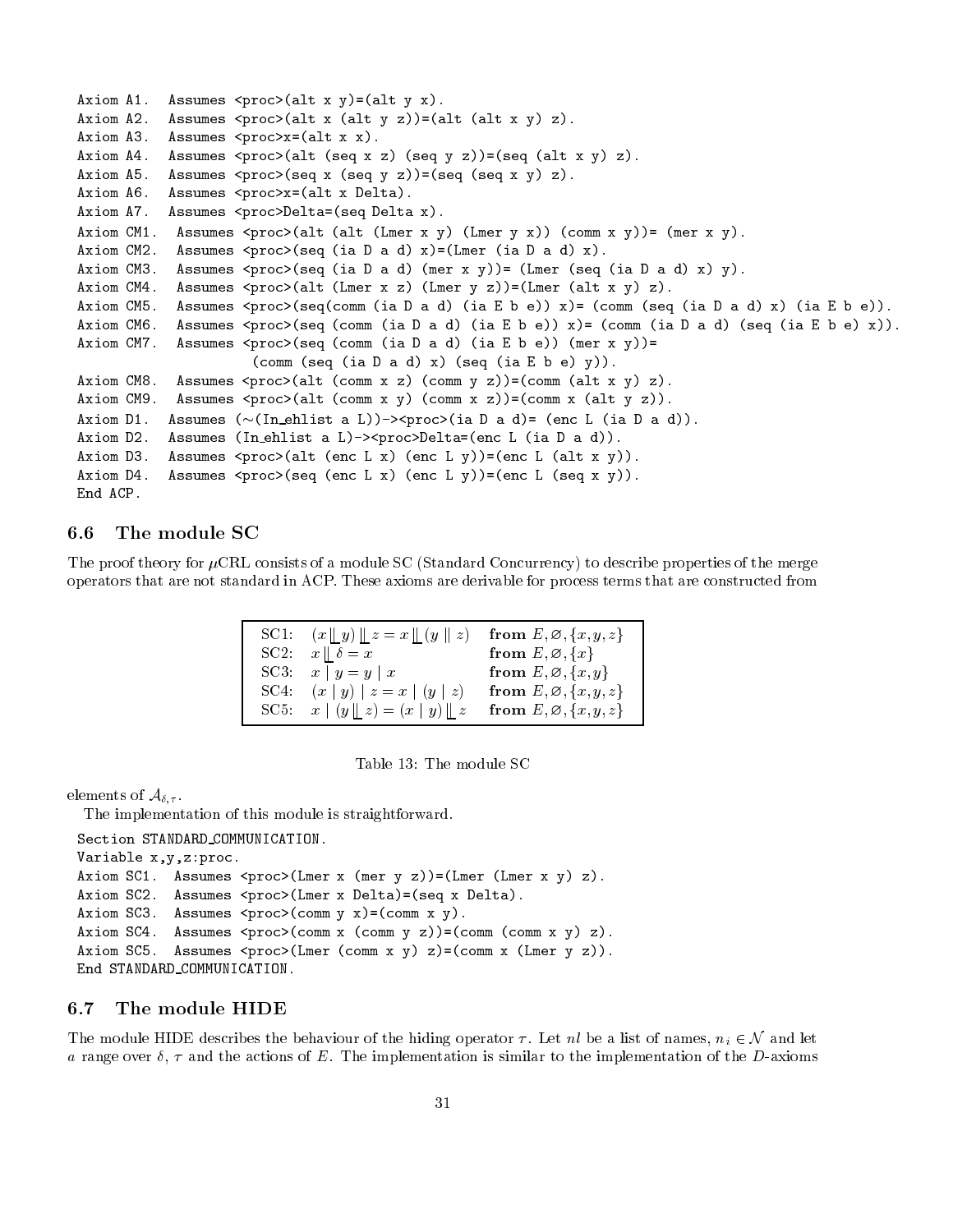```
Axiom A1.  Assumes <proc>(alt x y)=(alt y x).
Axiom A2.  Assumes <proc>(alt x (alt y z))=(alt (alt x y) z).
Axiom A3.  Assumes <proc>x=(alt x x).
Axiom A4.  Assumes <proc>(alt (seq x z) (seq y z))=(seq (alt x y) z).
Axiom A5.  Assumes <proc>(seq x (seq y z))=(seq (seq x y) z).
Axiom A6.  Assumes <proc>x=(alt x Delta).
Axiom A7.  Assumes <proc>Delta=(seq Delta x).
Axiom CM1.  Assumes <proc>(alt (alt (Lmer x y) (Lmer y x)) (comm x y))= (mer x y).
Axiom CM2.  Assumes <proc>(seq (ia D a d) x)=(Lmer (ia D a d) x).
Axiom CM3.  Assumes <proc>(seq (ia D a d) (mer x y))= (Lmer (seq (ia D a d) x) y).
Axiom CM4.  Assumes <proc>(alt (Lmer x z) (Lmer y z))=(Lmer (alt x y) z).
Axiom CM5.  Assumes <proc>(seq(comm (ia D a d) (ia E b e)) x)= (comm (seq (ia D a d) x) (ia E b e)).
Axiom CM6.  Assumes <proc>(seq (comm (ia D a d) (ia E b e)) x)= (comm (ia D a d) (seq (ia E b e) x)).
Axiom CM7.  Assumes <proc>(seq (comm (ia D a d) (ia E b e)) (mer x y))=
                   (comm (seq (ia D a d) x) (seq (ia E b e) y)).
Axiom CM8.  Assumes <proc>(alt (comm x z) (comm y z))=(comm (alt x y) z).
Axiom CM9.  Assumes <proc>(alt (comm x y) (comm x z))=(comm x (alt y z)).
Axiom D1.  Assumes (~(In_ehlist a L))-><proc>(ia D a d)= (enc L (ia D a d)).
Axiom D2.  Assumes (In_ehlist a L)-><proc>Delta=(enc L (ia D a d)).
Axiom D3.  Assumes <proc>(alt (enc L x) (enc L y))=(enc L (alt x y)).
Axiom D4.  Assumes <proc>(seq (enc L x) (enc L y))=(enc L (seq x y)).
End ACP.
```

### 6.6 The module SC

The proof theory for $\mu$CRL consists of a module SC (Standard Concurrency) to describe properties of the merge operators that are not standard in ACP. These axioms are derivable for process terms that are constructed from elements of $\mathcal{A}_{\delta,\tau}$.

| | | |
|---|---|---|
| SC1: | $(x \mathbin{⌊\!⌊} y) \mathbin{⌊\!⌊} z = x \mathbin{⌊\!⌊} (y \parallel z)$ | **from** $E, \varnothing, \{x,y,z\}$ |
| SC2: | $x \mathbin{⌊\!⌊} \delta = x$ | **from** $E, \varnothing, \{x\}$ |
| SC3: | $x \mid y = y \mid x$ | **from** $E, \varnothing, \{x,y\}$ |
| SC4: | $(x \mid y) \mid z = x \mid (y \mid z)$ | **from** $E, \varnothing, \{x,y,z\}$ |
| SC5: | $x \mid (y \mathbin{⌊\!⌊} z) = (x \mid y) \mathbin{⌊\!⌊} z$ | **from** $E, \varnothing, \{x,y,z\}$ |

Table 13: The module SC

The implementation of this module is straightforward.

```
Section STANDARD_COMMUNICATION.
Variable x,y,z:proc.
Axiom SC1.  Assumes <proc>(Lmer x (mer y z))=(Lmer (Lmer x y) z).
Axiom SC2.  Assumes <proc>(Lmer x Delta)=(seq x Delta).
Axiom SC3.  Assumes <proc>(comm y x)=(comm x y).
Axiom SC4.  Assumes <proc>(comm x (comm y z))=(comm (comm x y) z).
Axiom SC5.  Assumes <proc>(Lmer (comm x y) z)=(comm x (Lmer y z)).
End STANDARD_COMMUNICATION.
```

### 6.7 The module HIDE

The module HIDE describes the behaviour of the hiding operator $\tau$. Let $nl$ be a list of names, $n_i \in \mathcal{N}$ and let $a$ range over $\delta$, $\tau$ and the actions of $E$. The implementation is similar to the implementation of the $D$-axioms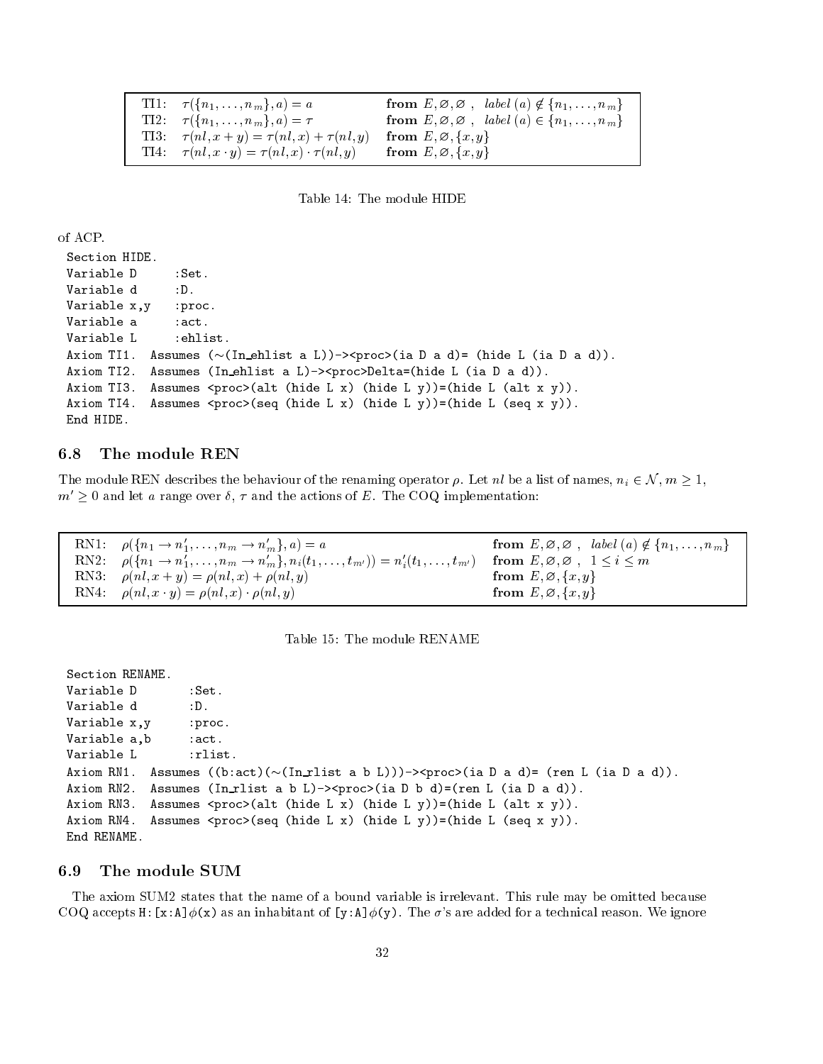| | | |
|---|---|---|
| TI1: | $\tau(\{n_1,\ldots,n_m\},a) = a$ | **from** $E, \varnothing, \varnothing$ , $label\,(a) \notin \{n_1,\ldots,n_m\}$ |
| TI2: | $\tau(\{n_1,\ldots,n_m\},a) = \tau$ | **from** $E, \varnothing, \varnothing$ , $label\,(a) \in \{n_1,\ldots,n_m\}$ |
| TI3: | $\tau(nl, x+y) = \tau(nl,x) + \tau(nl,y)$ | **from** $E, \varnothing, \{x,y\}$ |
| TI4: | $\tau(nl, x\cdot y) = \tau(nl,x) \cdot \tau(nl,y)$ | **from** $E, \varnothing, \{x,y\}$ |

Table 14: The module HIDE

of ACP.

```
Section HIDE.
Variable D      :Set.
Variable d      :D.
Variable x,y    :proc.
Variable a      :act.
Variable L      :ehlist.
Axiom TI1.  Assumes (~(In_ehlist a L))-><proc>(ia D a d)= (hide L (ia D a d)).
Axiom TI2.  Assumes (In_ehlist a L)-><proc>Delta=(hide L (ia D a d)).
Axiom TI3.  Assumes <proc>(alt (hide L x) (hide L y))=(hide L (alt x y)).
Axiom TI4.  Assumes <proc>(seq (hide L x) (hide L y))=(hide L (seq x y)).
End HIDE.
```

### 6.8 The module REN

The module REN describes the behaviour of the renaming operator $\rho$. Let $nl$ be a list of names, $n_i \in \mathcal{N}$, $m \geq 1$, $m' \geq 0$ and let $a$ range over $\delta$, $\tau$ and the actions of $E$. The COQ implementation:

| | | |
|---|---|---|
| RN1: | $\rho(\{n_1 \to n'_1,\ldots,n_m \to n'_m\},a) = a$ | **from** $E, \varnothing, \varnothing$ , $label\,(a) \notin \{n_1,\ldots,n_m\}$ |
| RN2: | $\rho(\{n_1 \to n'_1,\ldots,n_m \to n'_m\}, n_i(t_1,\ldots,t_{m'})) = n'_i(t_1,\ldots,t_{m'})$ | **from** $E, \varnothing, \varnothing$ , $1 \leq i \leq m$ |
| RN3: | $\rho(nl, x+y) = \rho(nl,x) + \rho(nl,y)$ | **from** $E, \varnothing, \{x,y\}$ |
| RN4: | $\rho(nl, x\cdot y) = \rho(nl,x) \cdot \rho(nl,y)$ | **from** $E, \varnothing, \{x,y\}$ |

Table 15: The module RENAME

```
Section RENAME.
Variable D        :Set.
Variable d        :D.
Variable x,y      :proc.
Variable a,b      :act.
Variable L        :rlist.
Axiom RN1.  Assumes ((b:act)(~(In_rlist a b L)))-><proc>(ia D a d)= (ren L (ia D a d)).
Axiom RN2.  Assumes (In_rlist a b L)-><proc>(ia D b d)=(ren L (ia D a d)).
Axiom RN3.  Assumes <proc>(alt (hide L x) (hide L y))=(hide L (alt x y)).
Axiom RN4.  Assumes <proc>(seq (hide L x) (hide L y))=(hide L (seq x y)).
End RENAME.
```

### 6.9 The module SUM

The axiom SUM2 states that the name of a bound variable is irrelevant. This rule may be omitted because COQ accepts `H:[x:A]`$\phi$`(x)` as an inhabitant of `[y:A]`$\phi$`(y)`. The $\sigma$'s are added for a technical reason. We ignore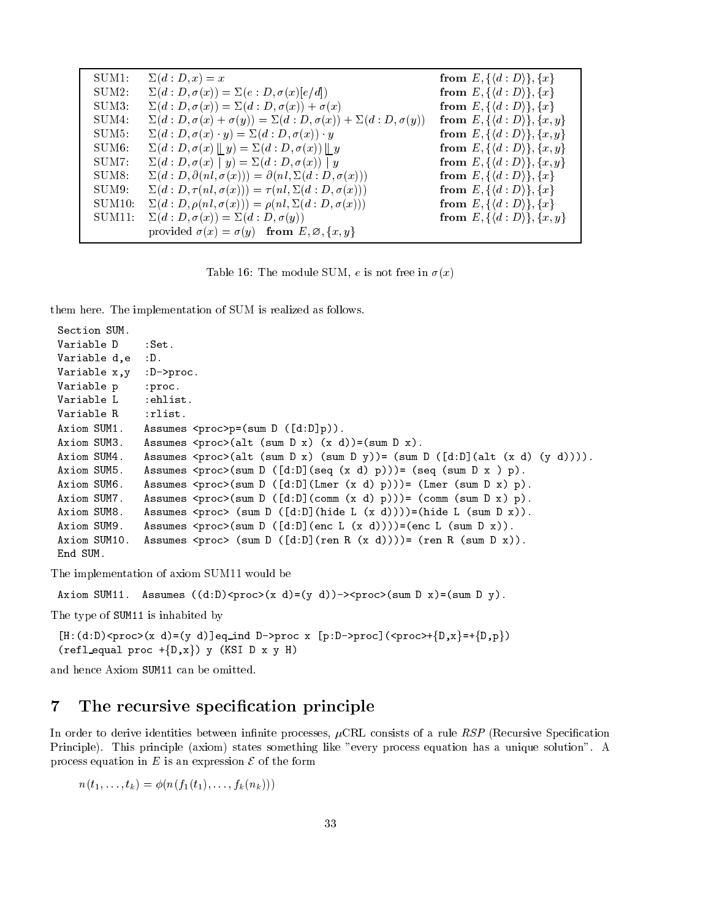| | | |
|---|---|---|
| SUM1: | $\Sigma(d:D, x) = x$ | **from** $E, \{\langle d:D\rangle\}, \{x\}$ |
| SUM2: | $\Sigma(d:D, \sigma(x)) = \Sigma(e:D, \sigma(x)[e/d])$ | **from** $E, \{\langle d:D\rangle\}, \{x\}$ |
| SUM3: | $\Sigma(d:D, \sigma(x)) = \Sigma(d:D, \sigma(x)) + \sigma(x)$ | **from** $E, \{\langle d:D\rangle\}, \{x\}$ |
| SUM4: | $\Sigma(d:D, \sigma(x) + \sigma(y)) = \Sigma(d:D, \sigma(x)) + \Sigma(d:D, \sigma(y))$ | **from** $E, \{\langle d:D\rangle\}, \{x, y\}$ |
| SUM5: | $\Sigma(d:D, \sigma(x) \cdot y) = \Sigma(d:D, \sigma(x)) \cdot y$ | **from** $E, \{\langle d:D\rangle\}, \{x, y\}$ |
| SUM6: | $\Sigma(d:D, \sigma(x) \,\lfloor\!\lfloor\, y) = \Sigma(d:D, \sigma(x)) \,\lfloor\!\lfloor\, y$ | **from** $E, \{\langle d:D\rangle\}, \{x, y\}$ |
| SUM7: | $\Sigma(d:D, \sigma(x) \mid y) = \Sigma(d:D, \sigma(x)) \mid y$ | **from** $E, \{\langle d:D\rangle\}, \{x, y\}$ |
| SUM8: | $\Sigma(d:D, \partial(nl, \sigma(x))) = \partial(nl, \Sigma(d:D, \sigma(x)))$ | **from** $E, \{\langle d:D\rangle\}, \{x\}$ |
| SUM9: | $\Sigma(d:D, \tau(nl, \sigma(x))) = \tau(nl, \Sigma(d:D, \sigma(x)))$ | **from** $E, \{\langle d:D\rangle\}, \{x\}$ |
| SUM10: | $\Sigma(d:D, \rho(nl, \sigma(x))) = \rho(nl, \Sigma(d:D, \sigma(x)))$ | **from** $E, \{\langle d:D\rangle\}, \{x\}$ |
| SUM11: | $\Sigma(d:D, \sigma(x)) = \Sigma(d:D, \sigma(y))$ | **from** $E, \{\langle d:D\rangle\}, \{x, y\}$ |
| | provided $\sigma(x) = \sigma(y)$ **from** $E, \varnothing, \{x, y\}$ | |

Table 16: The module SUM, $e$ is not free in $\sigma(x)$

them here. The implementation of SUM is realized as follows.

```
Section SUM.
Variable D     :Set.
Variable d,e   :D.
Variable x,y   :D->proc.
Variable p     :proc.
Variable L     :ehlist.
Variable R     :rlist.
Axiom SUM1.    Assumes <proc>p=(sum D ([d:D]p)).
Axiom SUM3.    Assumes <proc>(alt (sum D x) (x d))=(sum D x).
Axiom SUM4.    Assumes <proc>(alt (sum D x) (sum D y))= (sum D ([d:D](alt (x d) (y d)))).
Axiom SUM5.    Assumes <proc>(sum D ([d:D](seq (x d) p)))= (seq (sum D x ) p).
Axiom SUM6.    Assumes <proc>(sum D ([d:D](Lmer (x d) p)))= (Lmer (sum D x) p).
Axiom SUM7.    Assumes <proc>(sum D ([d:D](comm (x d) p)))= (comm (sum D x) p).
Axiom SUM8.    Assumes <proc> (sum D ([d:D](hide L (x d))))=(hide L (sum D x)).
Axiom SUM9.    Assumes <proc>(sum D ([d:D](enc L (x d))))=(enc L (sum D x)).
Axiom SUM10.   Assumes <proc> (sum D ([d:D](ren R (x d))))= (ren R (sum D x)).
End SUM.
```

The implementation of axiom SUM11 would be

```
Axiom SUM11.  Assumes ((d:D)<proc>(x d)=(y d))-><proc>(sum D x)=(sum D y).
```

The type of SUM11 is inhabited by

```
[H:(d:D)<proc>(x d)=(y d)]eq_ind D->proc x [p:D->proc](<proc>+{D,x}=+{D,p})
(refl_equal proc +{D,x}) y (KSI D x y H)
```

and hence Axiom SUM11 can be omitted.

## 7 The recursive specification principle

In order to derive identities between infinite processes, $\mu$CRL consists of a rule *RSP* (Recursive Specification Principle). This principle (axiom) states something like "every process equation has a unique solution". A process equation in $E$ is an expression $\mathcal{E}$ of the form

$$n(t_1, \ldots, t_k) = \phi(n(f_1(t_1), \ldots, f_k(n_k)))$$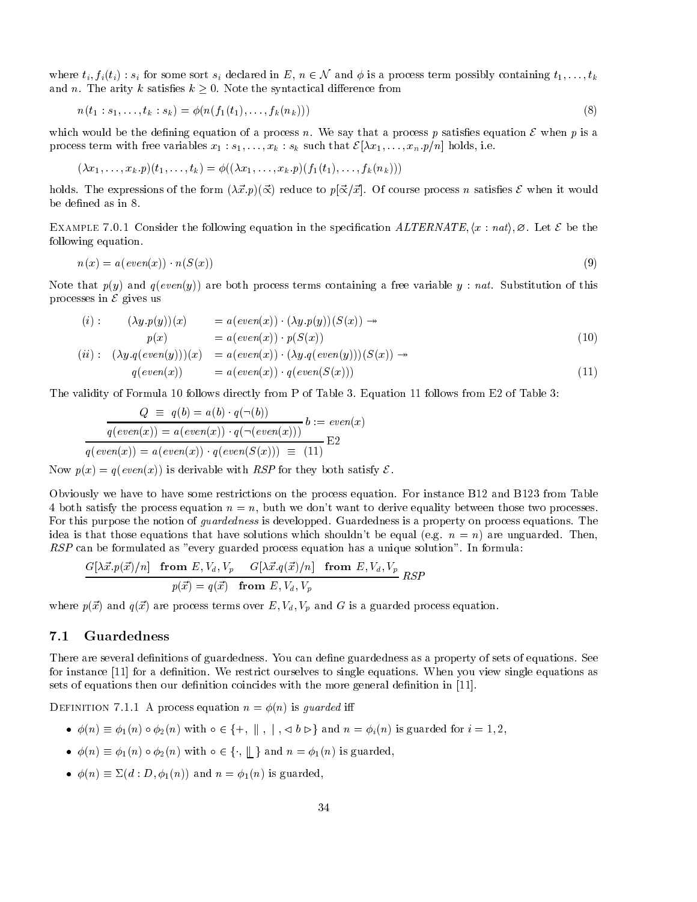where $t_i, f_i(t_i) : s_i$ for some sort $s_i$ declared in $E$, $n \in \mathcal{N}$ and $\phi$ is a process term possibly containing $t_1, \ldots, t_k$ and $n$. The arity $k$ satisfies $k \geq 0$. Note the syntactical difference from

$$n(t_1 : s_1, \ldots, t_k : s_k) = \phi(n(f_1(t_1), \ldots, f_k(n_k))) \tag{8}$$

which would be the defining equation of a process $n$. We say that a process $p$ satisfies equation $\mathcal{E}$ when $p$ is a process term with free variables $x_1 : s_1, \ldots, x_k : s_k$ such that $\mathcal{E}[\lambda x_1, \ldots, x_n.p/n]$ holds, i.e.

$$(\lambda x_1, \ldots, x_k.p)(t_1, \ldots, t_k) = \phi((\lambda x_1, \ldots, x_k.p)(f_1(t_1), \ldots, f_k(n_k)))$$

holds. The expressions of the form $(\lambda \vec{x}.p)(\vec{\alpha})$ reduce to $p[\vec{\alpha}/\vec{x}]$. Of course process $n$ satisfies $\mathcal{E}$ when it would be defined as in 8.

Example 7.0.1 Consider the following equation in the specification *ALTERNATE*, $\langle x : nat \rangle, \varnothing$. Let $\mathcal{E}$ be the following equation.

$$n(x) = a(even(x)) \cdot n(S(x)) \tag{9}$$

Note that $p(y)$ and $q(even(y))$ are both process terms containing a free variable $y : nat$. Substitution of this processes in $\mathcal{E}$ gives us

$$\begin{array}{lll} (i): & (\lambda y.p(y))(x) & = a(even(x)) \cdot (\lambda y.p(y))(S(x)) \twoheadrightarrow \\ & p(x) & = a(even(x)) \cdot p(S(x)) \end{array} \tag{10}$$

$$\begin{array}{lll} (ii): & (\lambda y.q(even(y)))(x) & = a(even(x)) \cdot (\lambda y.q(even(y)))(S(x)) \twoheadrightarrow \\ & q(even(x)) & = a(even(x)) \cdot q(even(S(x))) \end{array} \tag{11}$$

The validity of Formula 10 follows directly from P of Table 3. Equation 11 follows from E2 of Table 3:

$$\cfrac{\cfrac{Q \;\equiv\; q(b) = a(b) \cdot q(\neg(b))}{q(even(x)) = a(even(x)) \cdot q(\neg(even(x)))}\; b := even(x)}{q(even(x)) = a(even(x)) \cdot q(even(S(x))) \;\equiv\; (11)}\;\text{E2}$$

Now $p(x) = q(even(x))$ is derivable with *RSP* for they both satisfy $\mathcal{E}$.

Obviously we have to have some restrictions on the process equation. For instance B12 and B123 from Table 4 both satisfy the process equation $n = n$, buth we don't want to derive equality between those two processes. For this purpose the notion of *guardedness* is developped. Guardedness is a property on process equations. The idea is that those equations that have solutions which shouldn't be equal (e.g. $n = n$) are unguarded. Then, *RSP* can be formulated as "every guarded process equation has a unique solution". In formula:

$$\frac{G[\lambda \vec{x}.p(\vec{x})/n] \;\; \textbf{from } E, V_d, V_p \qquad G[\lambda \vec{x}.q(\vec{x})/n] \;\; \textbf{from } E, V_d, V_p}{p(\vec{x}) = q(\vec{x}) \;\; \textbf{from } E, V_d, V_p}\; RSP$$

where $p(\vec{x})$ and $q(\vec{x})$ are process terms over $E, V_d, V_p$ and $G$ is a guarded process equation.

## 7.1 Guardedness

There are several definitions of guardedness. You can define guardedness as a property of sets of equations. See for instance [11] for a definition. We restrict ourselves to single equations. When you view single equations as sets of equations then our definition coincides with the more general definition in [11].

Definition 7.1.1 A process equation $n = \phi(n)$ is *guarded* iff

- $\phi(n) \equiv \phi_1(n) \circ \phi_2(n)$ with $\circ \in \{+, \;\|\;, \;|\;, \lhd b \rhd\}$ and $n = \phi_i(n)$ is guarded for $i = 1, 2$,
- $\phi(n) \equiv \phi_1(n) \circ \phi_2(n)$ with $\circ \in \{\cdot, \;\underline{\|}\;\}$ and $n = \phi_1(n)$ is guarded,
- $\phi(n) \equiv \Sigma(d : D, \phi_1(n))$ and $n = \phi_1(n)$ is guarded,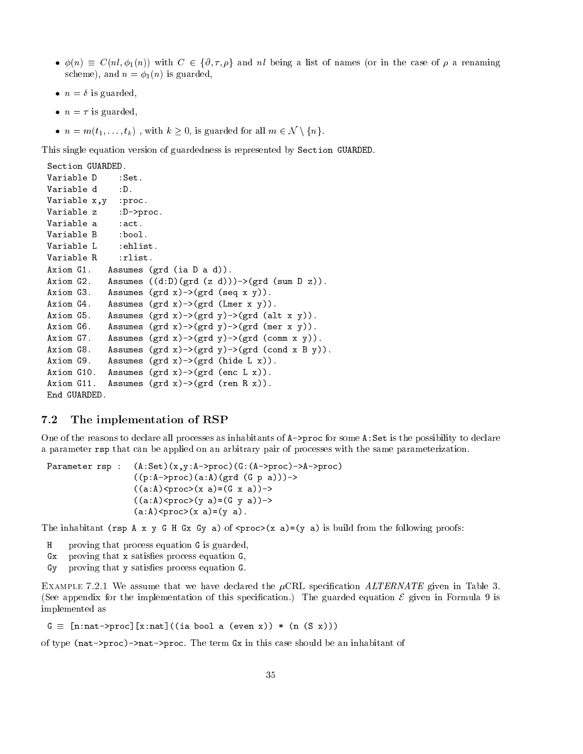- $\phi(n) \equiv C(nl, \phi_1(n))$ with $C \in \{\partial, \tau, \rho\}$ and $nl$ being a list of names (or in the case of $\rho$ a renaming scheme), and $n = \phi_1(n)$ is guarded,
- $n = \delta$ is guarded,
- $n = \tau$ is guarded,
- $n = m(t_1, \ldots, t_k)$ , with $k \geq 0$, is guarded for all $m \in \mathcal{N} \setminus \{n\}$.

This single equation version of guardedness is represented by `Section GUARDED`.

```
Section GUARDED.
Variable D     :Set.
Variable d     :D.
Variable x,y   :proc.
Variable z     :D->proc.
Variable a     :act.
Variable B     :bool.
Variable L     :ehlist.
Variable R     :rlist.
Axiom G1.   Assumes (grd (ia D a d)).
Axiom G2.   Assumes ((d:D)(grd (z d)))->(grd (sum D z)).
Axiom G3.   Assumes (grd x)->(grd (seq x y)).
Axiom G4.   Assumes (grd x)->(grd (Lmer x y)).
Axiom G5.   Assumes (grd x)->(grd y)->(grd (alt x y)).
Axiom G6.   Assumes (grd x)->(grd y)->(grd (mer x y)).
Axiom G7.   Assumes (grd x)->(grd y)->(grd (comm x y)).
Axiom G8.   Assumes (grd x)->(grd y)->(grd (cond x B y)).
Axiom G9.   Assumes (grd x)->(grd (hide L x)).
Axiom G10.  Assumes (grd x)->(grd (enc L x)).
Axiom G11.  Assumes (grd x)->(grd (ren R x)).
End GUARDED.
```

## 7.2 The implementation of RSP

One of the reasons to declare all processes as inhabitants of `A->proc` for some `A:Set` is the possibility to declare a parameter `rsp` that can be applied on an arbitrary pair of processes with the same parameterization.

```
Parameter rsp :   (A:Set)(x,y:A->proc)(G:(A->proc)->A->proc)
                  ((p:A->proc)(a:A)(grd (G p a)))->
                  ((a:A)<proc>(x a)=(G x a))->
                  ((a:A)<proc>(y a)=(G y a))->
                  (a:A)<proc>(x a)=(y a).
```

The inhabitant `(rsp A x y G H Gx Gy a)` of `<proc>(x a)=(y a)` is build from the following proofs:

- `H` proving that process equation `G` is guarded,
- `Gx` proving that `x` satisfies process equation `G`,
- `Gy` proving that `y` satisfies process equation `G`.

Example 7.2.1 We assume that we have declared the $\mu$CRL specification *ALTERNATE* given in Table 3. (See appendix for the implementation of this specification.) The guarded equation $\mathcal{E}$ given in Formula 9 is implemented as

```
G ≡ [n:nat->proc][x:nat]((ia bool a (even x)) * (n (S x)))
```

of type `(nat->proc)->nat->proc`. The term `Gx` in this case should be an inhabitant of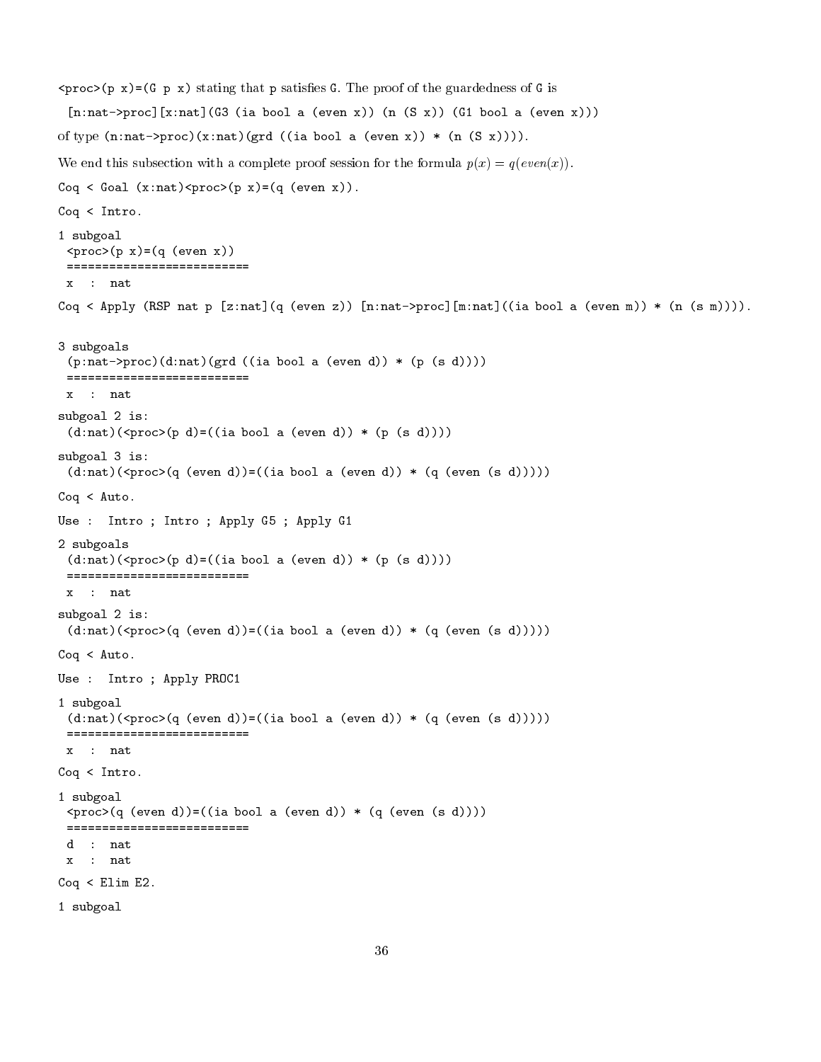`<proc>(p x)=(G p x)` stating that p satisfies G. The proof of the guardedness of G is

```
[n:nat->proc][x:nat](G3 (ia bool a (even x)) (n (S x)) (G1 bool a (even x)))
```

of type `(n:nat->proc)(x:nat)(grd ((ia bool a (even x)) * (n (S x))))`.

We end this subsection with a complete proof session for the formula $p(x) = q(even(x))$.

```
Coq < Goal (x:nat)<proc>(p x)=(q (even x)).

Coq < Intro.

1 subgoal
 <proc>(p x)=(q (even x))
 ============================
  x  :  nat

Coq < Apply (RSP nat p [z:nat](q (even z)) [n:nat->proc][m:nat]((ia bool a (even m)) * (n (s m)))).


3 subgoals
 (p:nat->proc)(d:nat)(grd ((ia bool a (even d)) * (p (s d))))
 ============================
  x  :  nat

subgoal 2 is:
 (d:nat)(<proc>(p d)=((ia bool a (even d)) * (p (s d))))

subgoal 3 is:
 (d:nat)(<proc>(q (even d))=((ia bool a (even d)) * (q (even (s d)))))

Coq < Auto.

Use :  Intro ; Intro ; Apply G5 ; Apply G1

2 subgoals
 (d:nat)(<proc>(p d)=((ia bool a (even d)) * (p (s d))))
 ============================
  x  :  nat

subgoal 2 is:
 (d:nat)(<proc>(q (even d))=((ia bool a (even d)) * (q (even (s d)))))

Coq < Auto.

Use :  Intro ; Apply PROC1

1 subgoal
 (d:nat)(<proc>(q (even d))=((ia bool a (even d)) * (q (even (s d)))))
 ============================
  x  :  nat

Coq < Intro.

1 subgoal
 <proc>(q (even d))=((ia bool a (even d)) * (q (even (s d))))
 ============================
  d  :  nat
  x  :  nat

Coq < Elim E2.

1 subgoal
```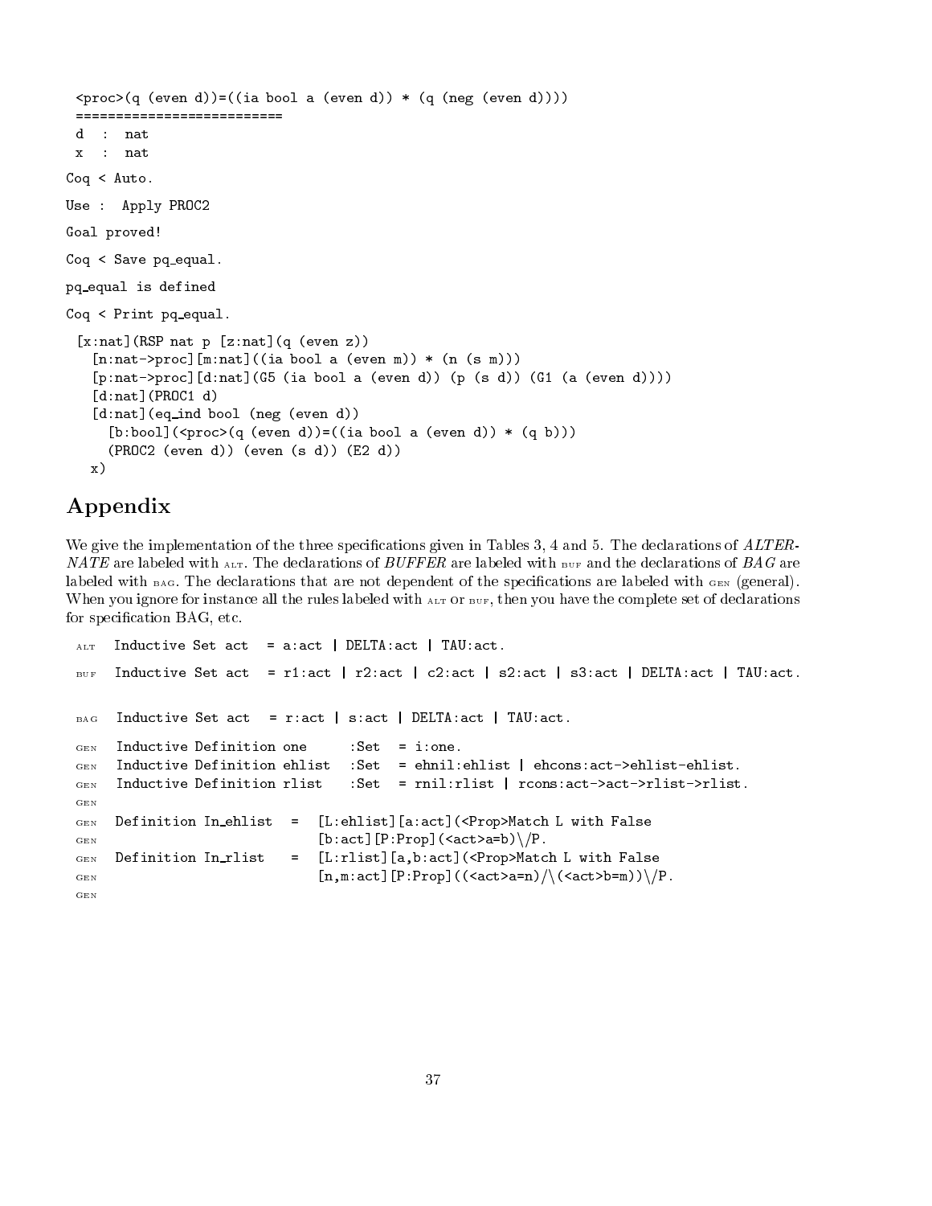```
 <proc>(q (even d))=((ia bool a (even d)) * (q (neg (even d))))
 ==========================
 d  :  nat
 x  :  nat

Coq < Auto.

Use :  Apply PROC2

Goal proved!

Coq < Save pq_equal.

pq_equal is defined

Coq < Print pq_equal.

 [x:nat](RSP nat p [z:nat](q (even z))
   [n:nat->proc][m:nat]((ia bool a (even m)) * (n (s m)))
   [p:nat->proc][d:nat](G5 (ia bool a (even d)) (p (s d)) (G1 (a (even d))))
   [d:nat](PROC1 d)
   [d:nat](eq_ind bool (neg (even d))
     [b:bool](<proc>(q (even d))=((ia bool a (even d)) * (q b)))
     (PROC2 (even d)) (even (s d)) (E2 d))
   x)
```

# Appendix

We give the implementation of the three specifications given in Tables 3, 4 and 5. The declarations of *ALTERNATE* are labeled with ALT. The declarations of *BUFFER* are labeled with BUF and the declarations of *BAG* are labeled with BAG. The declarations that are not dependent of the specifications are labeled with GEN (general). When you ignore for instance all the rules labeled with ALT or BUF, then you have the complete set of declarations for specification BAG, etc.

```
ALT   Inductive Set act  = a:act | DELTA:act | TAU:act.

BUF   Inductive Set act  = r1:act | r2:act | c2:act | s2:act | s3:act | DELTA:act | TAU:act.

BAG   Inductive Set act  = r:act | s:act | DELTA:act | TAU:act.

GEN   Inductive Definition one     :Set  = i:one.
GEN   Inductive Definition ehlist  :Set  = ehnil:ehlist | ehcons:act->ehlist-ehlist.
GEN   Inductive Definition rlist   :Set  = rnil:rlist | rcons:act->act->rlist->rlist.
GEN
GEN   Definition In_ehlist  =  [L:ehlist][a:act](<Prop>Match L with False
GEN                            [b:act][P:Prop](<act>a=b)\/P.
GEN   Definition In_rlist   =  [L:rlist][a,b:act](<Prop>Match L with False
GEN                            [n,m:act][P:Prop]((<act>a=n)/\(<act>b=m))\/P.
GEN
```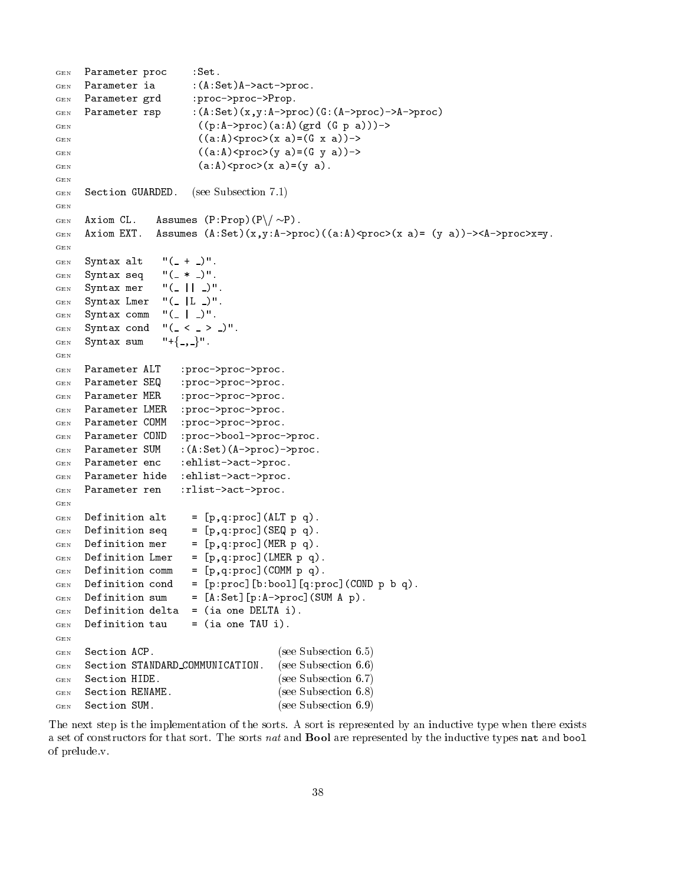```
GEN  Parameter proc    :Set.
GEN  Parameter ia      :(A:Set)A->act->proc.
GEN  Parameter grd     :proc->proc->Prop.
GEN  Parameter rsp     :(A:Set)(x,y:A->proc)(G:(A->proc)->A->proc)
GEN                     ((p:A->proc)(a:A)(grd (G p a)))->
GEN                     ((a:A)<proc>(x a)=(G x a))->
GEN                     ((a:A)<proc>(y a)=(G y a))->
GEN                     (a:A)<proc>(x a)=(y a).
GEN
GEN  Section GUARDED.  (see Subsection 7.1)
GEN
GEN  Axiom CL.   Assumes (P:Prop)(P\/ ~P).
GEN  Axiom EXT.  Assumes (A:Set)(x,y:A->proc)((a:A)<proc>(x a)= (y a))-><A->proc>x=y.
GEN
GEN  Syntax alt   "(_ + _)".
GEN  Syntax seq   "(_ * _)".
GEN  Syntax mer   "(_ || _)".
GEN  Syntax Lmer  "(_ |L _)".
GEN  Syntax comm  "(_ | _)".
GEN  Syntax cond  "(_ < _ > _)".
GEN  Syntax sum   "+{_,_}".
GEN
GEN  Parameter ALT   :proc->proc->proc.
GEN  Parameter SEQ   :proc->proc->proc.
GEN  Parameter MER   :proc->proc->proc.
GEN  Parameter LMER  :proc->proc->proc.
GEN  Parameter COMM  :proc->proc->proc.
GEN  Parameter COND  :proc->bool->proc->proc.
GEN  Parameter SUM   :(A:Set)(A->proc)->proc.
GEN  Parameter enc   :ehlist->act->proc.
GEN  Parameter hide  :ehlist->act->proc.
GEN  Parameter ren   :rlist->act->proc.
GEN
GEN  Definition alt    = [p,q:proc](ALT p q).
GEN  Definition seq    = [p,q:proc](SEQ p q).
GEN  Definition mer    = [p,q:proc](MER p q).
GEN  Definition Lmer   = [p,q:proc](LMER p q).
GEN  Definition comm   = [p,q:proc](COMM p q).
GEN  Definition cond   = [p:proc][b:bool][q:proc](COND p b q).
GEN  Definition sum    = [A:Set][p:A->proc](SUM A p).
GEN  Definition delta  = (ia one DELTA i).
GEN  Definition tau    = (ia one TAU i).
GEN
GEN  Section ACP.                      (see Subsection 6.5)
GEN  Section STANDARD_COMMUNICATION.   (see Subsection 6.6)
GEN  Section HIDE.                     (see Subsection 6.7)
GEN  Section RENAME.                   (see Subsection 6.8)
GEN  Section SUM.                      (see Subsection 6.9)
```

The next step is the implementation of the sorts. A sort is represented by an inductive type when there exists a set of constructors for that sort. The sorts *nat* and **Bool** are represented by the inductive types `nat` and `bool` of prelude.v.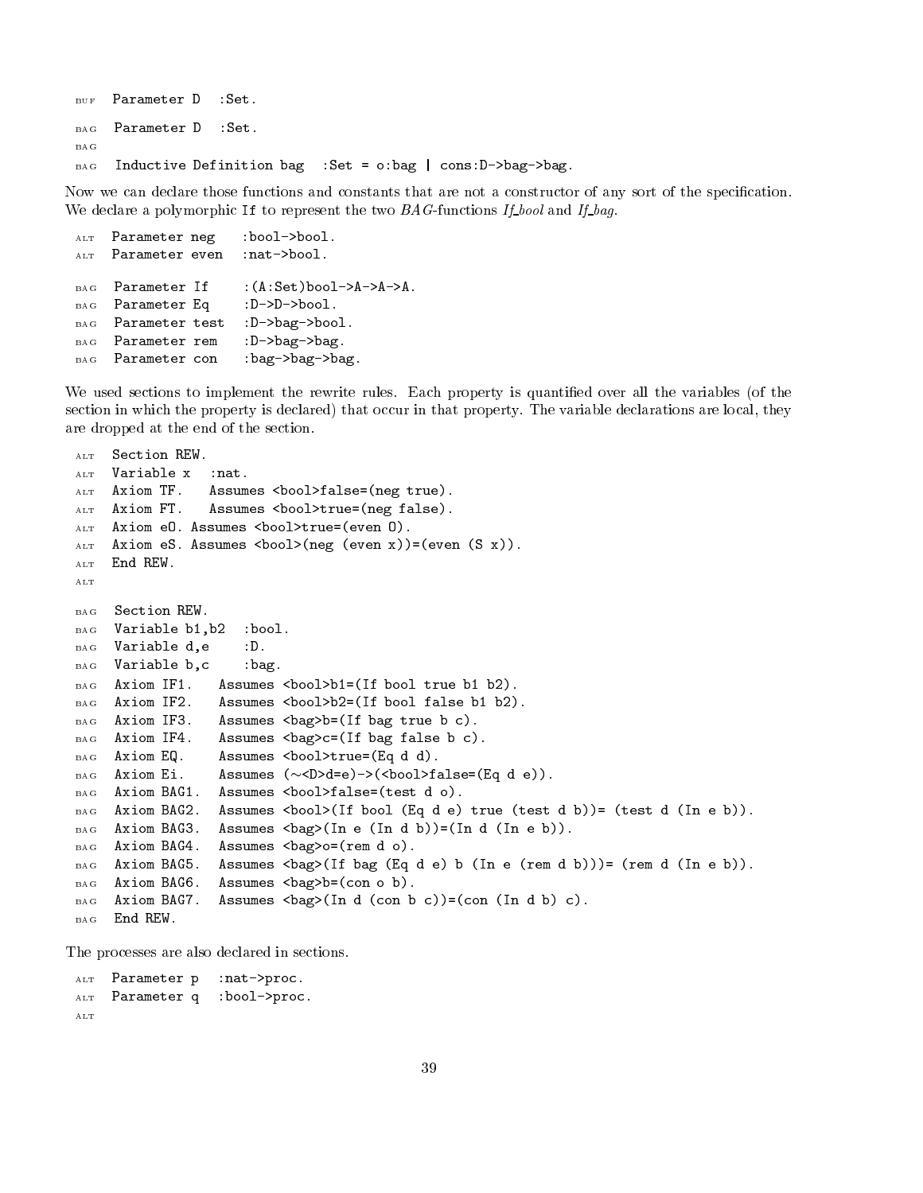```
BUF  Parameter D  :Set.

BAG  Parameter D  :Set.
BAG
BAG  Inductive Definition bag  :Set = o:bag | cons:D->bag->bag.
```

Now we can declare those functions and constants that are not a constructor of any sort of the specification. We declare a polymorphic If to represent the two *BAG*-functions *If_bool* and *If_bag*.

```
ALT  Parameter neg   :bool->bool.
ALT  Parameter even  :nat->bool.

BAG  Parameter If    :(A:Set)bool->A->A->A.
BAG  Parameter Eq    :D->D->bool.
BAG  Parameter test  :D->bag->bool.
BAG  Parameter rem   :D->bag->bag.
BAG  Parameter con   :bag->bag->bag.
```

We used sections to implement the rewrite rules. Each property is quantified over all the variables (of the section in which the property is declared) that occur in that property. The variable declarations are local, they are dropped at the end of the section.

```
ALT  Section REW.
ALT  Variable x  :nat.
ALT  Axiom TF.   Assumes <bool>false=(neg true).
ALT  Axiom FT.   Assumes <bool>true=(neg false).
ALT  Axiom e0. Assumes <bool>true=(even O).
ALT  Axiom eS. Assumes <bool>(neg (even x))=(even (S x)).
ALT  End REW.
ALT

BAG  Section REW.
BAG  Variable b1,b2  :bool.
BAG  Variable d,e    :D.
BAG  Variable b,c    :bag.
BAG  Axiom IF1.   Assumes <bool>b1=(If bool true b1 b2).
BAG  Axiom IF2.   Assumes <bool>b2=(If bool false b1 b2).
BAG  Axiom IF3.   Assumes <bag>b=(If bag true b c).
BAG  Axiom IF4.   Assumes <bag>c=(If bag false b c).
BAG  Axiom EQ.    Assumes <bool>true=(Eq d d).
BAG  Axiom Ei.    Assumes (~<D>d=e)->(<bool>false=(Eq d e)).
BAG  Axiom BAG1.  Assumes <bool>false=(test d o).
BAG  Axiom BAG2.  Assumes <bool>(If bool (Eq d e) true (test d b))= (test d (In e b)).
BAG  Axiom BAG3.  Assumes <bag>(In e (In d b))=(In d (In e b)).
BAG  Axiom BAG4.  Assumes <bag>o=(rem d o).
BAG  Axiom BAG5.  Assumes <bag>(If bag (Eq d e) b (In e (rem d b)))= (rem d (In e b)).
BAG  Axiom BAG6.  Assumes <bag>b=(con o b).
BAG  Axiom BAG7.  Assumes <bag>(In d (con b c))=(con (In d b) c).
BAG  End REW.
```

The processes are also declared in sections.

```
ALT  Parameter p  :nat->proc.
ALT  Parameter q  :bool->proc.
ALT
```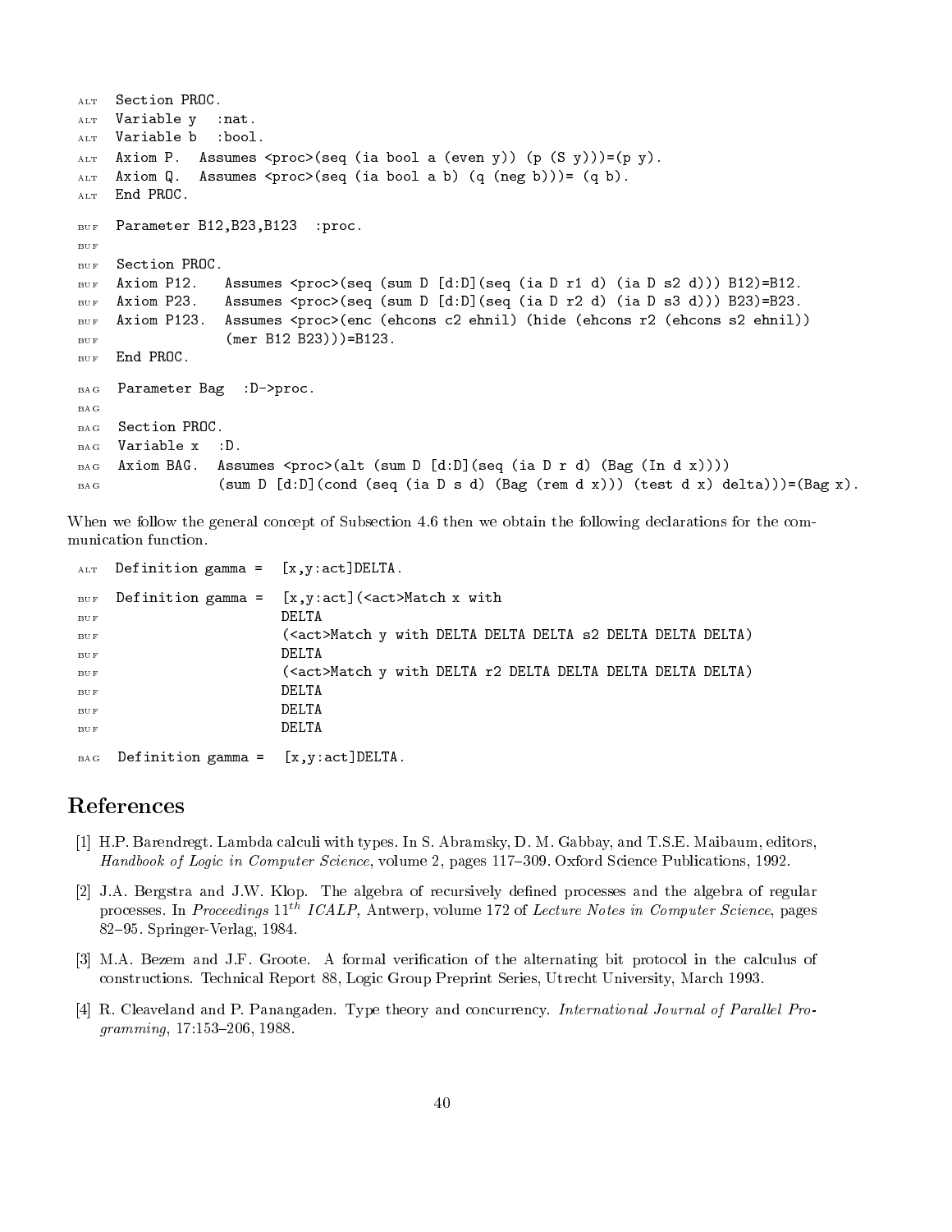```
ALT   Section PROC.
ALT   Variable y   :nat.
ALT   Variable b   :bool.
ALT   Axiom P.  Assumes <proc>(seq (ia bool a (even y)) (p (S y)))=(p y).
ALT   Axiom Q.  Assumes <proc>(seq (ia bool a b) (q (neg b)))= (q b).
ALT   End PROC.

BUF   Parameter B12,B23,B123  :proc.
BUF
BUF   Section PROC.
BUF   Axiom P12.   Assumes <proc>(seq (sum D [d:D](seq (ia D r1 d) (ia D s2 d))) B12)=B12.
BUF   Axiom P23.   Assumes <proc>(seq (sum D [d:D](seq (ia D r2 d) (ia D s3 d))) B23)=B23.
BUF   Axiom P123.  Assumes <proc>(enc (ehcons c2 ehnil) (hide (ehcons r2 (ehcons s2 ehnil))
BUF                (mer B12 B23)))=B123.
BUF   End PROC.

BAG   Parameter Bag  :D->proc.
BAG
BAG   Section PROC.
BAG   Variable x  :D.
BAG   Axiom BAG.  Assumes <proc>(alt (sum D [d:D](seq (ia D r d) (Bag (In d x))))
BAG               (sum D [d:D](cond (seq (ia D s d) (Bag (rem d x))) (test d x) delta)))=(Bag x).
```

When we follow the general concept of Subsection 4.6 then we obtain the following declarations for the communication function.

```
ALT   Definition gamma =  [x,y:act]DELTA.

BUF   Definition gamma =  [x,y:act](<act>Match x with
BUF                       DELTA
BUF                       (<act>Match y with DELTA DELTA DELTA s2 DELTA DELTA DELTA)
BUF                       DELTA
BUF                       (<act>Match y with DELTA r2 DELTA DELTA DELTA DELTA DELTA)
BUF                       DELTA
BUF                       DELTA
BUF                       DELTA

BAG   Definition gamma =  [x,y:act]DELTA.
```

# References

[1] H.P. Barendregt. Lambda calculi with types. In S. Abramsky, D. M. Gabbay, and T.S.E. Maibaum, editors, *Handbook of Logic in Computer Science*, volume 2, pages 117–309. Oxford Science Publications, 1992.

[2] J.A. Bergstra and J.W. Klop. The algebra of recursively defined processes and the algebra of regular processes. In *Proceedings 11th ICALP,* Antwerp, volume 172 of *Lecture Notes in Computer Science*, pages 82–95. Springer-Verlag, 1984.

[3] M.A. Bezem and J.F. Groote. A formal verification of the alternating bit protocol in the calculus of constructions. Technical Report 88, Logic Group Preprint Series, Utrecht University, March 1993.

[4] R. Cleaveland and P. Panangaden. Type theory and concurrency. *International Journal of Parallel Programming*, 17:153–206, 1988.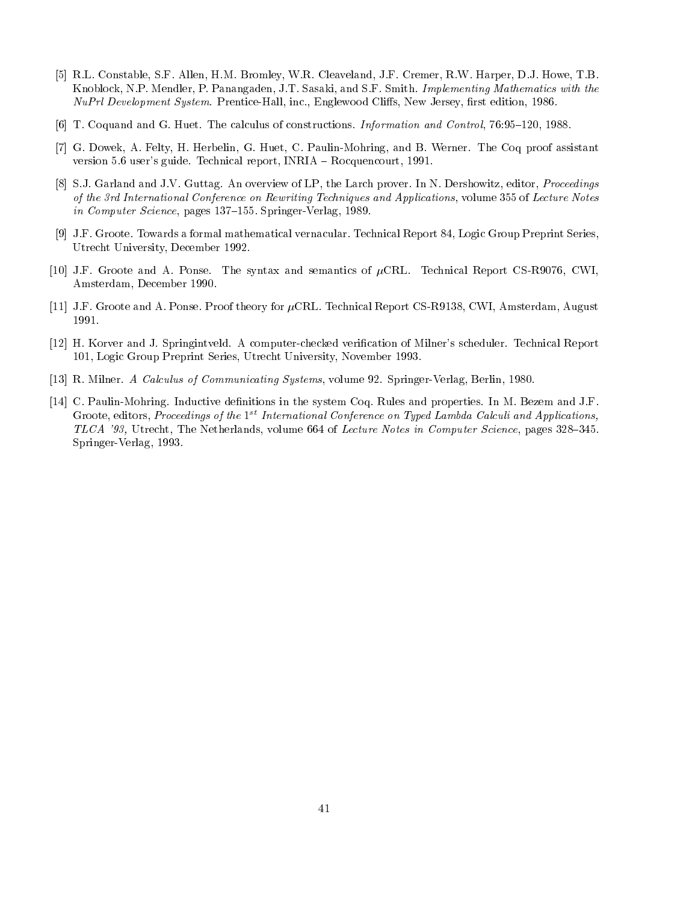[5] R.L. Constable, S.F. Allen, H.M. Bromley, W.R. Cleaveland, J.F. Cremer, R.W. Harper, D.J. Howe, T.B. Knoblock, N.P. Mendler, P. Panangaden, J.T. Sasaki, and S.F. Smith. *Implementing Mathematics with the NuPrl Development System*. Prentice-Hall, inc., Englewood Cliffs, New Jersey, first edition, 1986.

[6] T. Coquand and G. Huet. The calculus of constructions. *Information and Control*, 76:95–120, 1988.

[7] G. Dowek, A. Felty, H. Herbelin, G. Huet, C. Paulin-Mohring, and B. Werner. The Coq proof assistant version 5.6 user's guide. Technical report, INRIA – Rocquencourt, 1991.

[8] S.J. Garland and J.V. Guttag. An overview of LP, the Larch prover. In N. Dershowitz, editor, *Proceedings of the 3rd International Conference on Rewriting Techniques and Applications*, volume 355 of *Lecture Notes in Computer Science*, pages 137–155. Springer-Verlag, 1989.

[9] J.F. Groote. Towards a formal mathematical vernacular. Technical Report 84, Logic Group Preprint Series, Utrecht University, December 1992.

[10] J.F. Groote and A. Ponse. The syntax and semantics of $\mu$CRL. Technical Report CS-R9076, CWI, Amsterdam, December 1990.

[11] J.F. Groote and A. Ponse. Proof theory for $\mu$CRL. Technical Report CS-R9138, CWI, Amsterdam, August 1991.

[12] H. Korver and J. Springintveld. A computer-checked verification of Milner's scheduler. Technical Report 101, Logic Group Preprint Series, Utrecht University, November 1993.

[13] R. Milner. *A Calculus of Communicating Systems*, volume 92. Springer-Verlag, Berlin, 1980.

[14] C. Paulin-Mohring. Inductive definitions in the system Coq. Rules and properties. In M. Bezem and J.F. Groote, editors, *Proceedings of the 1st International Conference on Typed Lambda Calculi and Applications, TLCA '93,* Utrecht, The Netherlands, volume 664 of *Lecture Notes in Computer Science*, pages 328–345. Springer-Verlag, 1993.